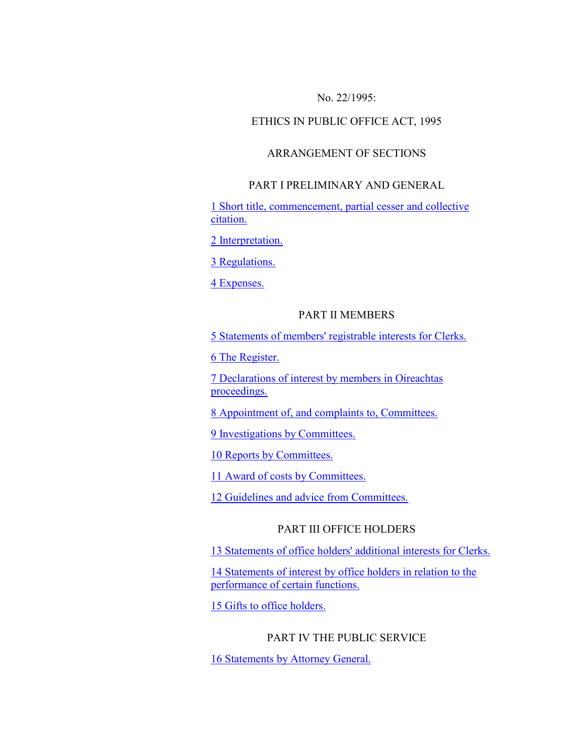No. 22/1995:

# ETHICS IN PUBLIC OFFICE ACT, 1995

## ARRANGEMENT OF SECTIONS

### PART I PRELIMINARY AND GENERAL

1 Short title, commencement, partial cesser and collective citation.

2 Interpretation.

3 Regulations.

4 Expenses.

### PART II MEMBERS

5 Statements of members' registrable interests for Clerks.

6 The Register.

7 Declarations of interest by members in Oireachtas proceedings.

8 Appointment of, and complaints to, Committees.

9 Investigations by Committees.

10 Reports by Committees.

11 Award of costs by Committees.

12 Guidelines and advice from Committees.

### PART III OFFICE HOLDERS

13 Statements of office holders' additional interests for Clerks.

14 Statements of interest by office holders in relation to the performance of certain functions.

15 Gifts to office holders.

### PART IV THE PUBLIC SERVICE

16 Statements by Attorney General.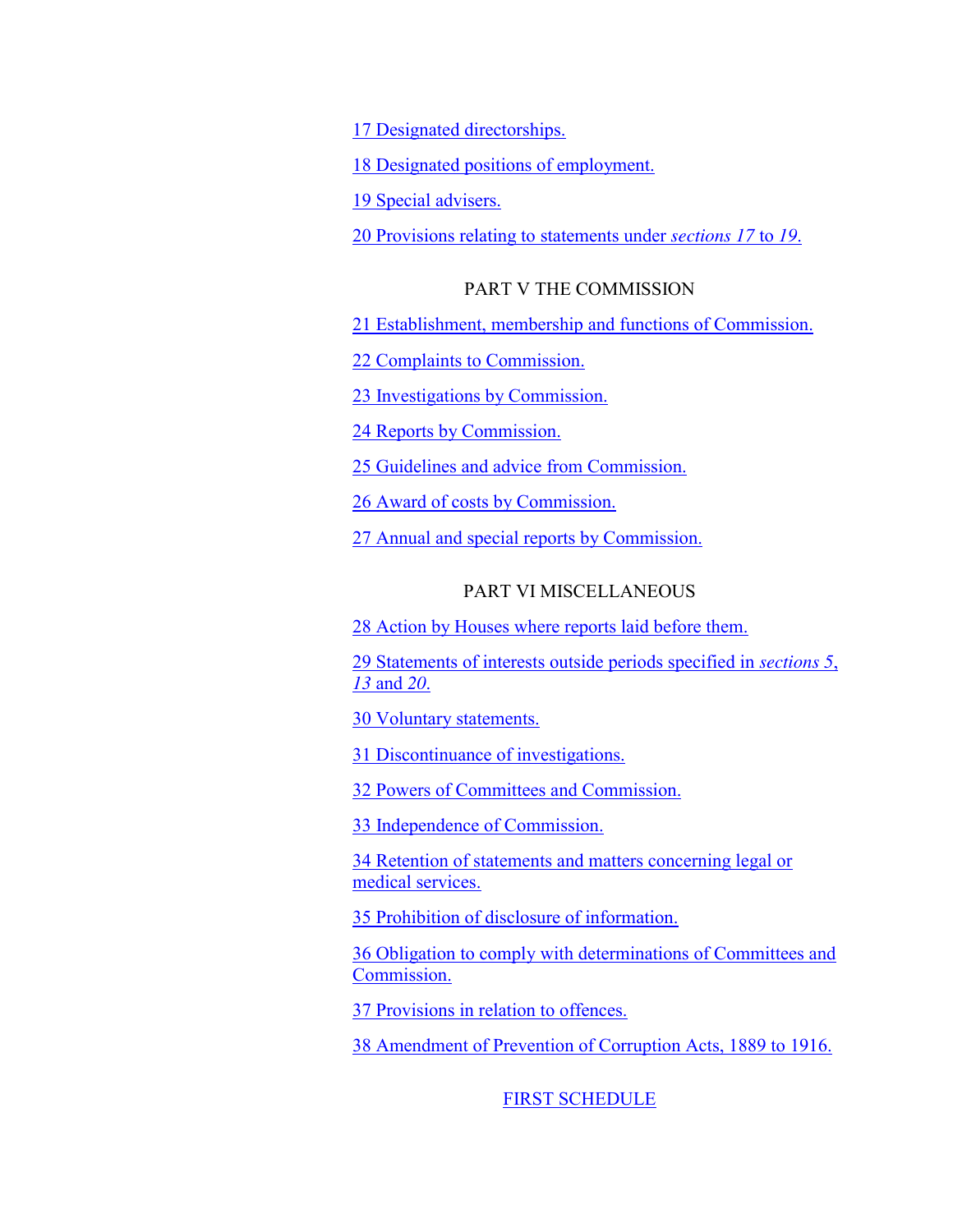17 Designated directorships.

18 Designated positions of employment.

19 Special advisers.

20 Provisions relating to statements under *sections 17* to *19*.

## PART V THE COMMISSION

21 Establishment, membership and functions of Commission.

22 Complaints to Commission.

23 Investigations by Commission.

24 Reports by Commission.

25 Guidelines and advice from Commission.

26 Award of costs by Commission.

27 Annual and special reports by Commission.

## PART VI MISCELLANEOUS

28 Action by Houses where reports laid before them.

29 Statements of interests outside periods specified in *sections 5*, *13* and *20*.

30 Voluntary statements.

31 Discontinuance of investigations.

32 Powers of Committees and Commission.

33 Independence of Commission.

34 Retention of statements and matters concerning legal or medical services.

35 Prohibition of disclosure of information.

36 Obligation to comply with determinations of Committees and Commission.

37 Provisions in relation to offences.

38 Amendment of Prevention of Corruption Acts, 1889 to 1916.

FIRST SCHEDULE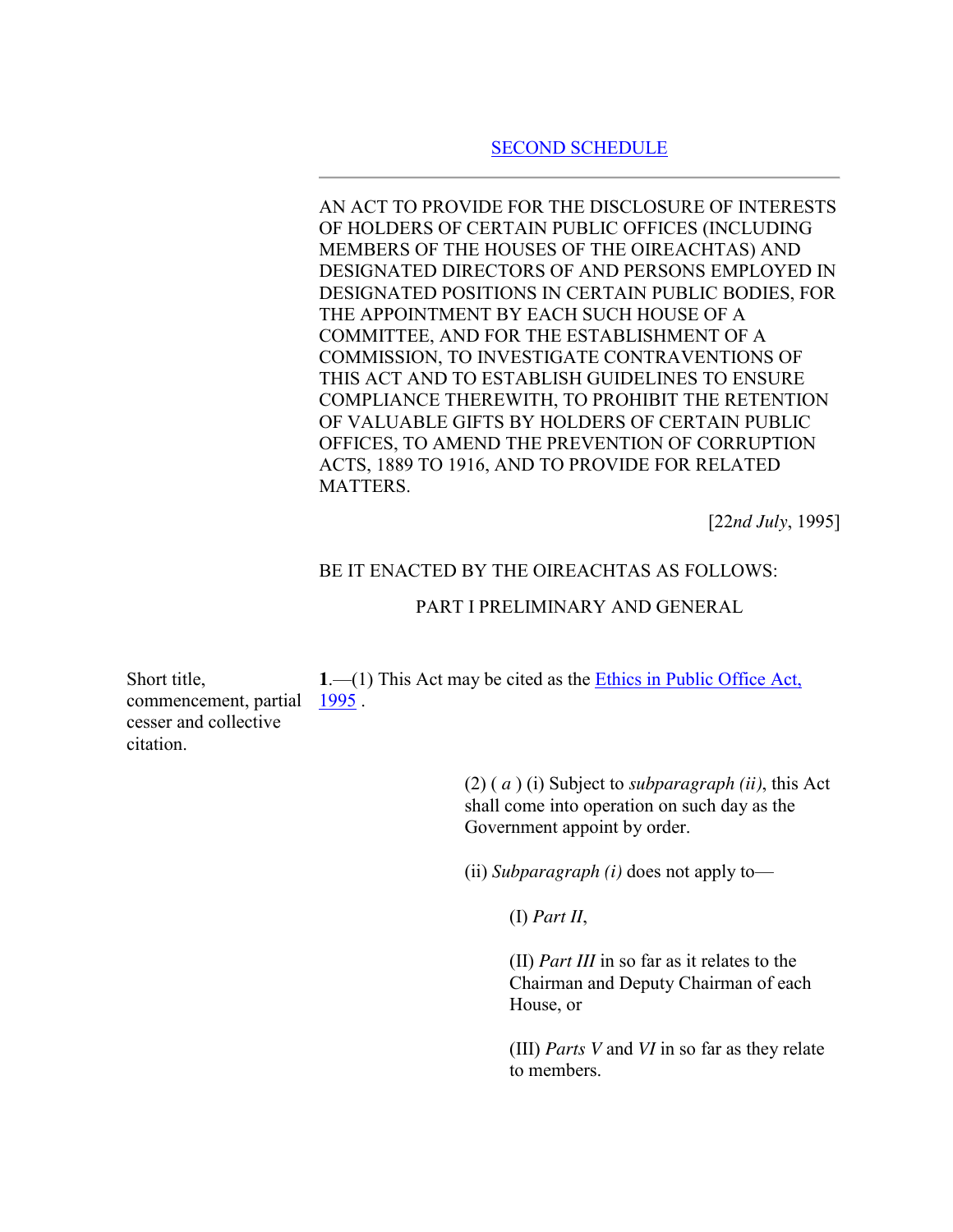SECOND SCHEDULE

---

AN ACT TO PROVIDE FOR THE DISCLOSURE OF INTERESTS OF HOLDERS OF CERTAIN PUBLIC OFFICES (INCLUDING MEMBERS OF THE HOUSES OF THE OIREACHTAS) AND DESIGNATED DIRECTORS OF AND PERSONS EMPLOYED IN DESIGNATED POSITIONS IN CERTAIN PUBLIC BODIES, FOR THE APPOINTMENT BY EACH SUCH HOUSE OF A COMMITTEE, AND FOR THE ESTABLISHMENT OF A COMMISSION, TO INVESTIGATE CONTRAVENTIONS OF THIS ACT AND TO ESTABLISH GUIDELINES TO ENSURE COMPLIANCE THEREWITH, TO PROHIBIT THE RETENTION OF VALUABLE GIFTS BY HOLDERS OF CERTAIN PUBLIC OFFICES, TO AMEND THE PREVENTION OF CORRUPTION ACTS, 1889 TO 1916, AND TO PROVIDE FOR RELATED MATTERS.

[22*nd July*, 1995]

BE IT ENACTED BY THE OIREACHTAS AS FOLLOWS:

PART I PRELIMINARY AND GENERAL

Short title, commencement, partial cesser and collective citation.

**1**.—(1) This Act may be cited as the Ethics in Public Office Act, 1995 .

(2) ( *a* ) (i) Subject to *subparagraph (ii)*, this Act shall come into operation on such day as the Government appoint by order.

(ii) *Subparagraph (i)* does not apply to—

(I) *Part II*,

(II) *Part III* in so far as it relates to the Chairman and Deputy Chairman of each House, or

(III) *Parts V* and *VI* in so far as they relate to members.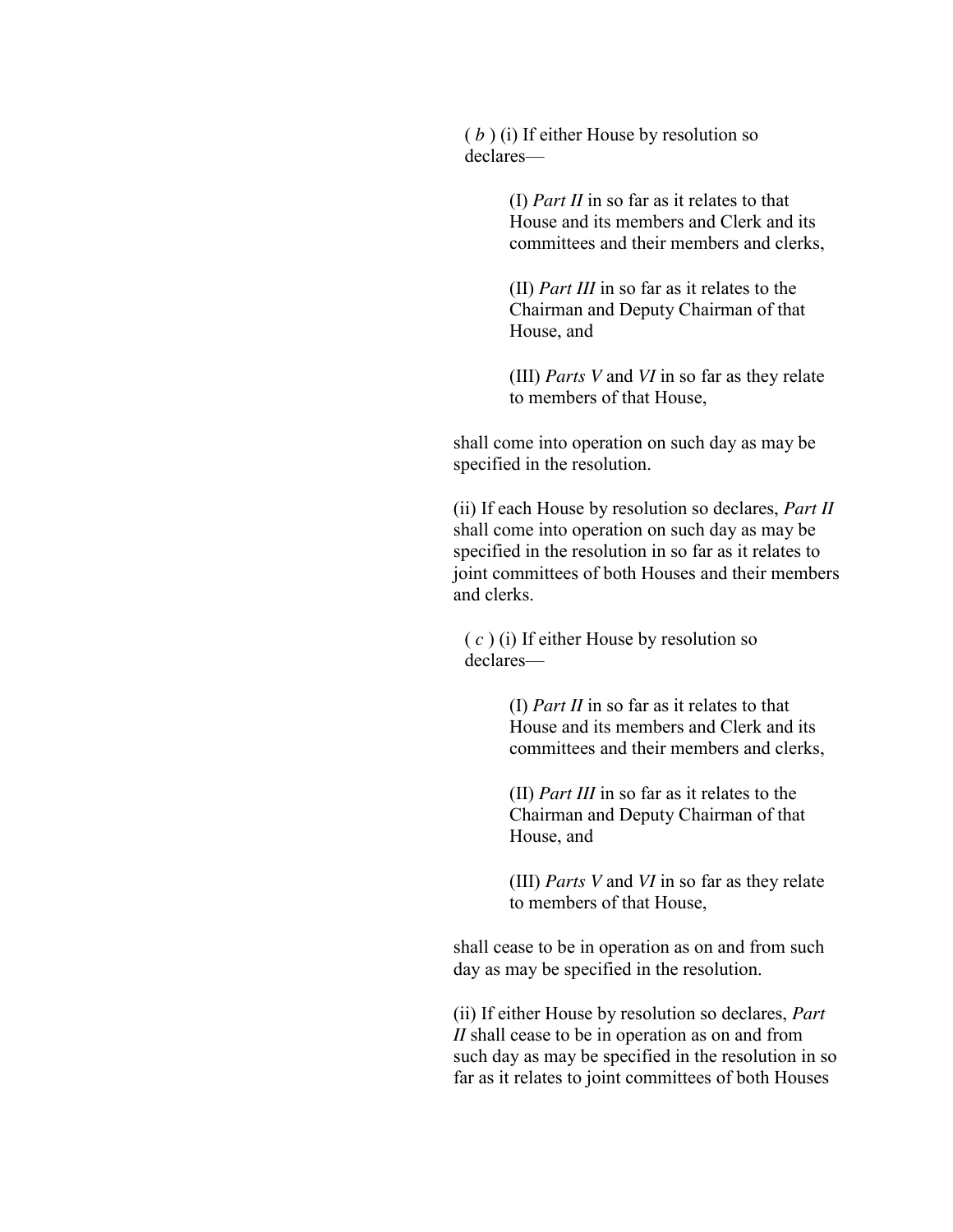( *b* ) (i) If either House by resolution so declares—

(I) *Part II* in so far as it relates to that House and its members and Clerk and its committees and their members and clerks,

(II) *Part III* in so far as it relates to the Chairman and Deputy Chairman of that House, and

(III) *Parts V* and *VI* in so far as they relate to members of that House,

shall come into operation on such day as may be specified in the resolution.

(ii) If each House by resolution so declares, *Part II* shall come into operation on such day as may be specified in the resolution in so far as it relates to joint committees of both Houses and their members and clerks.

( *c* ) (i) If either House by resolution so declares—

(I) *Part II* in so far as it relates to that House and its members and Clerk and its committees and their members and clerks,

(II) *Part III* in so far as it relates to the Chairman and Deputy Chairman of that House, and

(III) *Parts V* and *VI* in so far as they relate to members of that House,

shall cease to be in operation as on and from such day as may be specified in the resolution.

(ii) If either House by resolution so declares, *Part II* shall cease to be in operation as on and from such day as may be specified in the resolution in so far as it relates to joint committees of both Houses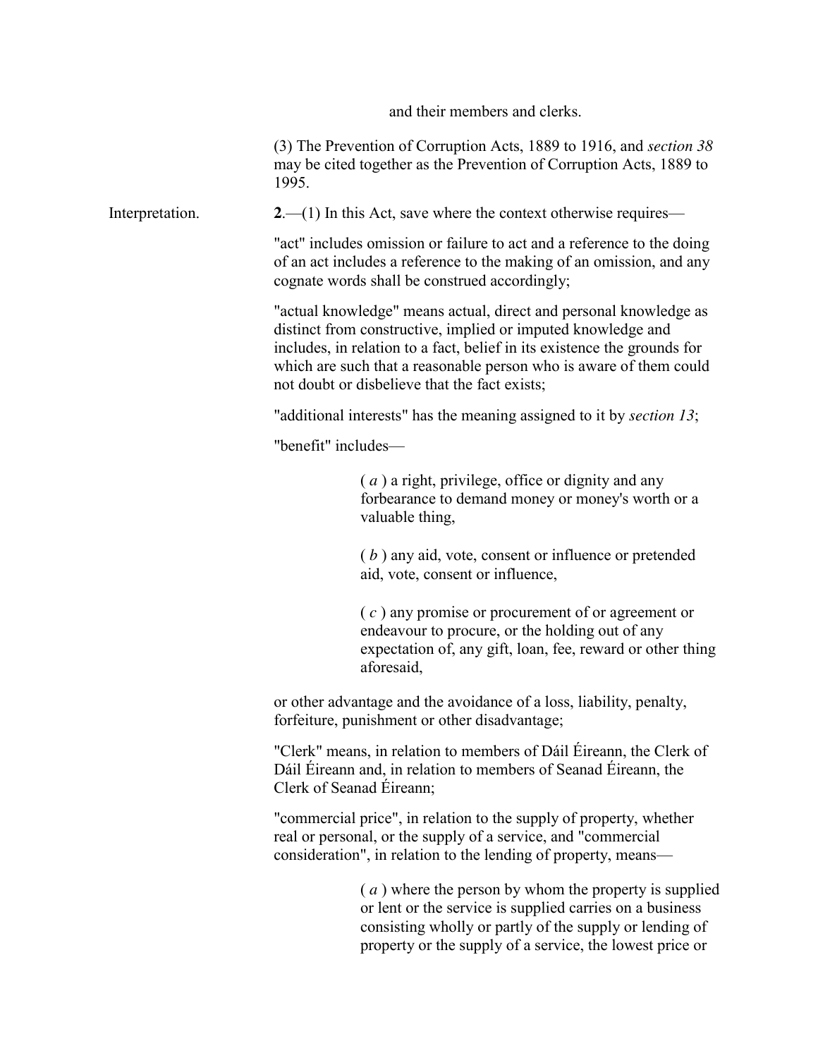and their members and clerks.

(3) The Prevention of Corruption Acts, 1889 to 1916, and *section 38* may be cited together as the Prevention of Corruption Acts, 1889 to 1995.

Interpretation.

**2**.—(1) In this Act, save where the context otherwise requires—

"act" includes omission or failure to act and a reference to the doing of an act includes a reference to the making of an omission, and any cognate words shall be construed accordingly;

"actual knowledge" means actual, direct and personal knowledge as distinct from constructive, implied or imputed knowledge and includes, in relation to a fact, belief in its existence the grounds for which are such that a reasonable person who is aware of them could not doubt or disbelieve that the fact exists;

"additional interests" has the meaning assigned to it by *section 13*;

"benefit" includes—

> ( *a* ) a right, privilege, office or dignity and any forbearance to demand money or money's worth or a valuable thing,
>
> ( *b* ) any aid, vote, consent or influence or pretended aid, vote, consent or influence,
>
> ( *c* ) any promise or procurement of or agreement or endeavour to procure, or the holding out of any expectation of, any gift, loan, fee, reward or other thing aforesaid,

or other advantage and the avoidance of a loss, liability, penalty, forfeiture, punishment or other disadvantage;

"Clerk" means, in relation to members of Dáil Éireann, the Clerk of Dáil Éireann and, in relation to members of Seanad Éireann, the Clerk of Seanad Éireann;

"commercial price", in relation to the supply of property, whether real or personal, or the supply of a service, and "commercial consideration", in relation to the lending of property, means—

> ( *a* ) where the person by whom the property is supplied or lent or the service is supplied carries on a business consisting wholly or partly of the supply or lending of property or the supply of a service, the lowest price or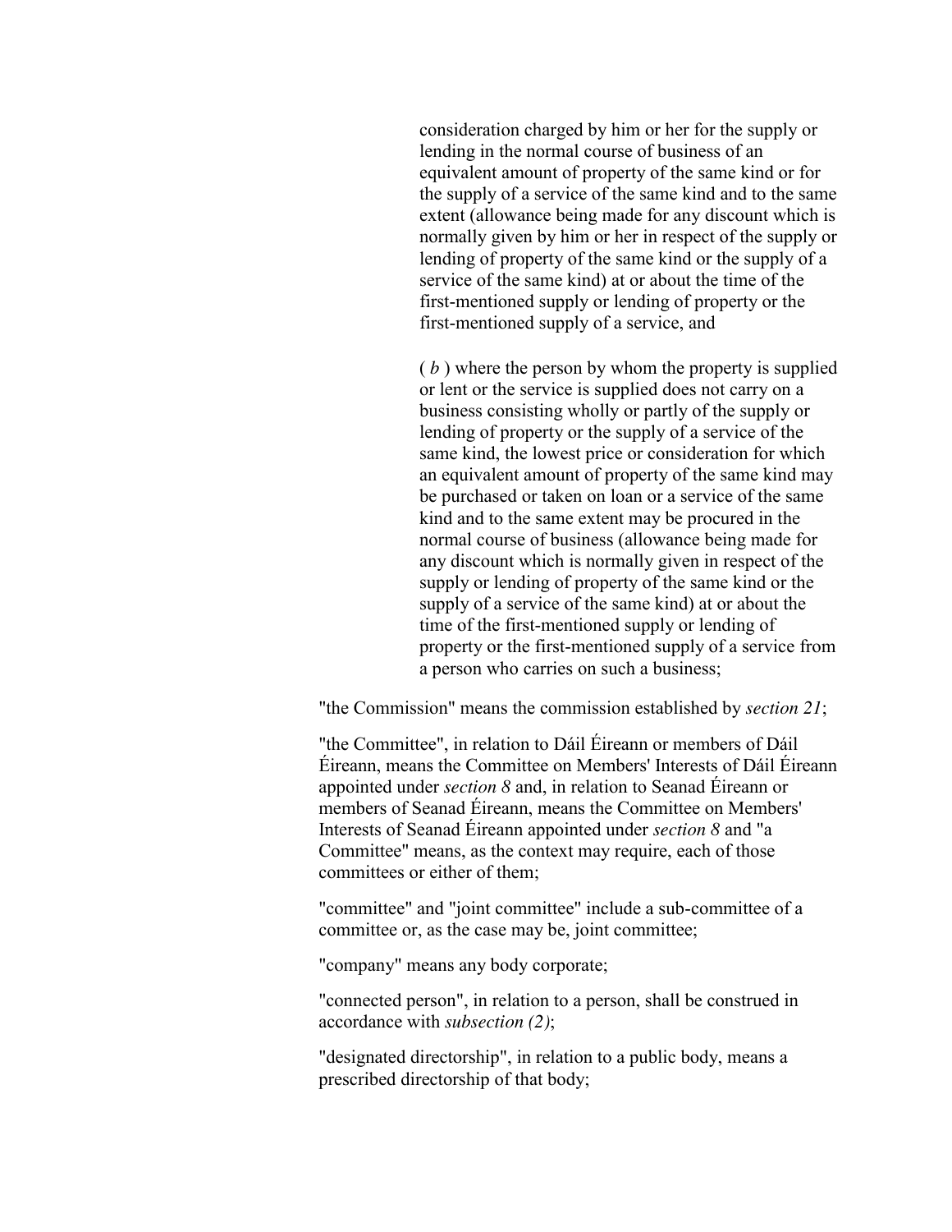consideration charged by him or her for the supply or lending in the normal course of business of an equivalent amount of property of the same kind or for the supply of a service of the same kind and to the same extent (allowance being made for any discount which is normally given by him or her in respect of the supply or lending of property of the same kind or the supply of a service of the same kind) at or about the time of the first-mentioned supply or lending of property or the first-mentioned supply of a service, and

( *b* ) where the person by whom the property is supplied or lent or the service is supplied does not carry on a business consisting wholly or partly of the supply or lending of property or the supply of a service of the same kind, the lowest price or consideration for which an equivalent amount of property of the same kind may be purchased or taken on loan or a service of the same kind and to the same extent may be procured in the normal course of business (allowance being made for any discount which is normally given in respect of the supply or lending of property of the same kind or the supply of a service of the same kind) at or about the time of the first-mentioned supply or lending of property or the first-mentioned supply of a service from a person who carries on such a business;

"the Commission" means the commission established by *section 21*;

"the Committee", in relation to Dáil Éireann or members of Dáil Éireann, means the Committee on Members' Interests of Dáil Éireann appointed under *section 8* and, in relation to Seanad Éireann or members of Seanad Éireann, means the Committee on Members' Interests of Seanad Éireann appointed under *section 8* and "a Committee" means, as the context may require, each of those committees or either of them;

"committee" and "joint committee" include a sub-committee of a committee or, as the case may be, joint committee;

"company" means any body corporate;

"connected person", in relation to a person, shall be construed in accordance with *subsection (2)*;

"designated directorship", in relation to a public body, means a prescribed directorship of that body;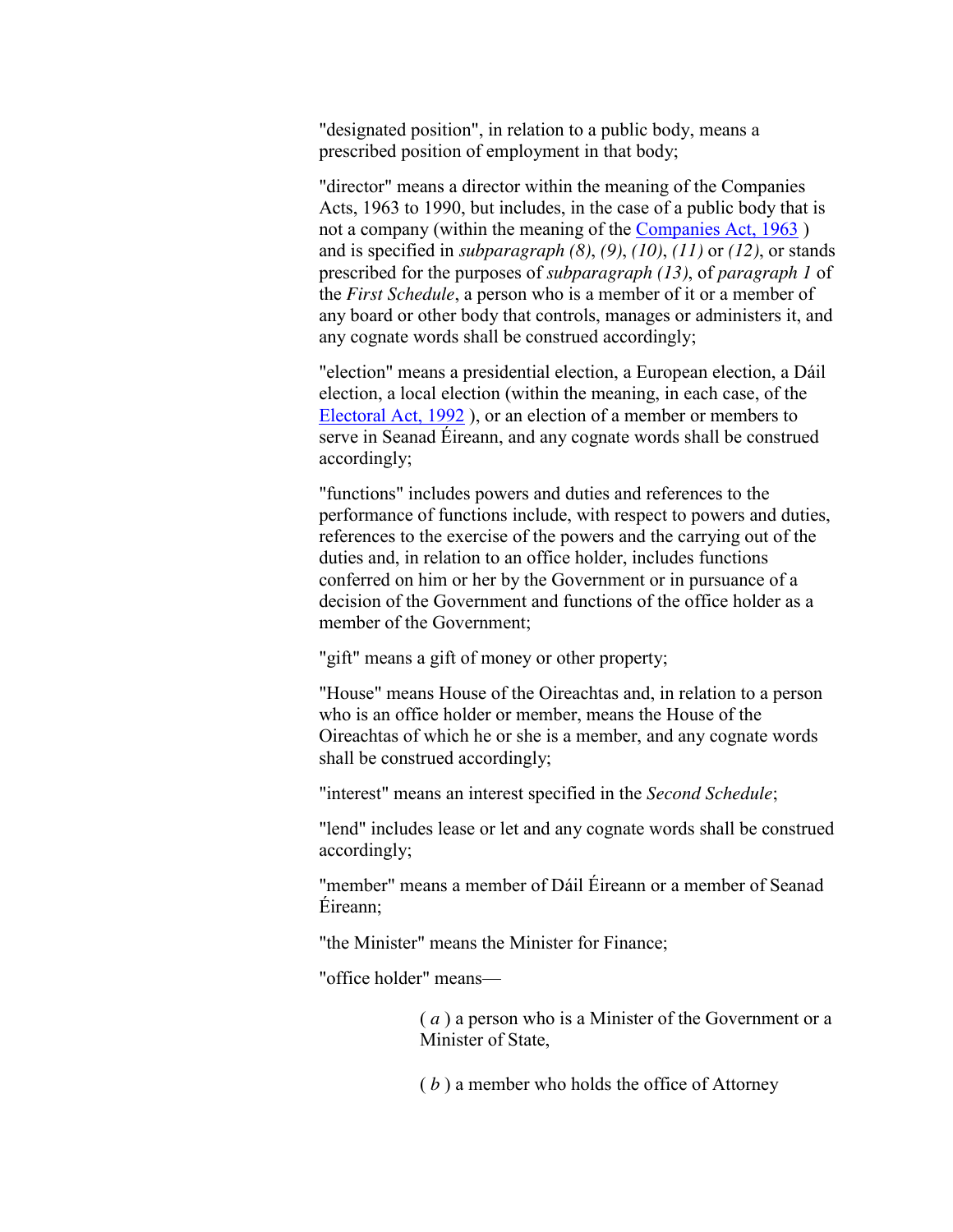"designated position", in relation to a public body, means a prescribed position of employment in that body;

"director" means a director within the meaning of the Companies Acts, 1963 to 1990, but includes, in the case of a public body that is not a company (within the meaning of the Companies Act, 1963 ) and is specified in *subparagraph (8)*, *(9)*, *(10)*, *(11)* or *(12)*, or stands prescribed for the purposes of *subparagraph (13)*, of *paragraph 1* of the *First Schedule*, a person who is a member of it or a member of any board or other body that controls, manages or administers it, and any cognate words shall be construed accordingly;

"election" means a presidential election, a European election, a Dáil election, a local election (within the meaning, in each case, of the Electoral Act, 1992 ), or an election of a member or members to serve in Seanad Éireann, and any cognate words shall be construed accordingly;

"functions" includes powers and duties and references to the performance of functions include, with respect to powers and duties, references to the exercise of the powers and the carrying out of the duties and, in relation to an office holder, includes functions conferred on him or her by the Government or in pursuance of a decision of the Government and functions of the office holder as a member of the Government;

"gift" means a gift of money or other property;

"House" means House of the Oireachtas and, in relation to a person who is an office holder or member, means the House of the Oireachtas of which he or she is a member, and any cognate words shall be construed accordingly;

"interest" means an interest specified in the *Second Schedule*;

"lend" includes lease or let and any cognate words shall be construed accordingly;

"member" means a member of Dáil Éireann or a member of Seanad Éireann;

"the Minister" means the Minister for Finance;

"office holder" means—

( *a* ) a person who is a Minister of the Government or a Minister of State,

( *b* ) a member who holds the office of Attorney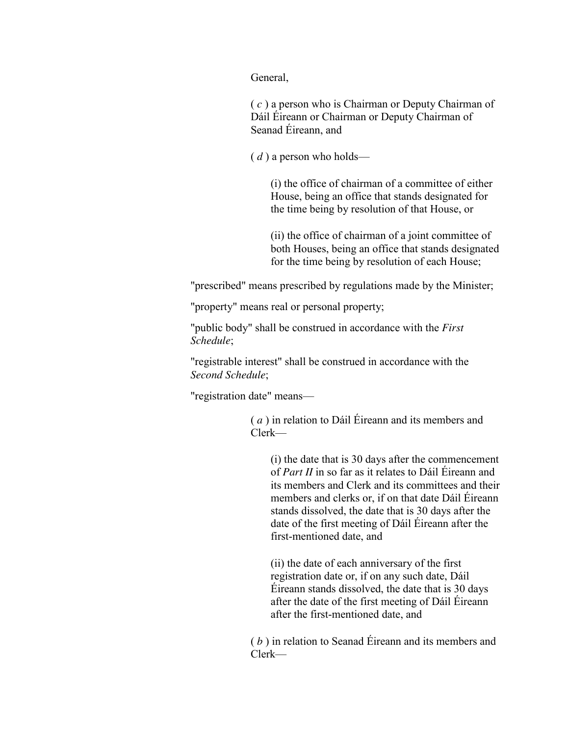General,

( *c* ) a person who is Chairman or Deputy Chairman of Dáil Éireann or Chairman or Deputy Chairman of Seanad Éireann, and

( *d* ) a person who holds—

(i) the office of chairman of a committee of either House, being an office that stands designated for the time being by resolution of that House, or

(ii) the office of chairman of a joint committee of both Houses, being an office that stands designated for the time being by resolution of each House;

"prescribed" means prescribed by regulations made by the Minister;

"property" means real or personal property;

"public body" shall be construed in accordance with the *First Schedule*;

"registrable interest" shall be construed in accordance with the *Second Schedule*;

"registration date" means—

( *a* ) in relation to Dáil Éireann and its members and Clerk—

(i) the date that is 30 days after the commencement of *Part II* in so far as it relates to Dáil Éireann and its members and Clerk and its committees and their members and clerks or, if on that date Dáil Éireann stands dissolved, the date that is 30 days after the date of the first meeting of Dáil Éireann after the first-mentioned date, and

(ii) the date of each anniversary of the first registration date or, if on any such date, Dáil Éireann stands dissolved, the date that is 30 days after the date of the first meeting of Dáil Éireann after the first-mentioned date, and

( *b* ) in relation to Seanad Éireann and its members and Clerk—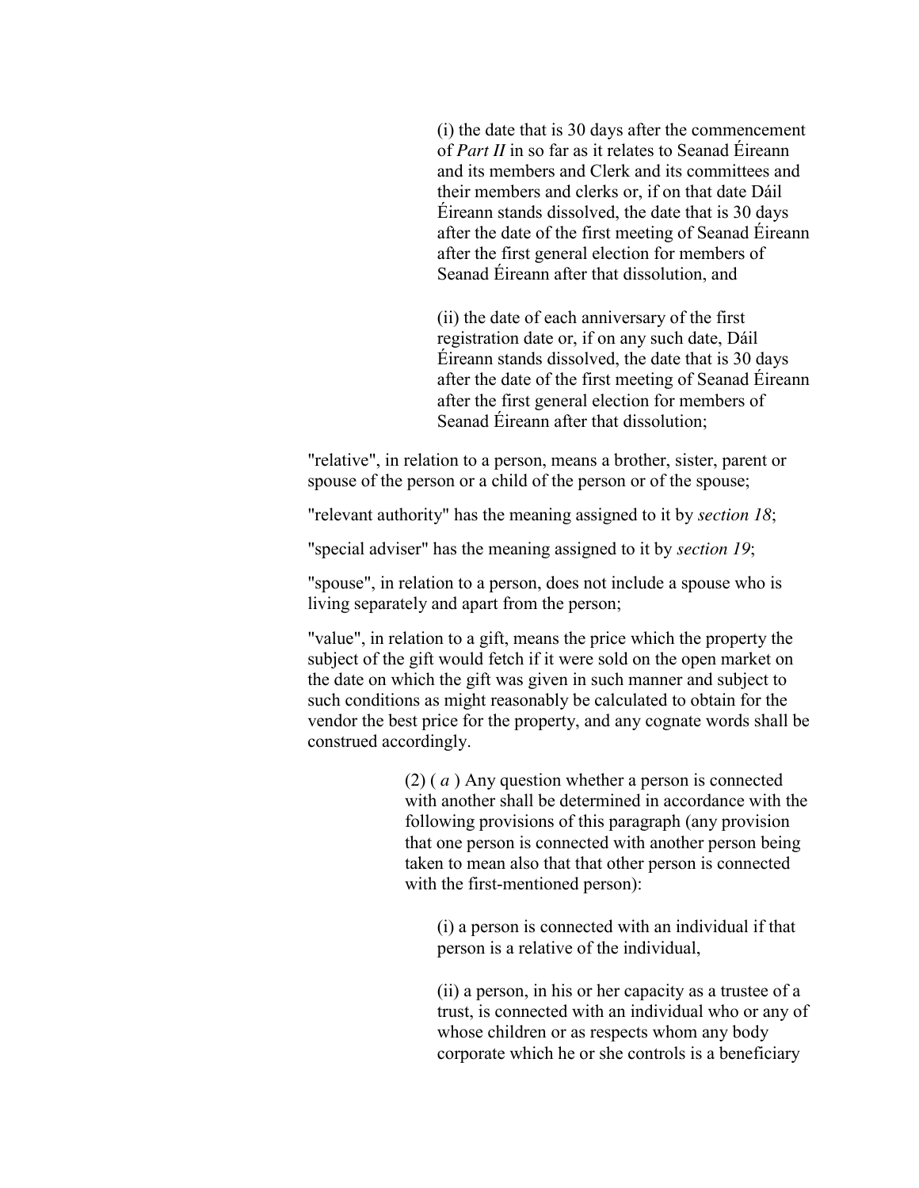(i) the date that is 30 days after the commencement of *Part II* in so far as it relates to Seanad Éireann and its members and Clerk and its committees and their members and clerks or, if on that date Dáil Éireann stands dissolved, the date that is 30 days after the date of the first meeting of Seanad Éireann after the first general election for members of Seanad Éireann after that dissolution, and

(ii) the date of each anniversary of the first registration date or, if on any such date, Dáil Éireann stands dissolved, the date that is 30 days after the date of the first meeting of Seanad Éireann after the first general election for members of Seanad Éireann after that dissolution;

"relative", in relation to a person, means a brother, sister, parent or spouse of the person or a child of the person or of the spouse;

"relevant authority" has the meaning assigned to it by *section 18*;

"special adviser" has the meaning assigned to it by *section 19*;

"spouse", in relation to a person, does not include a spouse who is living separately and apart from the person;

"value", in relation to a gift, means the price which the property the subject of the gift would fetch if it were sold on the open market on the date on which the gift was given in such manner and subject to such conditions as might reasonably be calculated to obtain for the vendor the best price for the property, and any cognate words shall be construed accordingly.

(2) ( *a* ) Any question whether a person is connected with another shall be determined in accordance with the following provisions of this paragraph (any provision that one person is connected with another person being taken to mean also that that other person is connected with the first-mentioned person):

(i) a person is connected with an individual if that person is a relative of the individual,

(ii) a person, in his or her capacity as a trustee of a trust, is connected with an individual who or any of whose children or as respects whom any body corporate which he or she controls is a beneficiary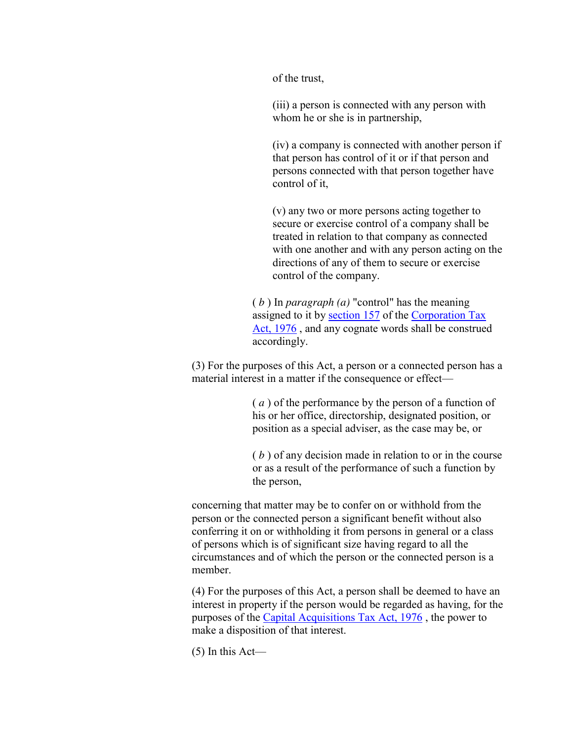of the trust,

(iii) a person is connected with any person with whom he or she is in partnership,

(iv) a company is connected with another person if that person has control of it or if that person and persons connected with that person together have control of it,

(v) any two or more persons acting together to secure or exercise control of a company shall be treated in relation to that company as connected with one another and with any person acting on the directions of any of them to secure or exercise control of the company.

( *b* ) In *paragraph (a)* "control" has the meaning assigned to it by section 157 of the Corporation Tax Act, 1976 , and any cognate words shall be construed accordingly.

(3) For the purposes of this Act, a person or a connected person has a material interest in a matter if the consequence or effect—

( *a* ) of the performance by the person of a function of his or her office, directorship, designated position, or position as a special adviser, as the case may be, or

( *b* ) of any decision made in relation to or in the course or as a result of the performance of such a function by the person,

concerning that matter may be to confer on or withhold from the person or the connected person a significant benefit without also conferring it on or withholding it from persons in general or a class of persons which is of significant size having regard to all the circumstances and of which the person or the connected person is a member.

(4) For the purposes of this Act, a person shall be deemed to have an interest in property if the person would be regarded as having, for the purposes of the Capital Acquisitions Tax Act, 1976 , the power to make a disposition of that interest.

(5) In this Act—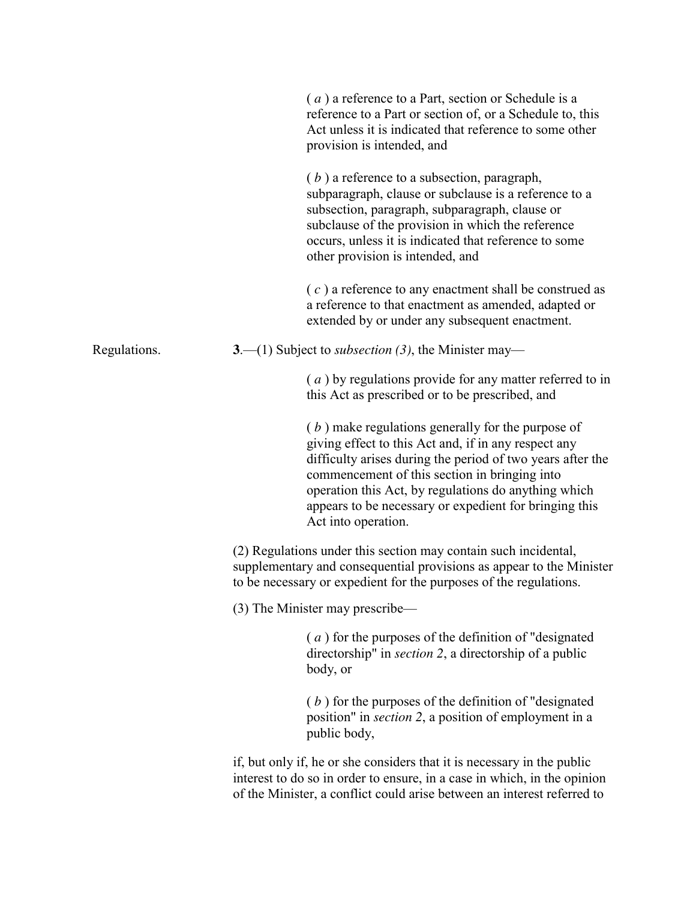( *a* ) a reference to a Part, section or Schedule is a reference to a Part or section of, or a Schedule to, this Act unless it is indicated that reference to some other provision is intended, and

( *b* ) a reference to a subsection, paragraph, subparagraph, clause or subclause is a reference to a subsection, paragraph, subparagraph, clause or subclause of the provision in which the reference occurs, unless it is indicated that reference to some other provision is intended, and

( *c* ) a reference to any enactment shall be construed as a reference to that enactment as amended, adapted or extended by or under any subsequent enactment.

Regulations.

**3**.—(1) Subject to *subsection (3)*, the Minister may—

( *a* ) by regulations provide for any matter referred to in this Act as prescribed or to be prescribed, and

( *b* ) make regulations generally for the purpose of giving effect to this Act and, if in any respect any difficulty arises during the period of two years after the commencement of this section in bringing into operation this Act, by regulations do anything which appears to be necessary or expedient for bringing this Act into operation.

(2) Regulations under this section may contain such incidental, supplementary and consequential provisions as appear to the Minister to be necessary or expedient for the purposes of the regulations.

(3) The Minister may prescribe—

( *a* ) for the purposes of the definition of "designated directorship" in *section 2*, a directorship of a public body, or

( *b* ) for the purposes of the definition of "designated position" in *section 2*, a position of employment in a public body,

if, but only if, he or she considers that it is necessary in the public interest to do so in order to ensure, in a case in which, in the opinion of the Minister, a conflict could arise between an interest referred to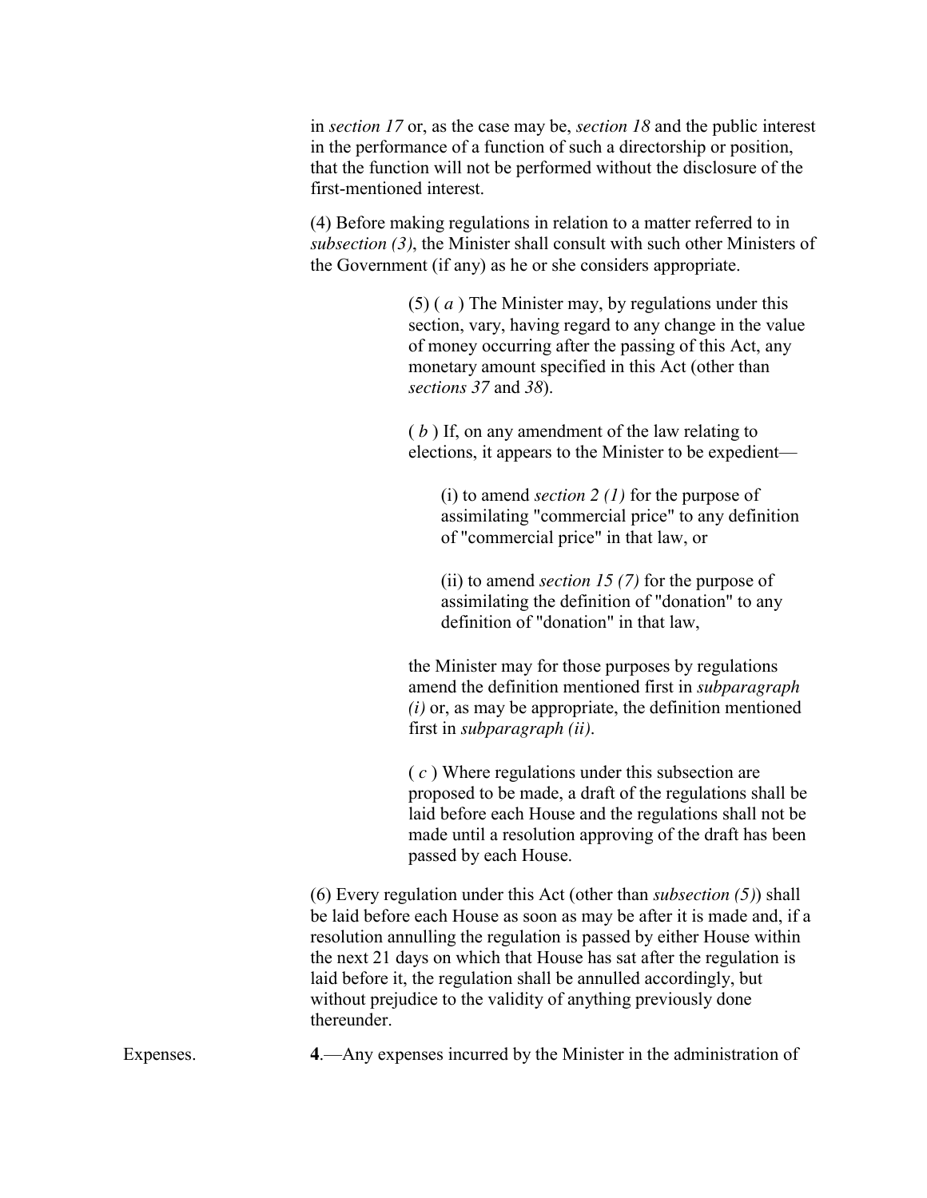in *section 17* or, as the case may be, *section 18* and the public interest in the performance of a function of such a directorship or position, that the function will not be performed without the disclosure of the first-mentioned interest.

(4) Before making regulations in relation to a matter referred to in *subsection (3)*, the Minister shall consult with such other Ministers of the Government (if any) as he or she considers appropriate.

(5) ( *a* ) The Minister may, by regulations under this section, vary, having regard to any change in the value of money occurring after the passing of this Act, any monetary amount specified in this Act (other than *sections 37* and *38*).

( *b* ) If, on any amendment of the law relating to elections, it appears to the Minister to be expedient—

(i) to amend *section 2 (1)* for the purpose of assimilating "commercial price" to any definition of "commercial price" in that law, or

(ii) to amend *section 15 (7)* for the purpose of assimilating the definition of "donation" to any definition of "donation" in that law,

the Minister may for those purposes by regulations amend the definition mentioned first in *subparagraph (i)* or, as may be appropriate, the definition mentioned first in *subparagraph (ii)*.

( *c* ) Where regulations under this subsection are proposed to be made, a draft of the regulations shall be laid before each House and the regulations shall not be made until a resolution approving of the draft has been passed by each House.

(6) Every regulation under this Act (other than *subsection (5)*) shall be laid before each House as soon as may be after it is made and, if a resolution annulling the regulation is passed by either House within the next 21 days on which that House has sat after the regulation is laid before it, the regulation shall be annulled accordingly, but without prejudice to the validity of anything previously done thereunder.

Expenses.

**4**.—Any expenses incurred by the Minister in the administration of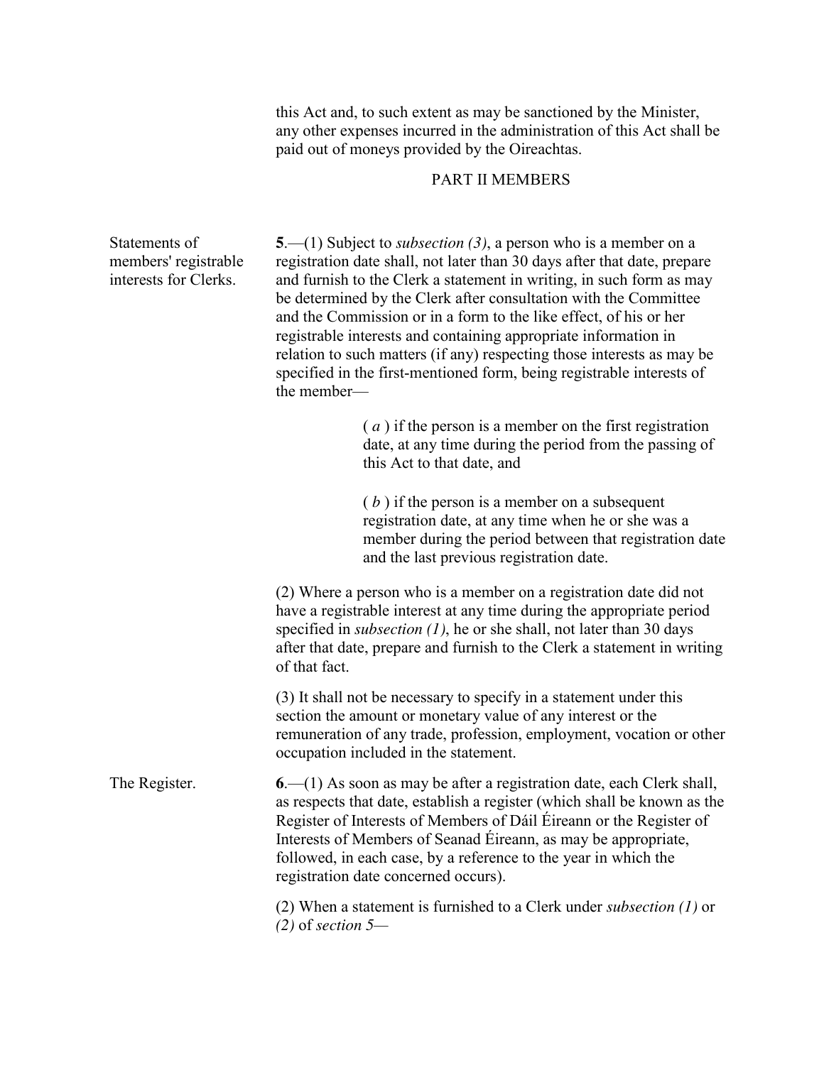this Act and, to such extent as may be sanctioned by the Minister, any other expenses incurred in the administration of this Act shall be paid out of moneys provided by the Oireachtas.

## PART II MEMBERS

Statements of members' registrable interests for Clerks.

**5**.—(1) Subject to *subsection (3)*, a person who is a member on a registration date shall, not later than 30 days after that date, prepare and furnish to the Clerk a statement in writing, in such form as may be determined by the Clerk after consultation with the Committee and the Commission or in a form to the like effect, of his or her registrable interests and containing appropriate information in relation to such matters (if any) respecting those interests as may be specified in the first-mentioned form, being registrable interests of the member—

( *a* ) if the person is a member on the first registration date, at any time during the period from the passing of this Act to that date, and

( *b* ) if the person is a member on a subsequent registration date, at any time when he or she was a member during the period between that registration date and the last previous registration date.

(2) Where a person who is a member on a registration date did not have a registrable interest at any time during the appropriate period specified in *subsection (1)*, he or she shall, not later than 30 days after that date, prepare and furnish to the Clerk a statement in writing of that fact.

(3) It shall not be necessary to specify in a statement under this section the amount or monetary value of any interest or the remuneration of any trade, profession, employment, vocation or other occupation included in the statement.

The Register.

**6**.—(1) As soon as may be after a registration date, each Clerk shall, as respects that date, establish a register (which shall be known as the Register of Interests of Members of Dáil Éireann or the Register of Interests of Members of Seanad Éireann, as may be appropriate, followed, in each case, by a reference to the year in which the registration date concerned occurs).

(2) When a statement is furnished to a Clerk under *subsection (1)* or *(2)* of *section 5*—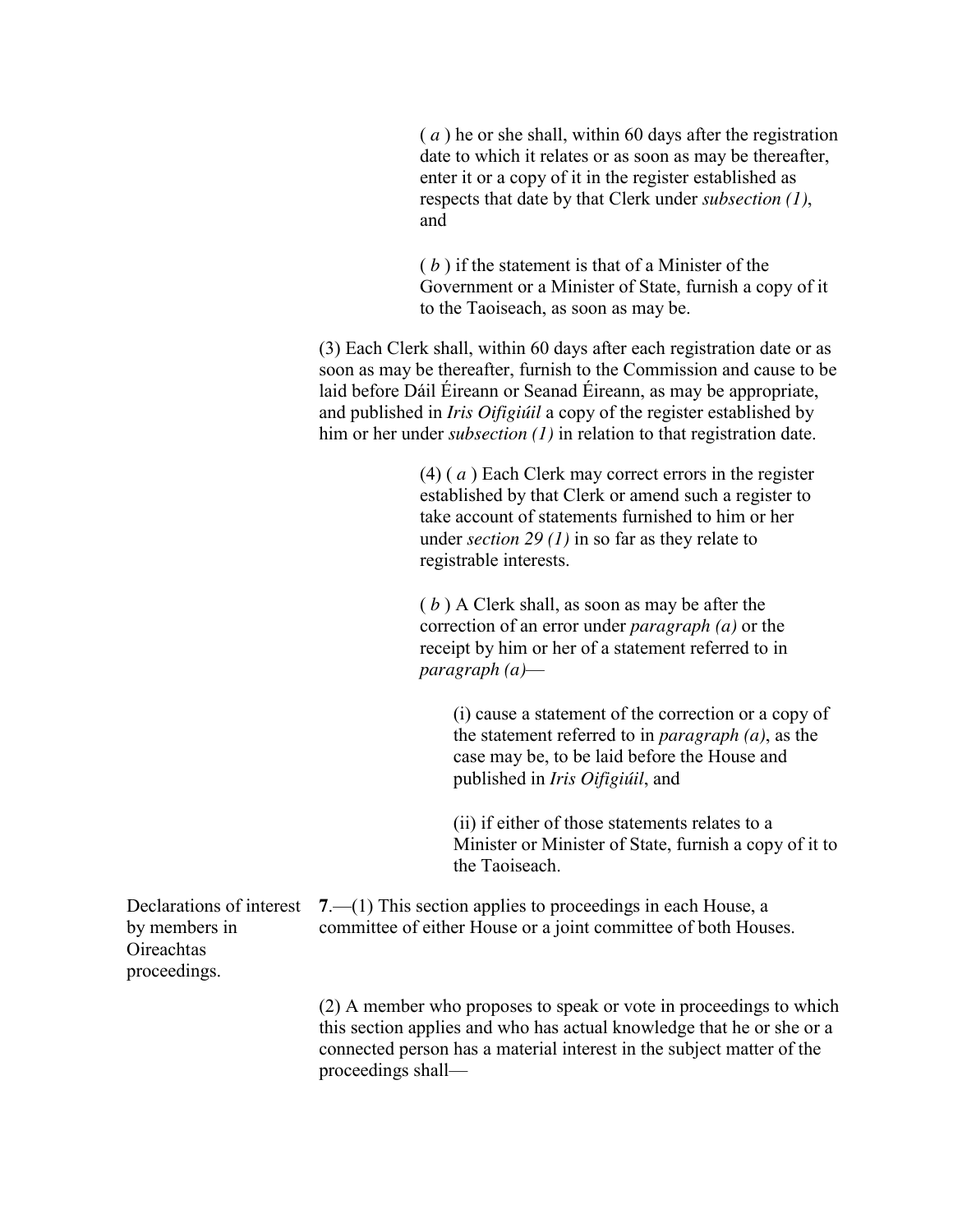( *a* ) he or she shall, within 60 days after the registration date to which it relates or as soon as may be thereafter, enter it or a copy of it in the register established as respects that date by that Clerk under *subsection (1)*, and

( *b* ) if the statement is that of a Minister of the Government or a Minister of State, furnish a copy of it to the Taoiseach, as soon as may be.

(3) Each Clerk shall, within 60 days after each registration date or as soon as may be thereafter, furnish to the Commission and cause to be laid before Dáil Éireann or Seanad Éireann, as may be appropriate, and published in *Iris Oifigiúil* a copy of the register established by him or her under *subsection (1)* in relation to that registration date.

(4) ( *a* ) Each Clerk may correct errors in the register established by that Clerk or amend such a register to take account of statements furnished to him or her under *section 29 (1)* in so far as they relate to registrable interests.

( *b* ) A Clerk shall, as soon as may be after the correction of an error under *paragraph (a)* or the receipt by him or her of a statement referred to in *paragraph (a)*—

(i) cause a statement of the correction or a copy of the statement referred to in *paragraph (a)*, as the case may be, to be laid before the House and published in *Iris Oifigiúil*, and

(ii) if either of those statements relates to a Minister or Minister of State, furnish a copy of it to the Taoiseach.

Declarations of interest by members in Oireachtas proceedings.

**7**.—(1) This section applies to proceedings in each House, a committee of either House or a joint committee of both Houses.

(2) A member who proposes to speak or vote in proceedings to which this section applies and who has actual knowledge that he or she or a connected person has a material interest in the subject matter of the proceedings shall—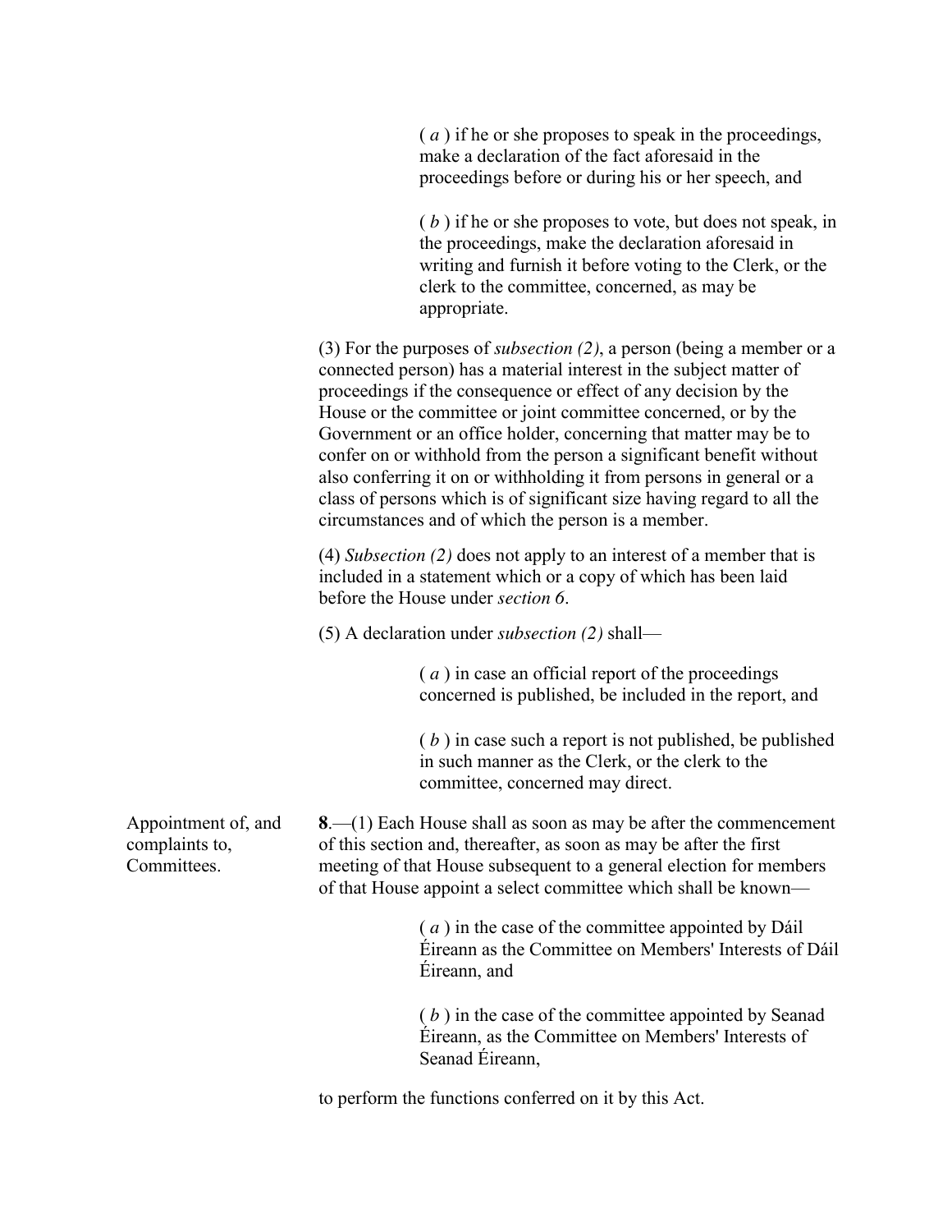( *a* ) if he or she proposes to speak in the proceedings, make a declaration of the fact aforesaid in the proceedings before or during his or her speech, and

( *b* ) if he or she proposes to vote, but does not speak, in the proceedings, make the declaration aforesaid in writing and furnish it before voting to the Clerk, or the clerk to the committee, concerned, as may be appropriate.

(3) For the purposes of *subsection (2)*, a person (being a member or a connected person) has a material interest in the subject matter of proceedings if the consequence or effect of any decision by the House or the committee or joint committee concerned, or by the Government or an office holder, concerning that matter may be to confer on or withhold from the person a significant benefit without also conferring it on or withholding it from persons in general or a class of persons which is of significant size having regard to all the circumstances and of which the person is a member.

(4) *Subsection (2)* does not apply to an interest of a member that is included in a statement which or a copy of which has been laid before the House under *section 6*.

(5) A declaration under *subsection (2)* shall—

( *a* ) in case an official report of the proceedings concerned is published, be included in the report, and

( *b* ) in case such a report is not published, be published in such manner as the Clerk, or the clerk to the committee, concerned may direct.

Appointment of, and complaints to, Committees.

**8**.—(1) Each House shall as soon as may be after the commencement of this section and, thereafter, as soon as may be after the first meeting of that House subsequent to a general election for members of that House appoint a select committee which shall be known—

( *a* ) in the case of the committee appointed by Dáil Éireann as the Committee on Members' Interests of Dáil Éireann, and

( *b* ) in the case of the committee appointed by Seanad Éireann, as the Committee on Members' Interests of Seanad Éireann,

to perform the functions conferred on it by this Act.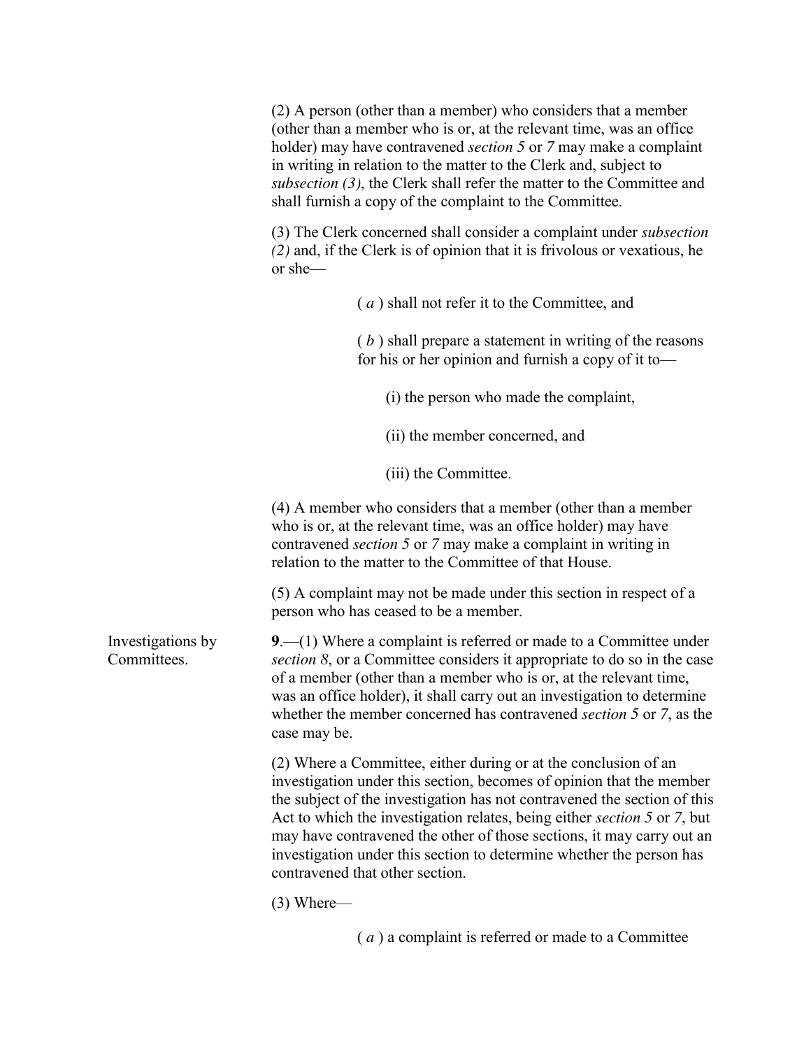(2) A person (other than a member) who considers that a member (other than a member who is or, at the relevant time, was an office holder) may have contravened *section 5* or *7* may make a complaint in writing in relation to the matter to the Clerk and, subject to *subsection (3)*, the Clerk shall refer the matter to the Committee and shall furnish a copy of the complaint to the Committee.

(3) The Clerk concerned shall consider a complaint under *subsection (2)* and, if the Clerk is of opinion that it is frivolous or vexatious, he or she—

( *a* ) shall not refer it to the Committee, and

( *b* ) shall prepare a statement in writing of the reasons for his or her opinion and furnish a copy of it to—

(i) the person who made the complaint,

(ii) the member concerned, and

(iii) the Committee.

(4) A member who considers that a member (other than a member who is or, at the relevant time, was an office holder) may have contravened *section 5* or *7* may make a complaint in writing in relation to the matter to the Committee of that House.

(5) A complaint may not be made under this section in respect of a person who has ceased to be a member.

Investigations by Committees.

**9**.—(1) Where a complaint is referred or made to a Committee under *section 8*, or a Committee considers it appropriate to do so in the case of a member (other than a member who is or, at the relevant time, was an office holder), it shall carry out an investigation to determine whether the member concerned has contravened *section 5* or *7*, as the case may be.

(2) Where a Committee, either during or at the conclusion of an investigation under this section, becomes of opinion that the member the subject of the investigation has not contravened the section of this Act to which the investigation relates, being either *section 5* or *7*, but may have contravened the other of those sections, it may carry out an investigation under this section to determine whether the person has contravened that other section.

(3) Where—

( *a* ) a complaint is referred or made to a Committee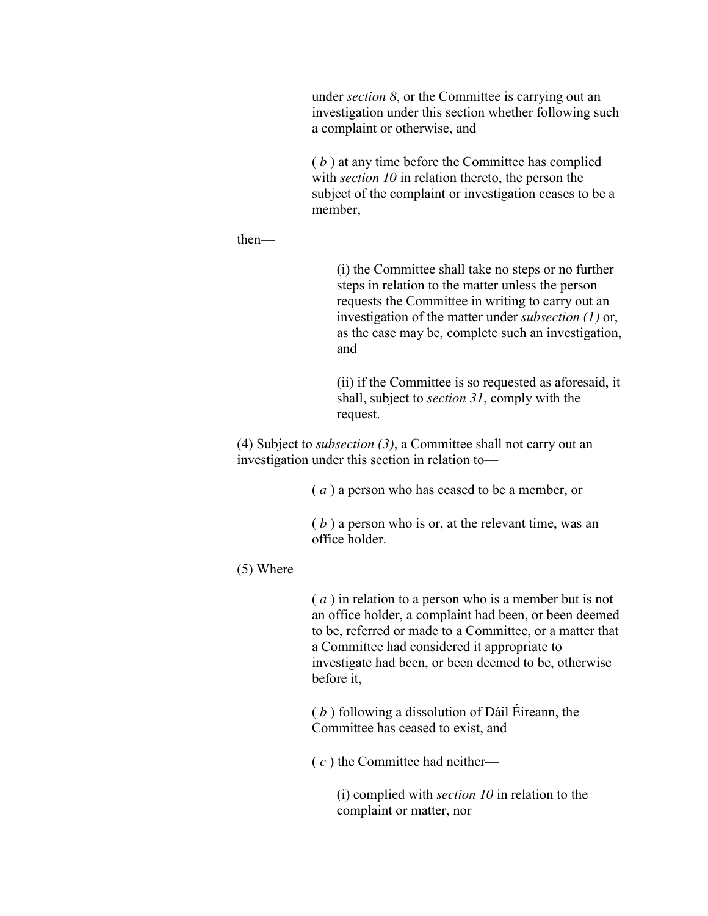under *section 8*, or the Committee is carrying out an investigation under this section whether following such a complaint or otherwise, and

( *b* ) at any time before the Committee has complied with *section 10* in relation thereto, the person the subject of the complaint or investigation ceases to be a member,

then—

(i) the Committee shall take no steps or no further steps in relation to the matter unless the person requests the Committee in writing to carry out an investigation of the matter under *subsection (1)* or, as the case may be, complete such an investigation, and

(ii) if the Committee is so requested as aforesaid, it shall, subject to *section 31*, comply with the request.

(4) Subject to *subsection (3)*, a Committee shall not carry out an investigation under this section in relation to—

( *a* ) a person who has ceased to be a member, or

( *b* ) a person who is or, at the relevant time, was an office holder.

(5) Where—

( *a* ) in relation to a person who is a member but is not an office holder, a complaint had been, or been deemed to be, referred or made to a Committee, or a matter that a Committee had considered it appropriate to investigate had been, or been deemed to be, otherwise before it,

( *b* ) following a dissolution of Dáil Éireann, the Committee has ceased to exist, and

( *c* ) the Committee had neither—

(i) complied with *section 10* in relation to the complaint or matter, nor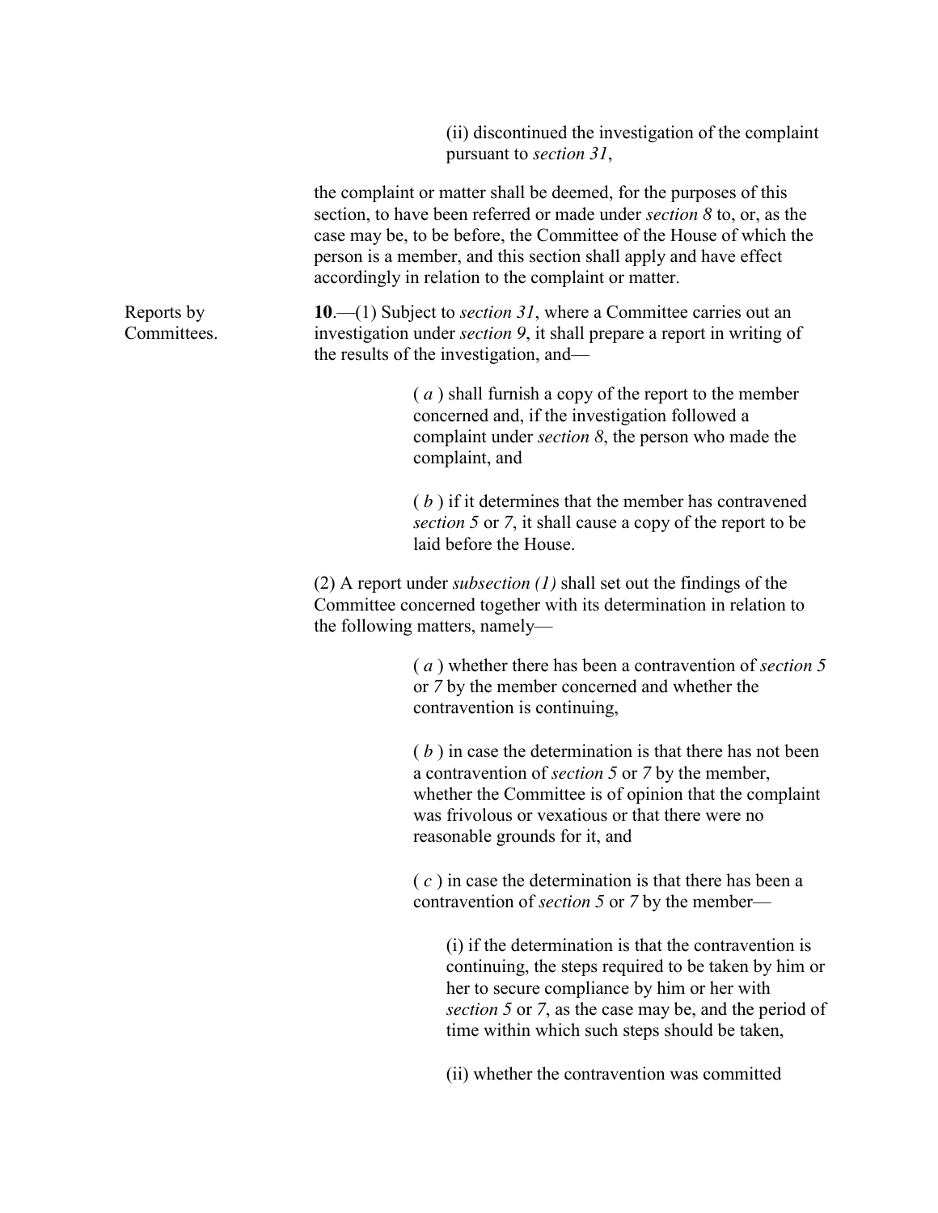(ii) discontinued the investigation of the complaint pursuant to *section 31*,

the complaint or matter shall be deemed, for the purposes of this section, to have been referred or made under *section 8* to, or, as the case may be, to be before, the Committee of the House of which the person is a member, and this section shall apply and have effect accordingly in relation to the complaint or matter.

Reports by Committees.

**10**.—(1) Subject to *section 31*, where a Committee carries out an investigation under *section 9*, it shall prepare a report in writing of the results of the investigation, and—

( *a* ) shall furnish a copy of the report to the member concerned and, if the investigation followed a complaint under *section 8*, the person who made the complaint, and

( *b* ) if it determines that the member has contravened *section 5* or *7*, it shall cause a copy of the report to be laid before the House.

(2) A report under *subsection (1)* shall set out the findings of the Committee concerned together with its determination in relation to the following matters, namely—

( *a* ) whether there has been a contravention of *section 5* or *7* by the member concerned and whether the contravention is continuing,

( *b* ) in case the determination is that there has not been a contravention of *section 5* or *7* by the member, whether the Committee is of opinion that the complaint was frivolous or vexatious or that there were no reasonable grounds for it, and

( *c* ) in case the determination is that there has been a contravention of *section 5* or *7* by the member—

(i) if the determination is that the contravention is continuing, the steps required to be taken by him or her to secure compliance by him or her with *section 5* or *7*, as the case may be, and the period of time within which such steps should be taken,

(ii) whether the contravention was committed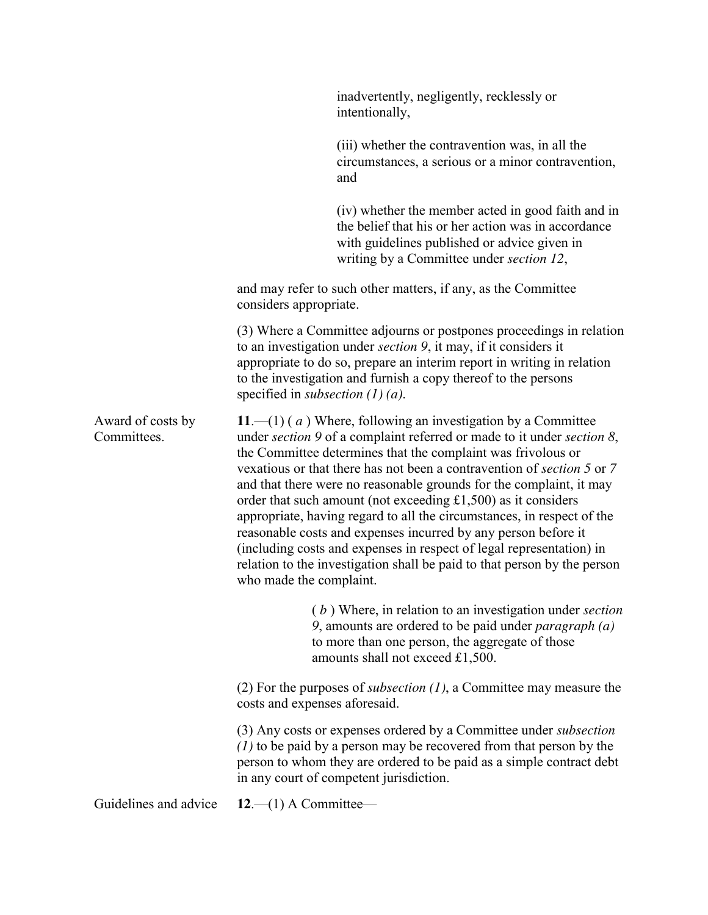inadvertently, negligently, recklessly or intentionally,

(iii) whether the contravention was, in all the circumstances, a serious or a minor contravention, and

(iv) whether the member acted in good faith and in the belief that his or her action was in accordance with guidelines published or advice given in writing by a Committee under *section 12*,

and may refer to such other matters, if any, as the Committee considers appropriate.

(3) Where a Committee adjourns or postpones proceedings in relation to an investigation under *section 9*, it may, if it considers it appropriate to do so, prepare an interim report in writing in relation to the investigation and furnish a copy thereof to the persons specified in *subsection (1) (a)*.

Award of costs by Committees.

**11**.—(1) ( *a* ) Where, following an investigation by a Committee under *section 9* of a complaint referred or made to it under *section 8*, the Committee determines that the complaint was frivolous or vexatious or that there has not been a contravention of *section 5* or *7* and that there were no reasonable grounds for the complaint, it may order that such amount (not exceeding £1,500) as it considers appropriate, having regard to all the circumstances, in respect of the reasonable costs and expenses incurred by any person before it (including costs and expenses in respect of legal representation) in relation to the investigation shall be paid to that person by the person who made the complaint.

( *b* ) Where, in relation to an investigation under *section 9*, amounts are ordered to be paid under *paragraph (a)* to more than one person, the aggregate of those amounts shall not exceed £1,500.

(2) For the purposes of *subsection (1)*, a Committee may measure the costs and expenses aforesaid.

(3) Any costs or expenses ordered by a Committee under *subsection (1)* to be paid by a person may be recovered from that person by the person to whom they are ordered to be paid as a simple contract debt in any court of competent jurisdiction.

Guidelines and advice

**12**.—(1) A Committee—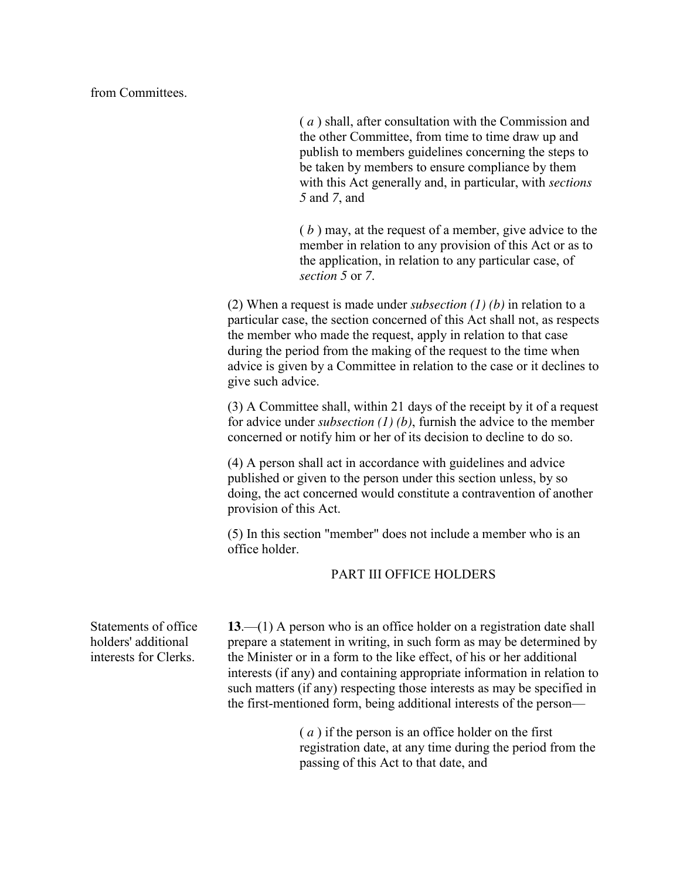from Committees.

( *a* ) shall, after consultation with the Commission and the other Committee, from time to time draw up and publish to members guidelines concerning the steps to be taken by members to ensure compliance by them with this Act generally and, in particular, with *sections 5* and *7*, and

( *b* ) may, at the request of a member, give advice to the member in relation to any provision of this Act or as to the application, in relation to any particular case, of *section 5* or *7*.

(2) When a request is made under *subsection (1) (b)* in relation to a particular case, the section concerned of this Act shall not, as respects the member who made the request, apply in relation to that case during the period from the making of the request to the time when advice is given by a Committee in relation to the case or it declines to give such advice.

(3) A Committee shall, within 21 days of the receipt by it of a request for advice under *subsection (1) (b)*, furnish the advice to the member concerned or notify him or her of its decision to decline to do so.

(4) A person shall act in accordance with guidelines and advice published or given to the person under this section unless, by so doing, the act concerned would constitute a contravention of another provision of this Act.

(5) In this section "member" does not include a member who is an office holder.

## PART III OFFICE HOLDERS

Statements of office holders' additional interests for Clerks.

**13**.—(1) A person who is an office holder on a registration date shall prepare a statement in writing, in such form as may be determined by the Minister or in a form to the like effect, of his or her additional interests (if any) and containing appropriate information in relation to such matters (if any) respecting those interests as may be specified in the first-mentioned form, being additional interests of the person—

( *a* ) if the person is an office holder on the first registration date, at any time during the period from the passing of this Act to that date, and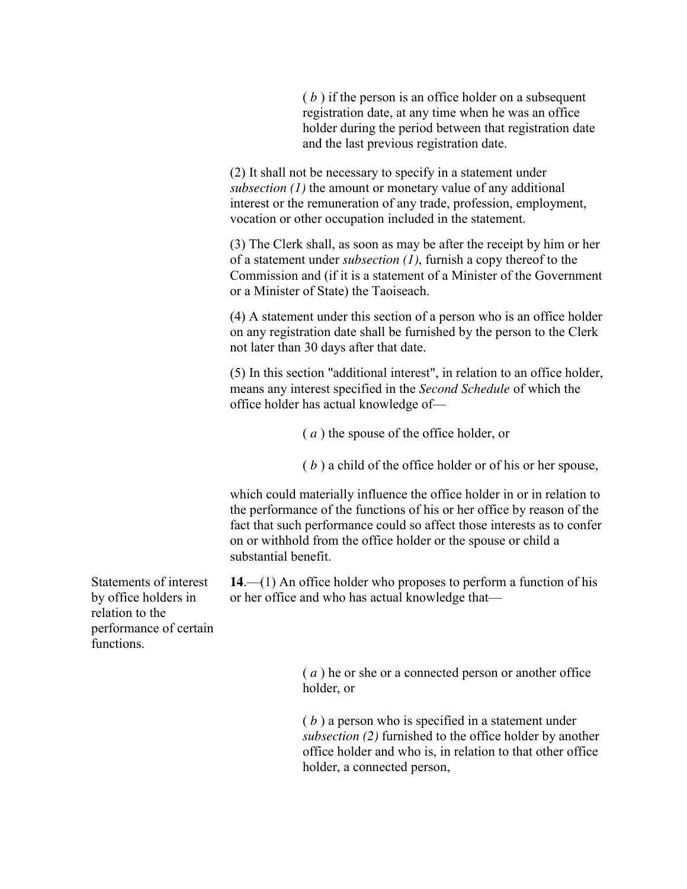( *b* ) if the person is an office holder on a subsequent registration date, at any time when he was an office holder during the period between that registration date and the last previous registration date.

(2) It shall not be necessary to specify in a statement under *subsection (1)* the amount or monetary value of any additional interest or the remuneration of any trade, profession, employment, vocation or other occupation included in the statement.

(3) The Clerk shall, as soon as may be after the receipt by him or her of a statement under *subsection (1)*, furnish a copy thereof to the Commission and (if it is a statement of a Minister of the Government or a Minister of State) the Taoiseach.

(4) A statement under this section of a person who is an office holder on any registration date shall be furnished by the person to the Clerk not later than 30 days after that date.

(5) In this section "additional interest", in relation to an office holder, means any interest specified in the *Second Schedule* of which the office holder has actual knowledge of—

( *a* ) the spouse of the office holder, or

( *b* ) a child of the office holder or of his or her spouse,

which could materially influence the office holder in or in relation to the performance of the functions of his or her office by reason of the fact that such performance could so affect those interests as to confer on or withhold from the office holder or the spouse or child a substantial benefit.

Statements of interest by office holders in relation to the performance of certain functions.

**14**.—(1) An office holder who proposes to perform a function of his or her office and who has actual knowledge that—

( *a* ) he or she or a connected person or another office holder, or

( *b* ) a person who is specified in a statement under *subsection (2)* furnished to the office holder by another office holder and who is, in relation to that other office holder, a connected person,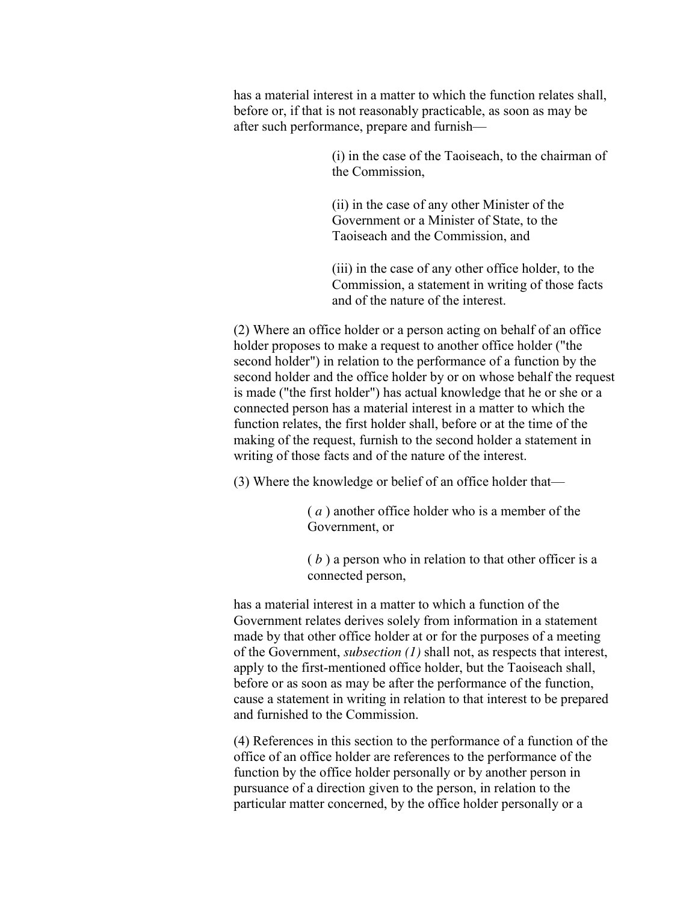has a material interest in a matter to which the function relates shall, before or, if that is not reasonably practicable, as soon as may be after such performance, prepare and furnish—

> (i) in the case of the Taoiseach, to the chairman of the Commission,
>
> (ii) in the case of any other Minister of the Government or a Minister of State, to the Taoiseach and the Commission, and
>
> (iii) in the case of any other office holder, to the Commission, a statement in writing of those facts and of the nature of the interest.

(2) Where an office holder or a person acting on behalf of an office holder proposes to make a request to another office holder ("the second holder") in relation to the performance of a function by the second holder and the office holder by or on whose behalf the request is made ("the first holder") has actual knowledge that he or she or a connected person has a material interest in a matter to which the function relates, the first holder shall, before or at the time of the making of the request, furnish to the second holder a statement in writing of those facts and of the nature of the interest.

(3) Where the knowledge or belief of an office holder that—

> ( *a* ) another office holder who is a member of the Government, or
>
> ( *b* ) a person who in relation to that other officer is a connected person,

has a material interest in a matter to which a function of the Government relates derives solely from information in a statement made by that other office holder at or for the purposes of a meeting of the Government, *subsection (1)* shall not, as respects that interest, apply to the first-mentioned office holder, but the Taoiseach shall, before or as soon as may be after the performance of the function, cause a statement in writing in relation to that interest to be prepared and furnished to the Commission.

(4) References in this section to the performance of a function of the office of an office holder are references to the performance of the function by the office holder personally or by another person in pursuance of a direction given to the person, in relation to the particular matter concerned, by the office holder personally or a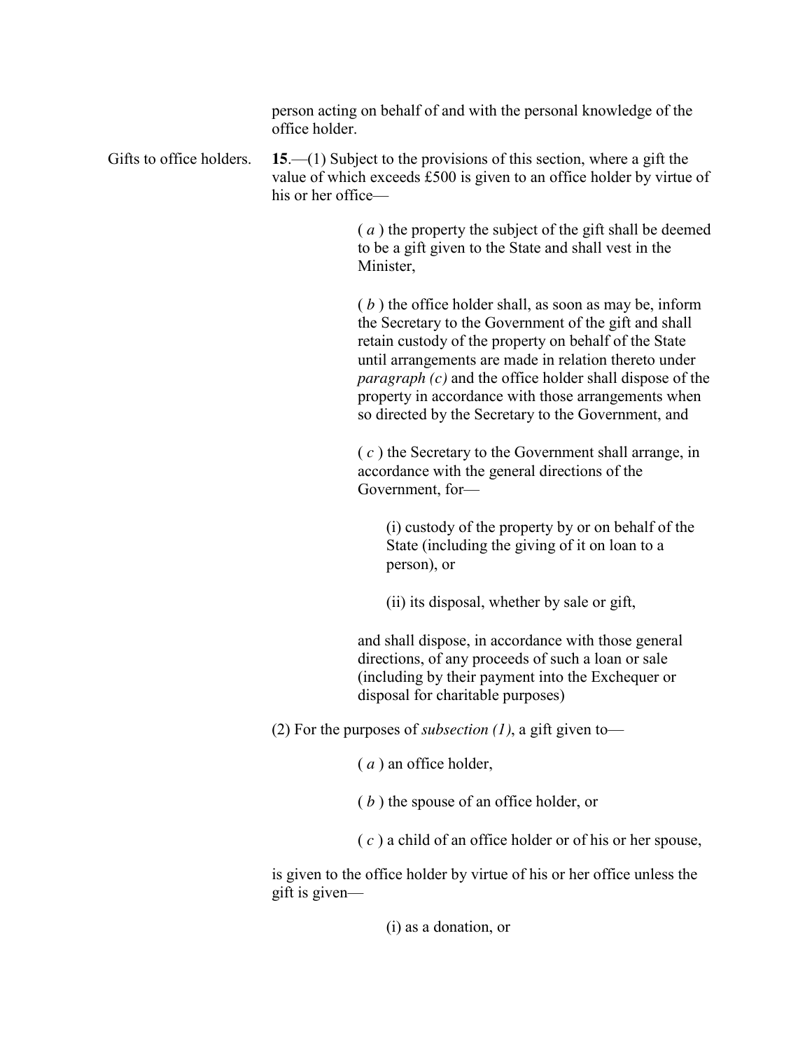person acting on behalf of and with the personal knowledge of the office holder.

Gifts to office holders.

**15**.—(1) Subject to the provisions of this section, where a gift the value of which exceeds £500 is given to an office holder by virtue of his or her office—

( *a* ) the property the subject of the gift shall be deemed to be a gift given to the State and shall vest in the Minister,

( *b* ) the office holder shall, as soon as may be, inform the Secretary to the Government of the gift and shall retain custody of the property on behalf of the State until arrangements are made in relation thereto under *paragraph (c)* and the office holder shall dispose of the property in accordance with those arrangements when so directed by the Secretary to the Government, and

( *c* ) the Secretary to the Government shall arrange, in accordance with the general directions of the Government, for—

(i) custody of the property by or on behalf of the State (including the giving of it on loan to a person), or

(ii) its disposal, whether by sale or gift,

and shall dispose, in accordance with those general directions, of any proceeds of such a loan or sale (including by their payment into the Exchequer or disposal for charitable purposes)

(2) For the purposes of *subsection (1)*, a gift given to—

( *a* ) an office holder,

( *b* ) the spouse of an office holder, or

( *c* ) a child of an office holder or of his or her spouse,

is given to the office holder by virtue of his or her office unless the gift is given—

(i) as a donation, or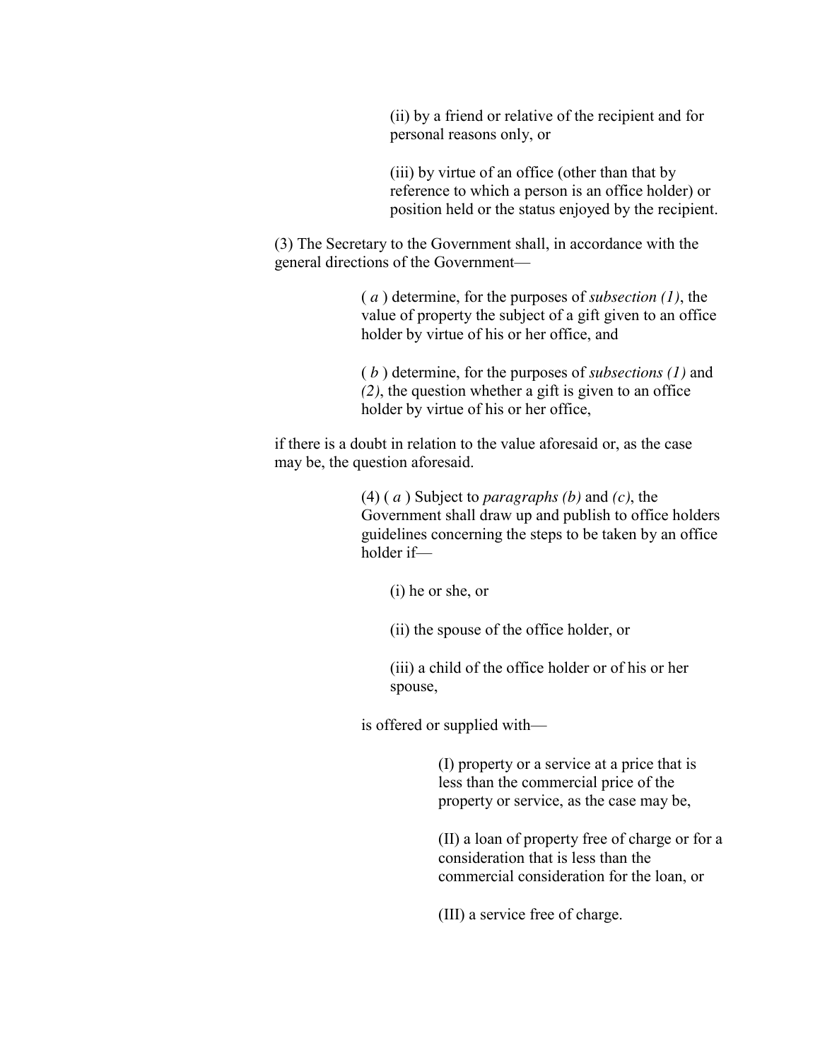(ii) by a friend or relative of the recipient and for personal reasons only, or

(iii) by virtue of an office (other than that by reference to which a person is an office holder) or position held or the status enjoyed by the recipient.

(3) The Secretary to the Government shall, in accordance with the general directions of the Government—

( *a* ) determine, for the purposes of *subsection (1)*, the value of property the subject of a gift given to an office holder by virtue of his or her office, and

( *b* ) determine, for the purposes of *subsections (1)* and *(2)*, the question whether a gift is given to an office holder by virtue of his or her office,

if there is a doubt in relation to the value aforesaid or, as the case may be, the question aforesaid.

(4) ( *a* ) Subject to *paragraphs (b)* and *(c)*, the Government shall draw up and publish to office holders guidelines concerning the steps to be taken by an office holder if—

(i) he or she, or

(ii) the spouse of the office holder, or

(iii) a child of the office holder or of his or her spouse,

is offered or supplied with—

(I) property or a service at a price that is less than the commercial price of the property or service, as the case may be,

(II) a loan of property free of charge or for a consideration that is less than the commercial consideration for the loan, or

(III) a service free of charge.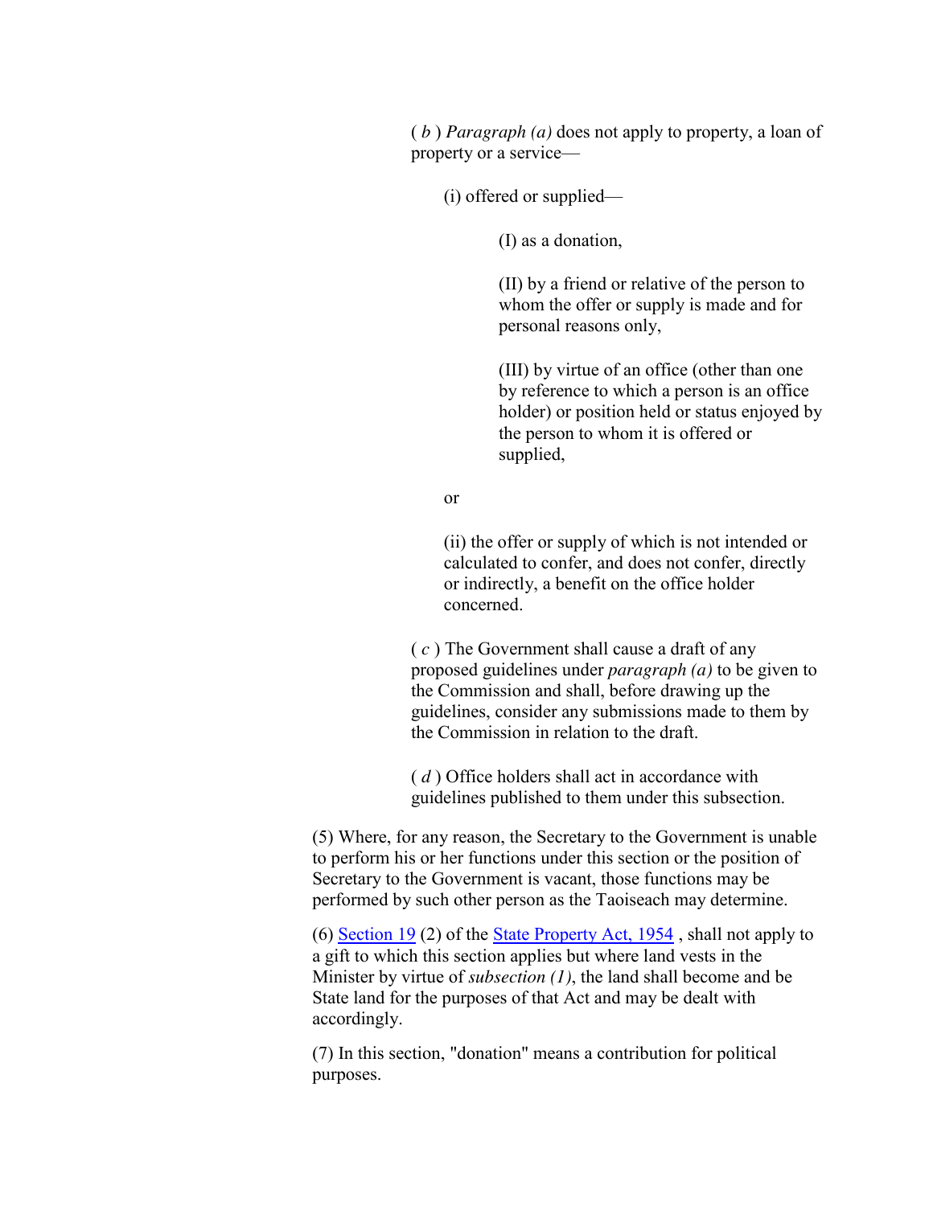( *b* ) *Paragraph (a)* does not apply to property, a loan of property or a service—

(i) offered or supplied—

(I) as a donation,

(II) by a friend or relative of the person to whom the offer or supply is made and for personal reasons only,

(III) by virtue of an office (other than one by reference to which a person is an office holder) or position held or status enjoyed by the person to whom it is offered or supplied,

or

(ii) the offer or supply of which is not intended or calculated to confer, and does not confer, directly or indirectly, a benefit on the office holder concerned.

( *c* ) The Government shall cause a draft of any proposed guidelines under *paragraph (a)* to be given to the Commission and shall, before drawing up the guidelines, consider any submissions made to them by the Commission in relation to the draft.

( *d* ) Office holders shall act in accordance with guidelines published to them under this subsection.

(5) Where, for any reason, the Secretary to the Government is unable to perform his or her functions under this section or the position of Secretary to the Government is vacant, those functions may be performed by such other person as the Taoiseach may determine.

(6) Section 19 (2) of the State Property Act, 1954 , shall not apply to a gift to which this section applies but where land vests in the Minister by virtue of *subsection (1)*, the land shall become and be State land for the purposes of that Act and may be dealt with accordingly.

(7) In this section, "donation" means a contribution for political purposes.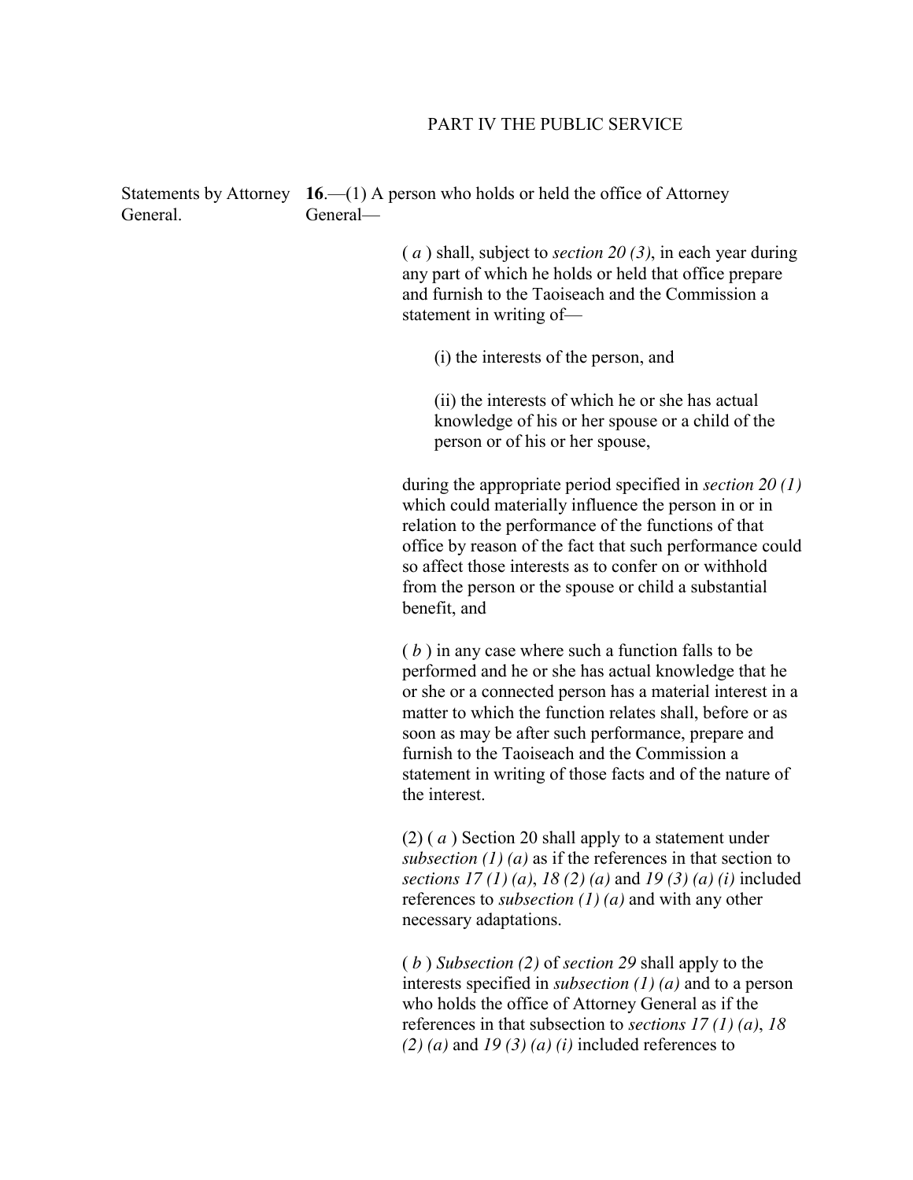## PART IV THE PUBLIC SERVICE

Statements by Attorney General.

**16**.—(1) A person who holds or held the office of Attorney General—

( *a* ) shall, subject to *section 20 (3)*, in each year during any part of which he holds or held that office prepare and furnish to the Taoiseach and the Commission a statement in writing of—

(i) the interests of the person, and

(ii) the interests of which he or she has actual knowledge of his or her spouse or a child of the person or of his or her spouse,

during the appropriate period specified in *section 20 (1)* which could materially influence the person in or in relation to the performance of the functions of that office by reason of the fact that such performance could so affect those interests as to confer on or withhold from the person or the spouse or child a substantial benefit, and

( *b* ) in any case where such a function falls to be performed and he or she has actual knowledge that he or she or a connected person has a material interest in a matter to which the function relates shall, before or as soon as may be after such performance, prepare and furnish to the Taoiseach and the Commission a statement in writing of those facts and of the nature of the interest.

(2) ( *a* ) Section 20 shall apply to a statement under *subsection (1) (a)* as if the references in that section to *sections 17 (1) (a)*, *18 (2) (a)* and *19 (3) (a) (i)* included references to *subsection (1) (a)* and with any other necessary adaptations.

( *b* ) *Subsection (2)* of *section 29* shall apply to the interests specified in *subsection (1) (a)* and to a person who holds the office of Attorney General as if the references in that subsection to *sections 17 (1) (a)*, *18 (2) (a)* and *19 (3) (a) (i)* included references to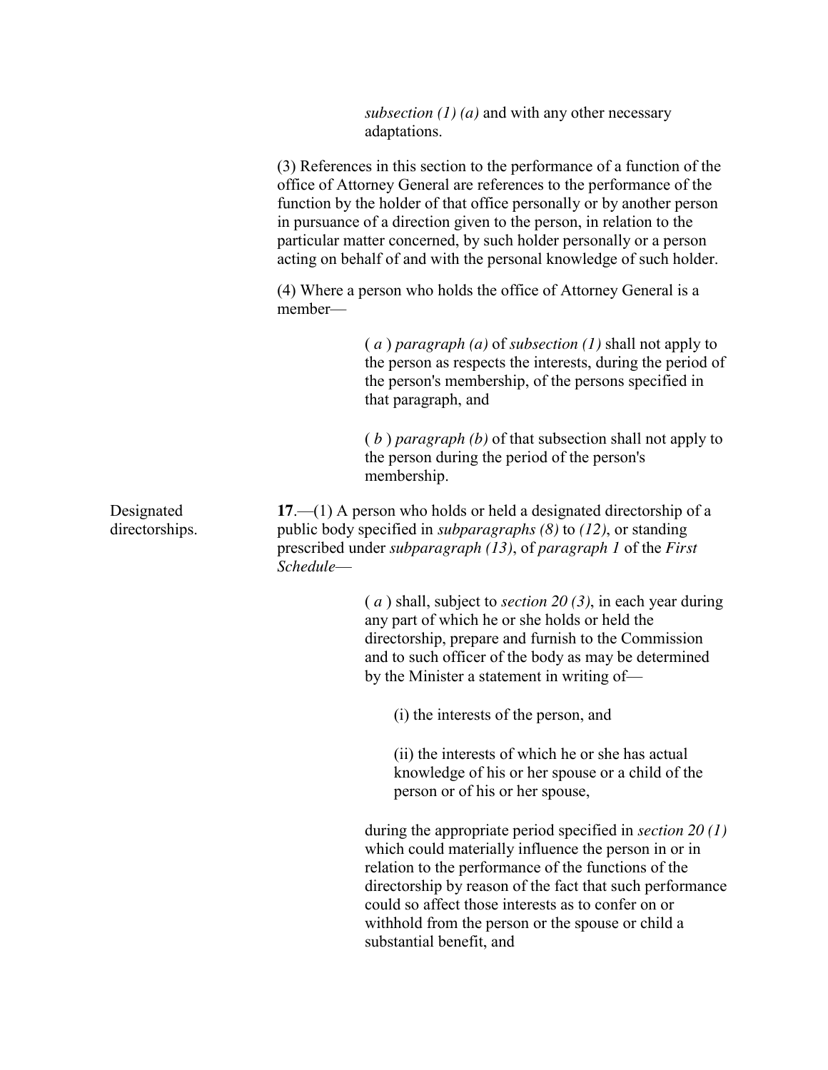*subsection (1) (a)* and with any other necessary adaptations.

(3) References in this section to the performance of a function of the office of Attorney General are references to the performance of the function by the holder of that office personally or by another person in pursuance of a direction given to the person, in relation to the particular matter concerned, by such holder personally or a person acting on behalf of and with the personal knowledge of such holder.

(4) Where a person who holds the office of Attorney General is a member—

( *a* ) *paragraph (a)* of *subsection (1)* shall not apply to the person as respects the interests, during the period of the person's membership, of the persons specified in that paragraph, and

( *b* ) *paragraph (b)* of that subsection shall not apply to the person during the period of the person's membership.

Designated directorships.

**17**.—(1) A person who holds or held a designated directorship of a public body specified in *subparagraphs (8)* to *(12)*, or standing prescribed under *subparagraph (13)*, of *paragraph 1* of the *First Schedule*—

( *a* ) shall, subject to *section 20 (3)*, in each year during any part of which he or she holds or held the directorship, prepare and furnish to the Commission and to such officer of the body as may be determined by the Minister a statement in writing of—

(i) the interests of the person, and

(ii) the interests of which he or she has actual knowledge of his or her spouse or a child of the person or of his or her spouse,

during the appropriate period specified in *section 20 (1)* which could materially influence the person in or in relation to the performance of the functions of the directorship by reason of the fact that such performance could so affect those interests as to confer on or withhold from the person or the spouse or child a substantial benefit, and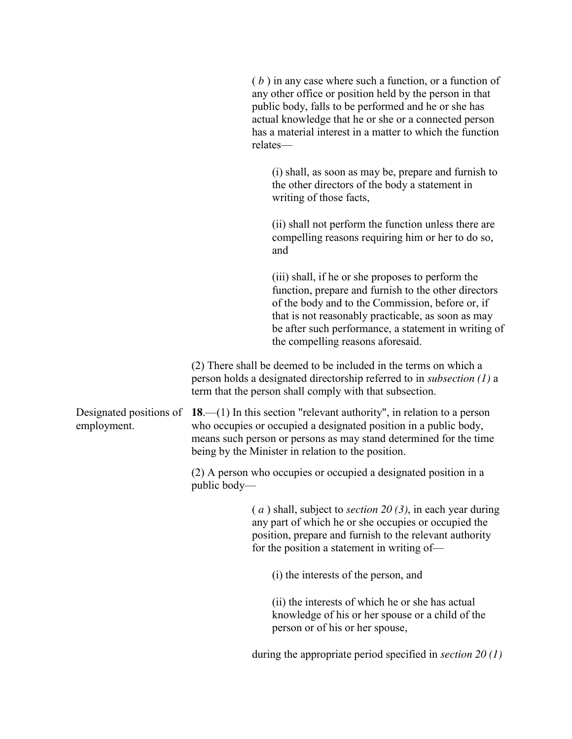( *b* ) in any case where such a function, or a function of any other office or position held by the person in that public body, falls to be performed and he or she has actual knowledge that he or she or a connected person has a material interest in a matter to which the function relates—

(i) shall, as soon as may be, prepare and furnish to the other directors of the body a statement in writing of those facts,

(ii) shall not perform the function unless there are compelling reasons requiring him or her to do so, and

(iii) shall, if he or she proposes to perform the function, prepare and furnish to the other directors of the body and to the Commission, before or, if that is not reasonably practicable, as soon as may be after such performance, a statement in writing of the compelling reasons aforesaid.

(2) There shall be deemed to be included in the terms on which a person holds a designated directorship referred to in *subsection (1)* a term that the person shall comply with that subsection.

Designated positions of employment.

**18**.—(1) In this section "relevant authority", in relation to a person who occupies or occupied a designated position in a public body, means such person or persons as may stand determined for the time being by the Minister in relation to the position.

(2) A person who occupies or occupied a designated position in a public body—

( *a* ) shall, subject to *section 20 (3)*, in each year during any part of which he or she occupies or occupied the position, prepare and furnish to the relevant authority for the position a statement in writing of—

(i) the interests of the person, and

(ii) the interests of which he or she has actual knowledge of his or her spouse or a child of the person or of his or her spouse,

during the appropriate period specified in *section 20 (1)*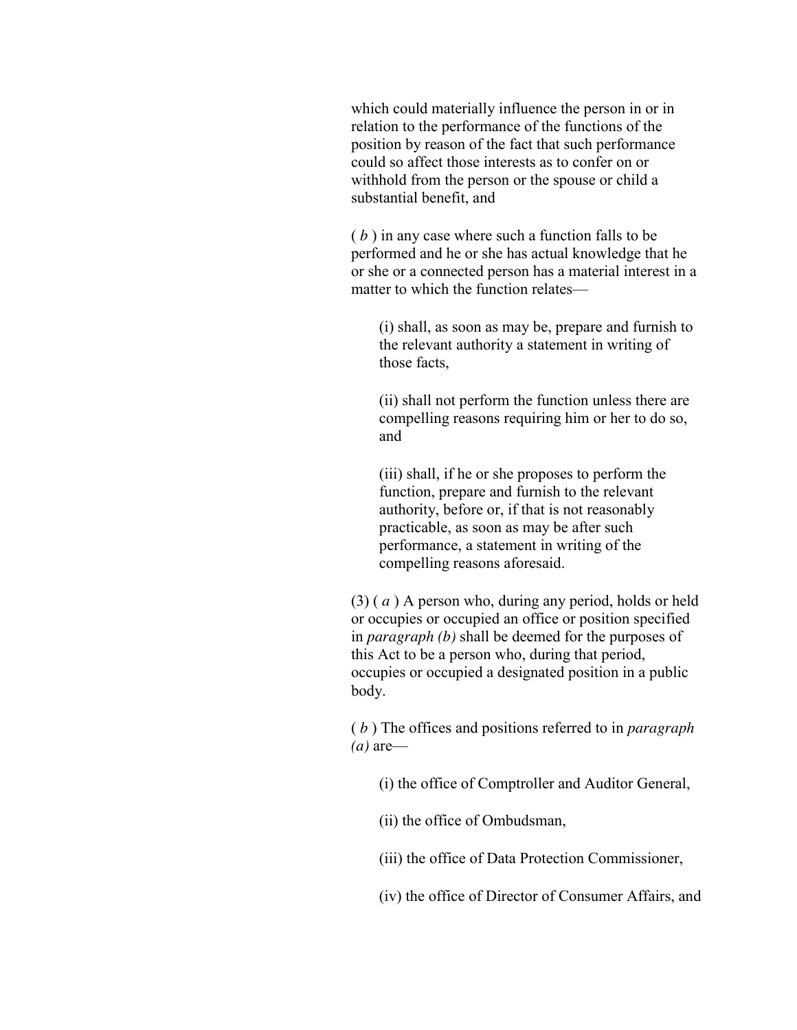which could materially influence the person in or in relation to the performance of the functions of the position by reason of the fact that such performance could so affect those interests as to confer on or withhold from the person or the spouse or child a substantial benefit, and

( *b* ) in any case where such a function falls to be performed and he or she has actual knowledge that he or she or a connected person has a material interest in a matter to which the function relates—

(i) shall, as soon as may be, prepare and furnish to the relevant authority a statement in writing of those facts,

(ii) shall not perform the function unless there are compelling reasons requiring him or her to do so, and

(iii) shall, if he or she proposes to perform the function, prepare and furnish to the relevant authority, before or, if that is not reasonably practicable, as soon as may be after such performance, a statement in writing of the compelling reasons aforesaid.

(3) ( *a* ) A person who, during any period, holds or held or occupies or occupied an office or position specified in *paragraph (b)* shall be deemed for the purposes of this Act to be a person who, during that period, occupies or occupied a designated position in a public body.

( *b* ) The offices and positions referred to in *paragraph (a)* are—

(i) the office of Comptroller and Auditor General,

(ii) the office of Ombudsman,

(iii) the office of Data Protection Commissioner,

(iv) the office of Director of Consumer Affairs, and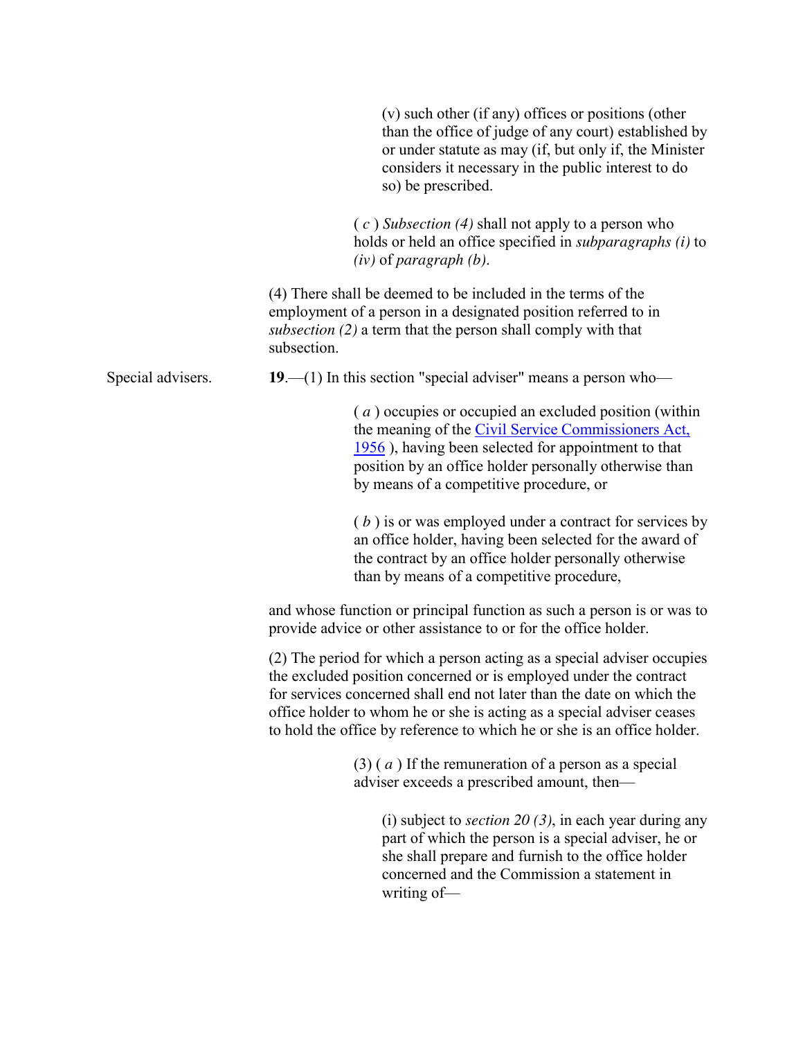(v) such other (if any) offices or positions (other than the office of judge of any court) established by or under statute as may (if, but only if, the Minister considers it necessary in the public interest to do so) be prescribed.

( *c* ) *Subsection (4)* shall not apply to a person who holds or held an office specified in *subparagraphs (i)* to *(iv)* of *paragraph (b)*.

(4) There shall be deemed to be included in the terms of the employment of a person in a designated position referred to in *subsection (2)* a term that the person shall comply with that subsection.

Special advisers.

**19**.—(1) In this section "special adviser" means a person who—

( *a* ) occupies or occupied an excluded position (within the meaning of the Civil Service Commissioners Act, 1956 ), having been selected for appointment to that position by an office holder personally otherwise than by means of a competitive procedure, or

( *b* ) is or was employed under a contract for services by an office holder, having been selected for the award of the contract by an office holder personally otherwise than by means of a competitive procedure,

and whose function or principal function as such a person is or was to provide advice or other assistance to or for the office holder.

(2) The period for which a person acting as a special adviser occupies the excluded position concerned or is employed under the contract for services concerned shall end not later than the date on which the office holder to whom he or she is acting as a special adviser ceases to hold the office by reference to which he or she is an office holder.

(3) ( *a* ) If the remuneration of a person as a special adviser exceeds a prescribed amount, then—

(i) subject to *section 20 (3)*, in each year during any part of which the person is a special adviser, he or she shall prepare and furnish to the office holder concerned and the Commission a statement in writing of—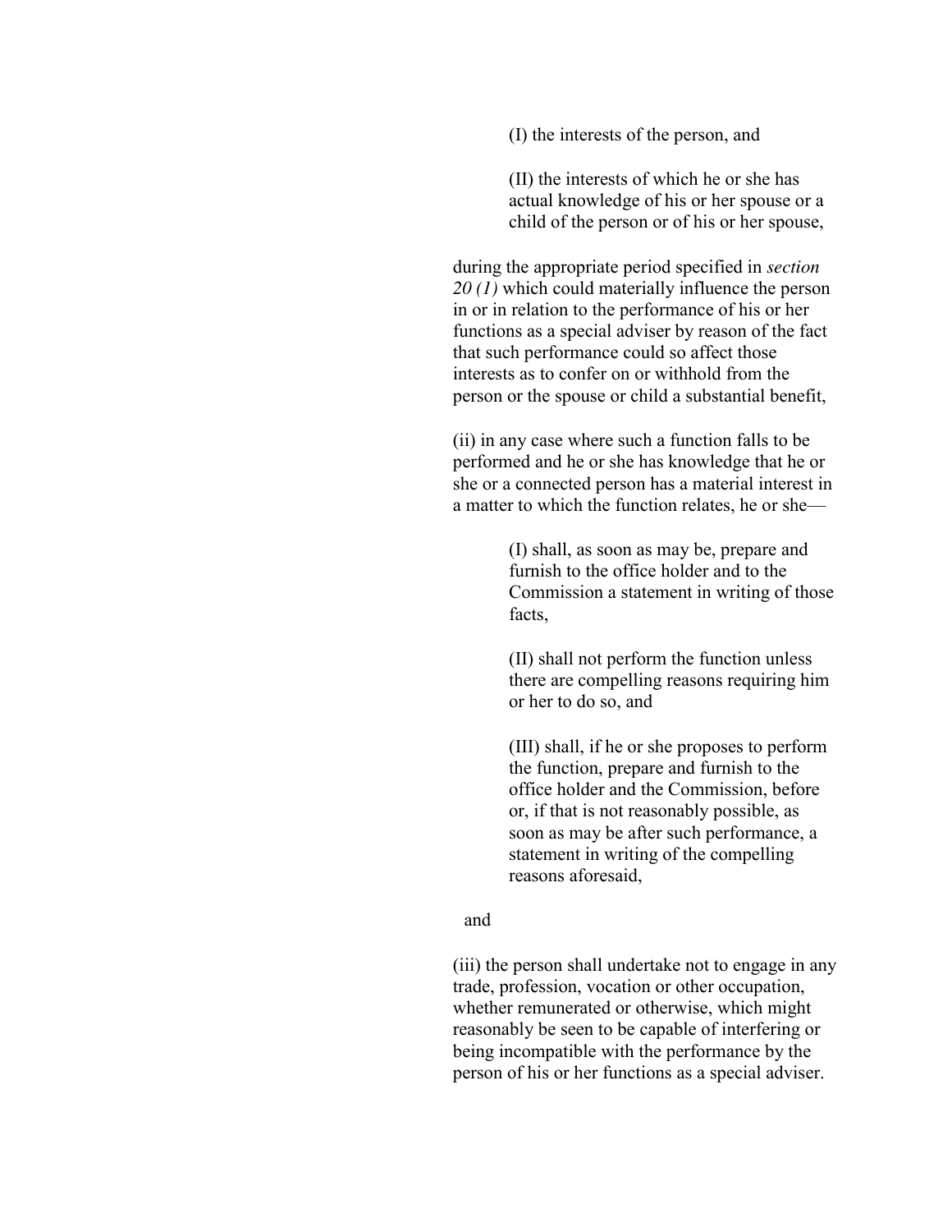(I) the interests of the person, and

(II) the interests of which he or she has actual knowledge of his or her spouse or a child of the person or of his or her spouse,

during the appropriate period specified in *section 20 (1)* which could materially influence the person in or in relation to the performance of his or her functions as a special adviser by reason of the fact that such performance could so affect those interests as to confer on or withhold from the person or the spouse or child a substantial benefit,

(ii) in any case where such a function falls to be performed and he or she has knowledge that he or she or a connected person has a material interest in a matter to which the function relates, he or she—

(I) shall, as soon as may be, prepare and furnish to the office holder and to the Commission a statement in writing of those facts,

(II) shall not perform the function unless there are compelling reasons requiring him or her to do so, and

(III) shall, if he or she proposes to perform the function, prepare and furnish to the office holder and the Commission, before or, if that is not reasonably possible, as soon as may be after such performance, a statement in writing of the compelling reasons aforesaid,

and

(iii) the person shall undertake not to engage in any trade, profession, vocation or other occupation, whether remunerated or otherwise, which might reasonably be seen to be capable of interfering or being incompatible with the performance by the person of his or her functions as a special adviser.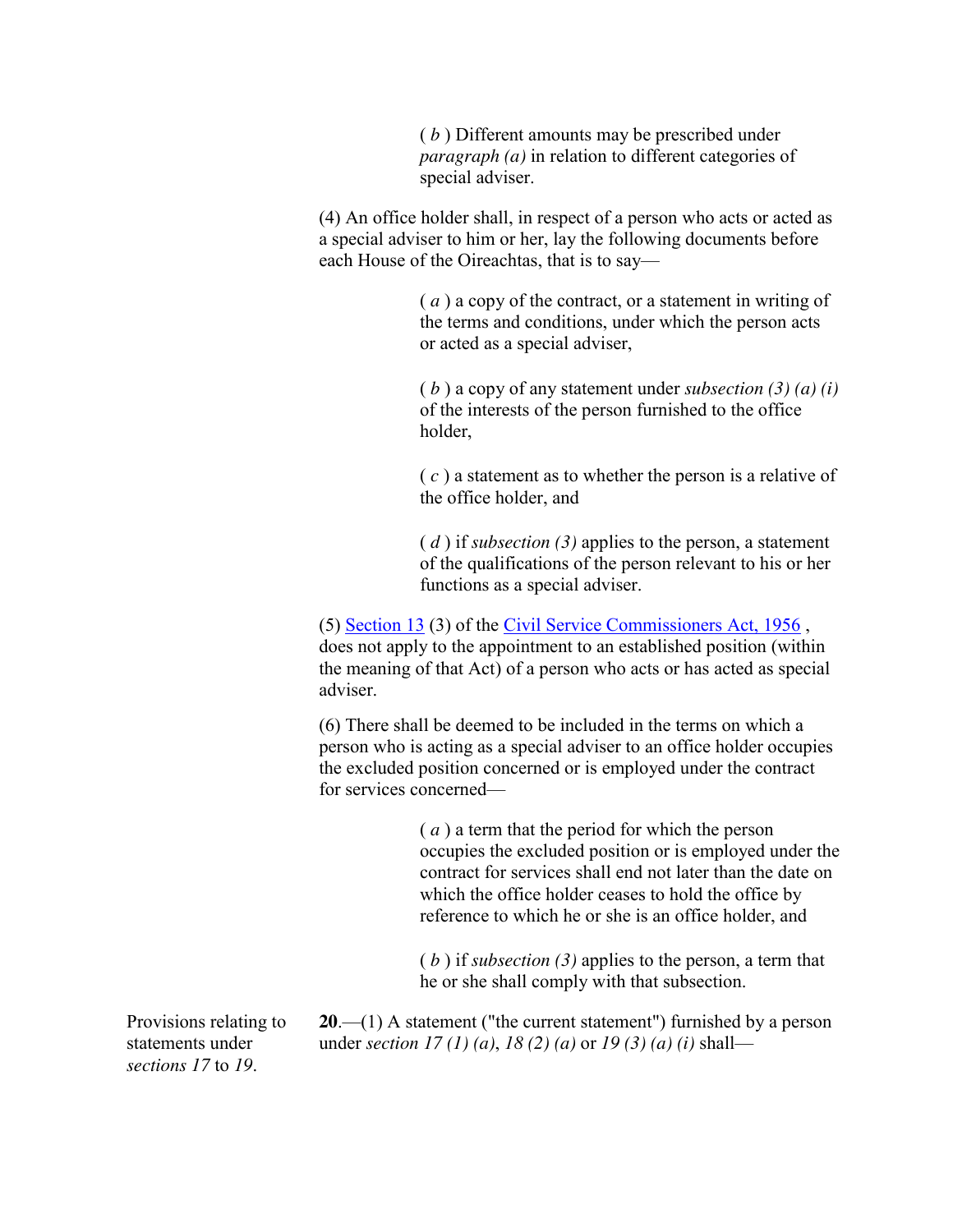( *b* ) Different amounts may be prescribed under *paragraph (a)* in relation to different categories of special adviser.

(4) An office holder shall, in respect of a person who acts or acted as a special adviser to him or her, lay the following documents before each House of the Oireachtas, that is to say—

( *a* ) a copy of the contract, or a statement in writing of the terms and conditions, under which the person acts or acted as a special adviser,

( *b* ) a copy of any statement under *subsection (3) (a) (i)* of the interests of the person furnished to the office holder,

( *c* ) a statement as to whether the person is a relative of the office holder, and

( *d* ) if *subsection (3)* applies to the person, a statement of the qualifications of the person relevant to his or her functions as a special adviser.

(5) Section 13 (3) of the Civil Service Commissioners Act, 1956 , does not apply to the appointment to an established position (within the meaning of that Act) of a person who acts or has acted as special adviser.

(6) There shall be deemed to be included in the terms on which a person who is acting as a special adviser to an office holder occupies the excluded position concerned or is employed under the contract for services concerned—

( *a* ) a term that the period for which the person occupies the excluded position or is employed under the contract for services shall end not later than the date on which the office holder ceases to hold the office by reference to which he or she is an office holder, and

( *b* ) if *subsection (3)* applies to the person, a term that he or she shall comply with that subsection.

Provisions relating to statements under *sections 17* to *19*.

**20**.—(1) A statement ("the current statement") furnished by a person under *section 17 (1) (a)*, *18 (2) (a)* or *19 (3) (a) (i)* shall—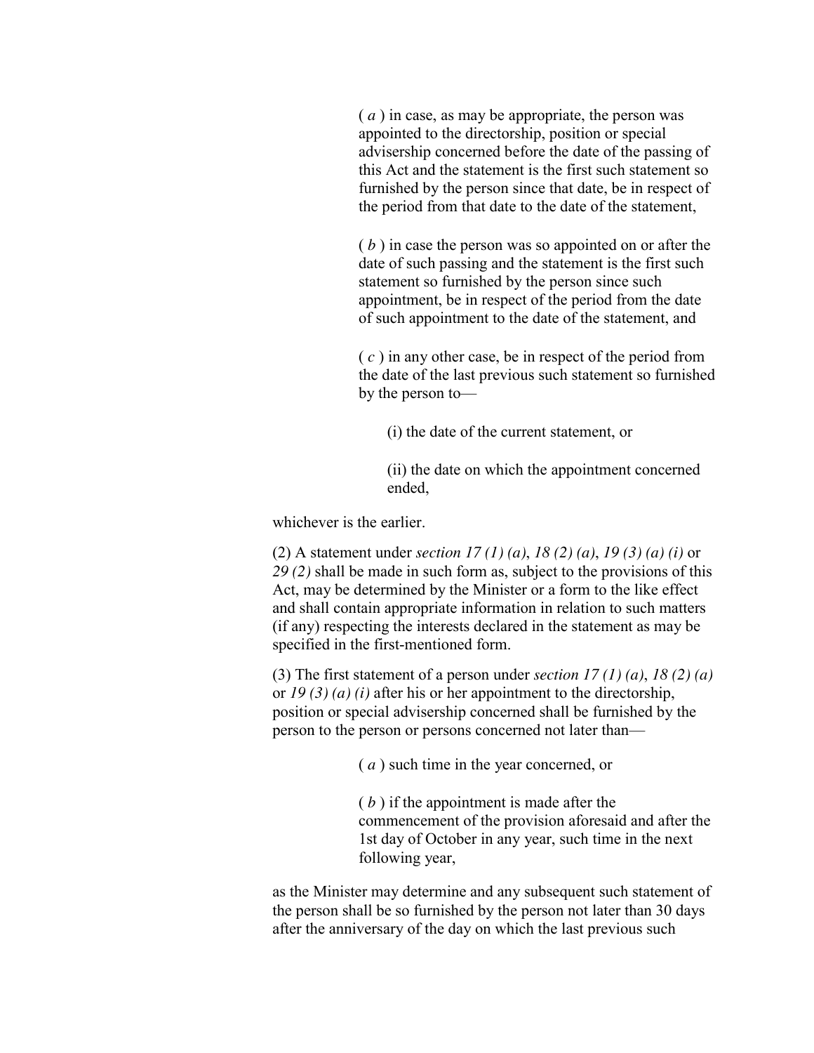(*a*) in case, as may be appropriate, the person was appointed to the directorship, position or special advisership concerned before the date of the passing of this Act and the statement is the first such statement so furnished by the person since that date, be in respect of the period from that date to the date of the statement,

(*b*) in case the person was so appointed on or after the date of such passing and the statement is the first such statement so furnished by the person since such appointment, be in respect of the period from the date of such appointment to the date of the statement, and

(*c*) in any other case, be in respect of the period from the date of the last previous such statement so furnished by the person to—

(i) the date of the current statement, or

(ii) the date on which the appointment concerned ended,

whichever is the earlier.

(2) A statement under *section 17 (1) (a)*, *18 (2) (a)*, *19 (3) (a) (i)* or *29 (2)* shall be made in such form as, subject to the provisions of this Act, may be determined by the Minister or a form to the like effect and shall contain appropriate information in relation to such matters (if any) respecting the interests declared in the statement as may be specified in the first-mentioned form.

(3) The first statement of a person under *section 17 (1) (a)*, *18 (2) (a)* or *19 (3) (a) (i)* after his or her appointment to the directorship, position or special advisership concerned shall be furnished by the person to the person or persons concerned not later than—

(*a*) such time in the year concerned, or

(*b*) if the appointment is made after the commencement of the provision aforesaid and after the 1st day of October in any year, such time in the next following year,

as the Minister may determine and any subsequent such statement of the person shall be so furnished by the person not later than 30 days after the anniversary of the day on which the last previous such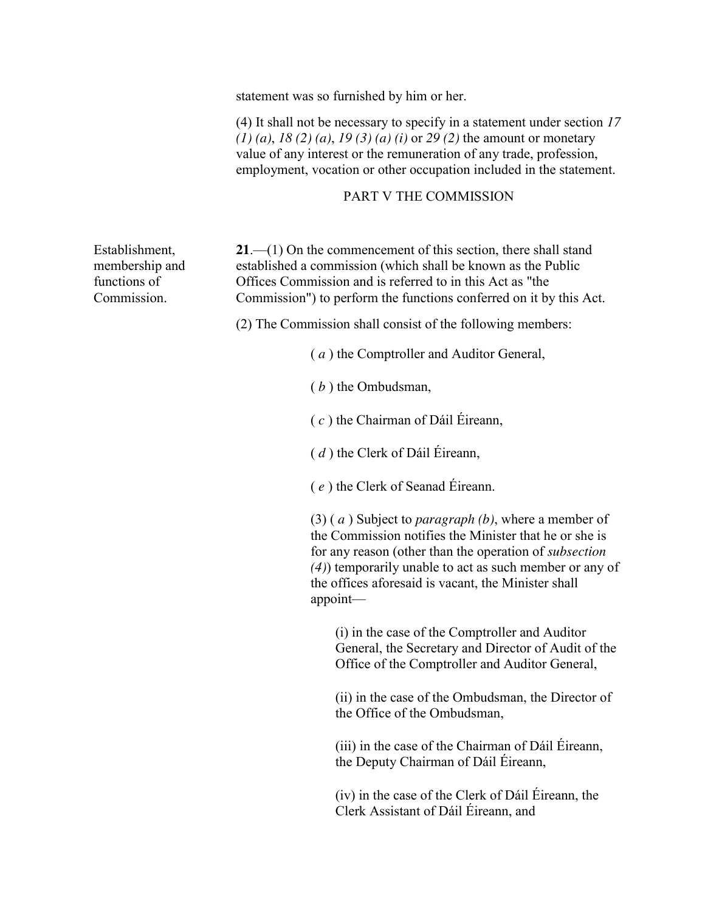statement was so furnished by him or her.

(4) It shall not be necessary to specify in a statement under section *17 (1) (a)*, *18 (2) (a)*, *19 (3) (a) (i)* or *29 (2)* the amount or monetary value of any interest or the remuneration of any trade, profession, employment, vocation or other occupation included in the statement.

## PART V THE COMMISSION

Establishment, membership and functions of Commission.

**21**.—(1) On the commencement of this section, there shall stand established a commission (which shall be known as the Public Offices Commission and is referred to in this Act as "the Commission") to perform the functions conferred on it by this Act.

(2) The Commission shall consist of the following members:

( *a* ) the Comptroller and Auditor General,

( *b* ) the Ombudsman,

( *c* ) the Chairman of Dáil Éireann,

( *d* ) the Clerk of Dáil Éireann,

( *e* ) the Clerk of Seanad Éireann.

(3) ( *a* ) Subject to *paragraph (b)*, where a member of the Commission notifies the Minister that he or she is for any reason (other than the operation of *subsection (4)*) temporarily unable to act as such member or any of the offices aforesaid is vacant, the Minister shall appoint—

(i) in the case of the Comptroller and Auditor General, the Secretary and Director of Audit of the Office of the Comptroller and Auditor General,

(ii) in the case of the Ombudsman, the Director of the Office of the Ombudsman,

(iii) in the case of the Chairman of Dáil Éireann, the Deputy Chairman of Dáil Éireann,

(iv) in the case of the Clerk of Dáil Éireann, the Clerk Assistant of Dáil Éireann, and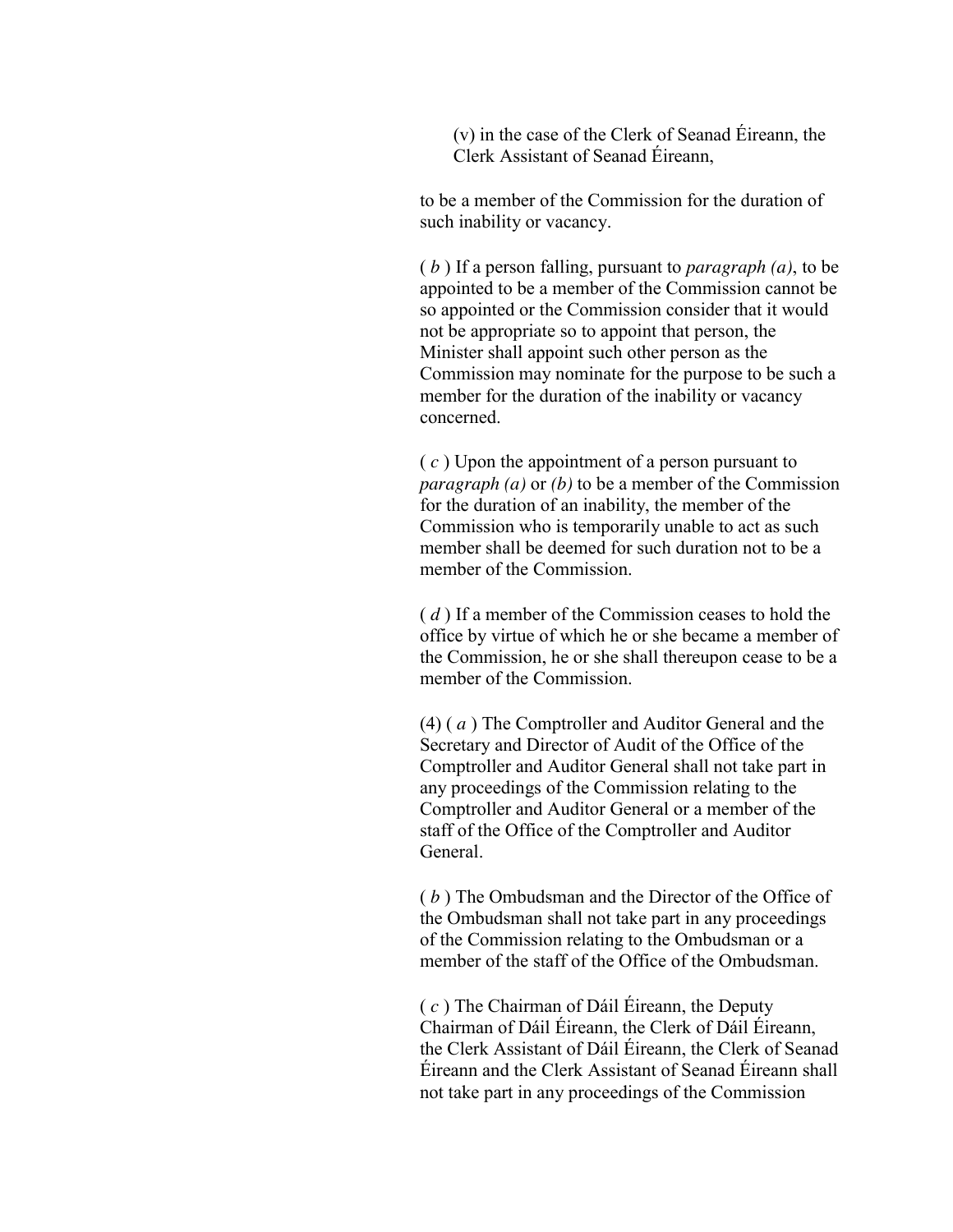(v) in the case of the Clerk of Seanad Éireann, the Clerk Assistant of Seanad Éireann,

to be a member of the Commission for the duration of such inability or vacancy.

( *b* ) If a person falling, pursuant to *paragraph (a)*, to be appointed to be a member of the Commission cannot be so appointed or the Commission consider that it would not be appropriate so to appoint that person, the Minister shall appoint such other person as the Commission may nominate for the purpose to be such a member for the duration of the inability or vacancy concerned.

( *c* ) Upon the appointment of a person pursuant to *paragraph (a)* or *(b)* to be a member of the Commission for the duration of an inability, the member of the Commission who is temporarily unable to act as such member shall be deemed for such duration not to be a member of the Commission.

( *d* ) If a member of the Commission ceases to hold the office by virtue of which he or she became a member of the Commission, he or she shall thereupon cease to be a member of the Commission.

(4) ( *a* ) The Comptroller and Auditor General and the Secretary and Director of Audit of the Office of the Comptroller and Auditor General shall not take part in any proceedings of the Commission relating to the Comptroller and Auditor General or a member of the staff of the Office of the Comptroller and Auditor General.

( *b* ) The Ombudsman and the Director of the Office of the Ombudsman shall not take part in any proceedings of the Commission relating to the Ombudsman or a member of the staff of the Office of the Ombudsman.

( *c* ) The Chairman of Dáil Éireann, the Deputy Chairman of Dáil Éireann, the Clerk of Dáil Éireann, the Clerk Assistant of Dáil Éireann, the Clerk of Seanad Éireann and the Clerk Assistant of Seanad Éireann shall not take part in any proceedings of the Commission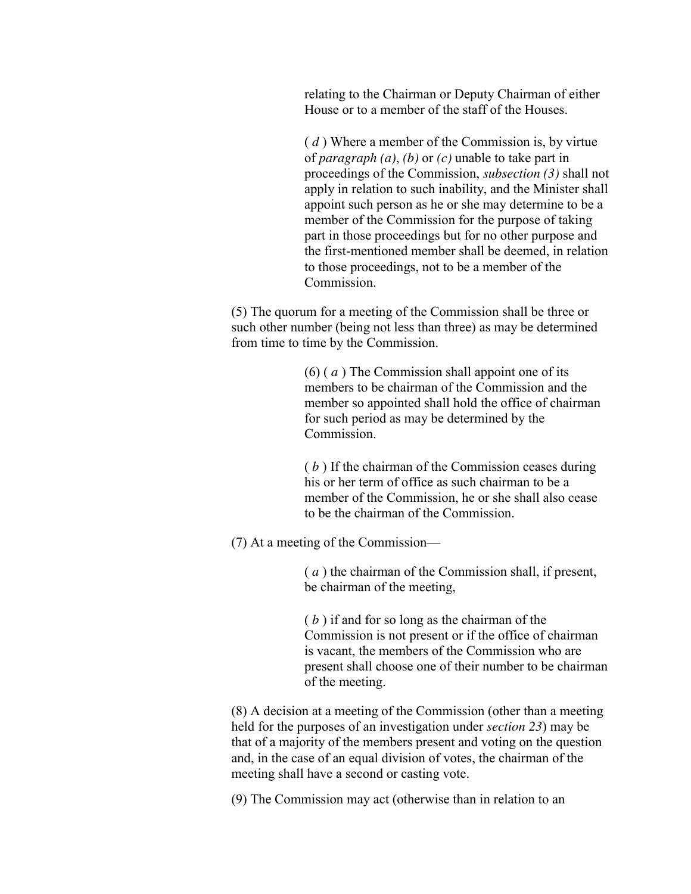relating to the Chairman or Deputy Chairman of either House or to a member of the staff of the Houses.

( *d* ) Where a member of the Commission is, by virtue of *paragraph (a)*, *(b)* or *(c)* unable to take part in proceedings of the Commission, *subsection (3)* shall not apply in relation to such inability, and the Minister shall appoint such person as he or she may determine to be a member of the Commission for the purpose of taking part in those proceedings but for no other purpose and the first-mentioned member shall be deemed, in relation to those proceedings, not to be a member of the Commission.

(5) The quorum for a meeting of the Commission shall be three or such other number (being not less than three) as may be determined from time to time by the Commission.

(6) ( *a* ) The Commission shall appoint one of its members to be chairman of the Commission and the member so appointed shall hold the office of chairman for such period as may be determined by the Commission.

( *b* ) If the chairman of the Commission ceases during his or her term of office as such chairman to be a member of the Commission, he or she shall also cease to be the chairman of the Commission.

(7) At a meeting of the Commission—

( *a* ) the chairman of the Commission shall, if present, be chairman of the meeting,

( *b* ) if and for so long as the chairman of the Commission is not present or if the office of chairman is vacant, the members of the Commission who are present shall choose one of their number to be chairman of the meeting.

(8) A decision at a meeting of the Commission (other than a meeting held for the purposes of an investigation under *section 23*) may be that of a majority of the members present and voting on the question and, in the case of an equal division of votes, the chairman of the meeting shall have a second or casting vote.

(9) The Commission may act (otherwise than in relation to an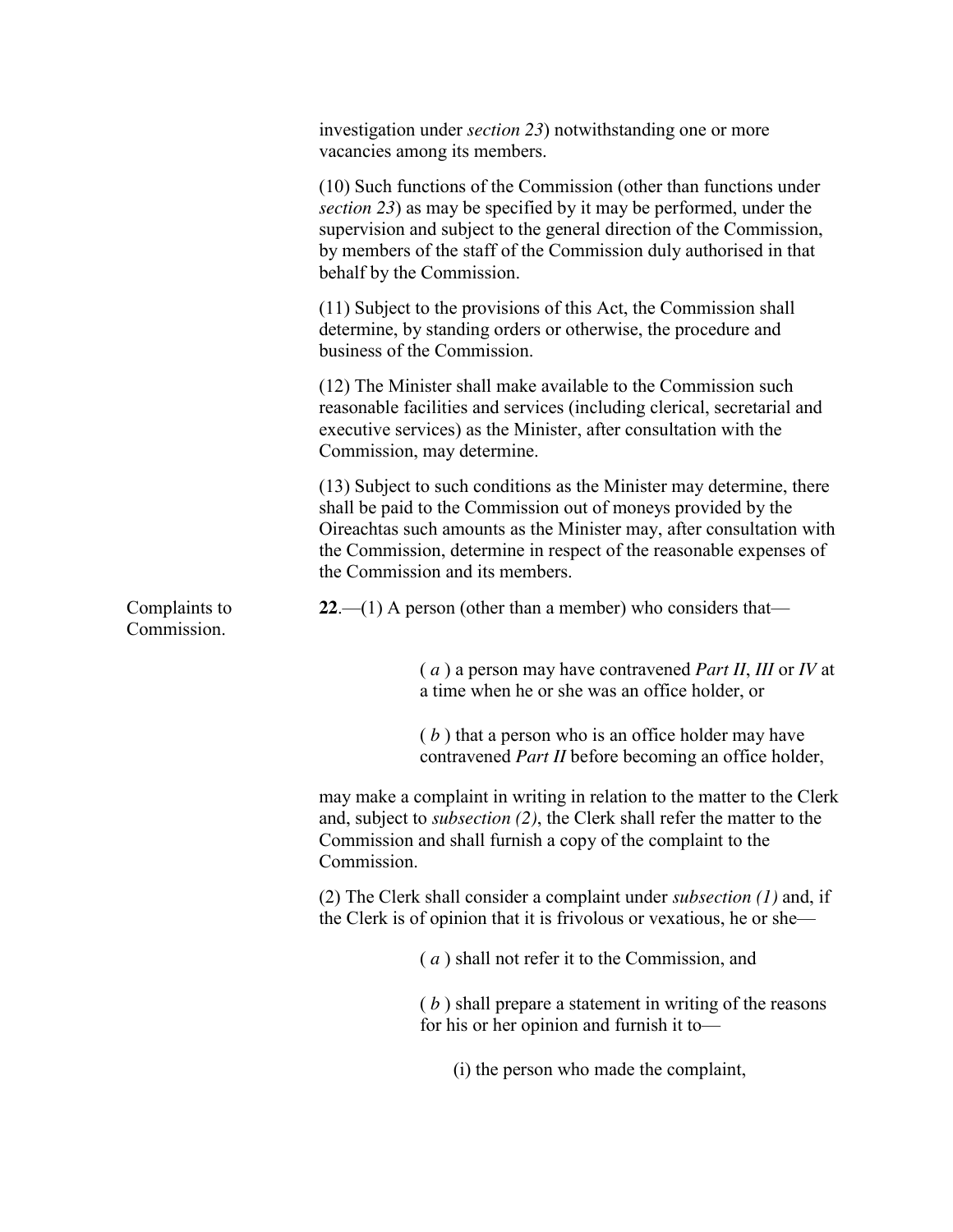investigation under *section 23*) notwithstanding one or more vacancies among its members.

(10) Such functions of the Commission (other than functions under *section 23*) as may be specified by it may be performed, under the supervision and subject to the general direction of the Commission, by members of the staff of the Commission duly authorised in that behalf by the Commission.

(11) Subject to the provisions of this Act, the Commission shall determine, by standing orders or otherwise, the procedure and business of the Commission.

(12) The Minister shall make available to the Commission such reasonable facilities and services (including clerical, secretarial and executive services) as the Minister, after consultation with the Commission, may determine.

(13) Subject to such conditions as the Minister may determine, there shall be paid to the Commission out of moneys provided by the Oireachtas such amounts as the Minister may, after consultation with the Commission, determine in respect of the reasonable expenses of the Commission and its members.

Complaints to Commission.

**22**.—(1) A person (other than a member) who considers that—

> ( *a* ) a person may have contravened *Part II*, *III* or *IV* at a time when he or she was an office holder, or
>
> ( *b* ) that a person who is an office holder may have contravened *Part II* before becoming an office holder,

may make a complaint in writing in relation to the matter to the Clerk and, subject to *subsection (2)*, the Clerk shall refer the matter to the Commission and shall furnish a copy of the complaint to the Commission.

(2) The Clerk shall consider a complaint under *subsection (1)* and, if the Clerk is of opinion that it is frivolous or vexatious, he or she—

> ( *a* ) shall not refer it to the Commission, and
>
> ( *b* ) shall prepare a statement in writing of the reasons for his or her opinion and furnish it to—
>
> > (i) the person who made the complaint,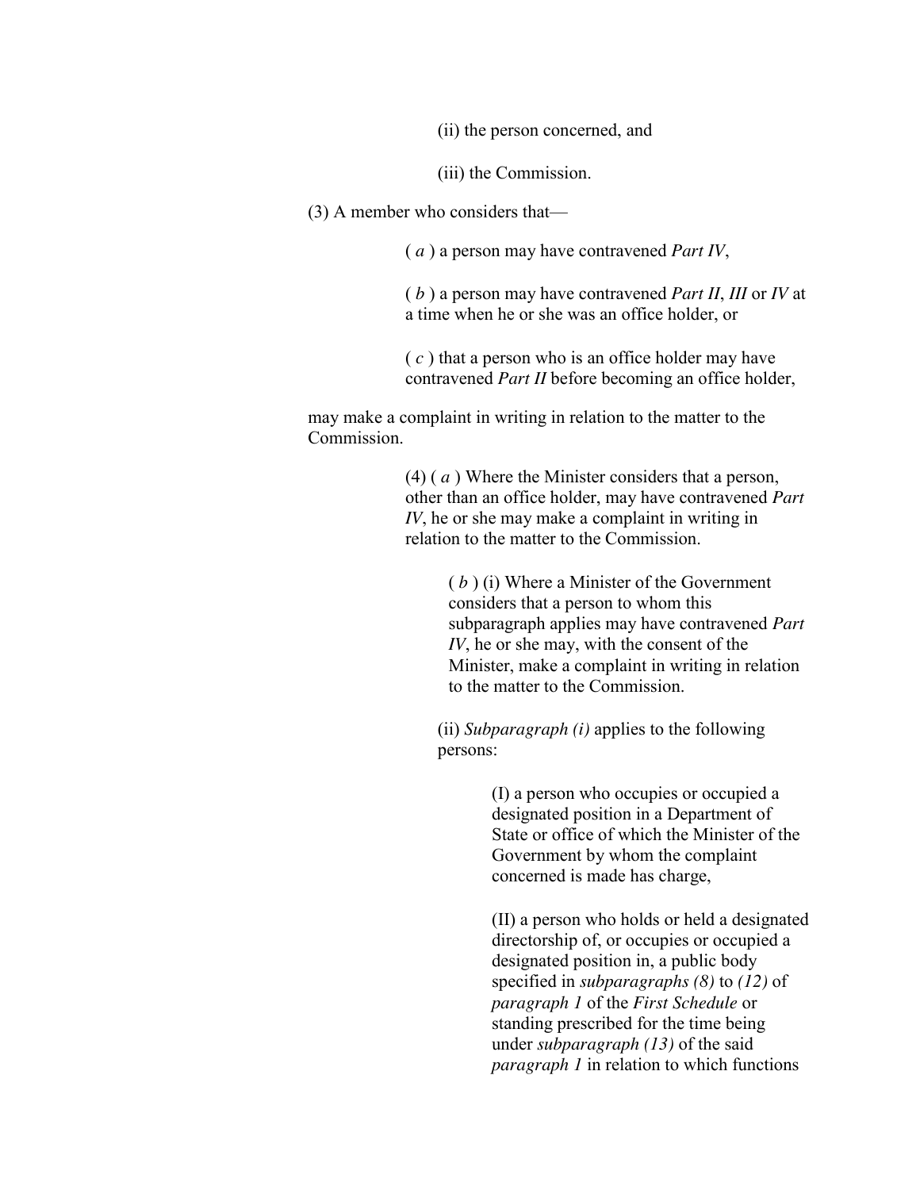(ii) the person concerned, and

(iii) the Commission.

(3) A member who considers that—

( *a* ) a person may have contravened *Part IV*,

( *b* ) a person may have contravened *Part II*, *III* or *IV* at a time when he or she was an office holder, or

( *c* ) that a person who is an office holder may have contravened *Part II* before becoming an office holder,

may make a complaint in writing in relation to the matter to the Commission.

(4) ( *a* ) Where the Minister considers that a person, other than an office holder, may have contravened *Part IV*, he or she may make a complaint in writing in relation to the matter to the Commission.

( *b* ) (i) Where a Minister of the Government considers that a person to whom this subparagraph applies may have contravened *Part IV*, he or she may, with the consent of the Minister, make a complaint in writing in relation to the matter to the Commission.

(ii) *Subparagraph (i)* applies to the following persons:

(I) a person who occupies or occupied a designated position in a Department of State or office of which the Minister of the Government by whom the complaint concerned is made has charge,

(II) a person who holds or held a designated directorship of, or occupies or occupied a designated position in, a public body specified in *subparagraphs (8)* to *(12)* of *paragraph 1* of the *First Schedule* or standing prescribed for the time being under *subparagraph (13)* of the said *paragraph 1* in relation to which functions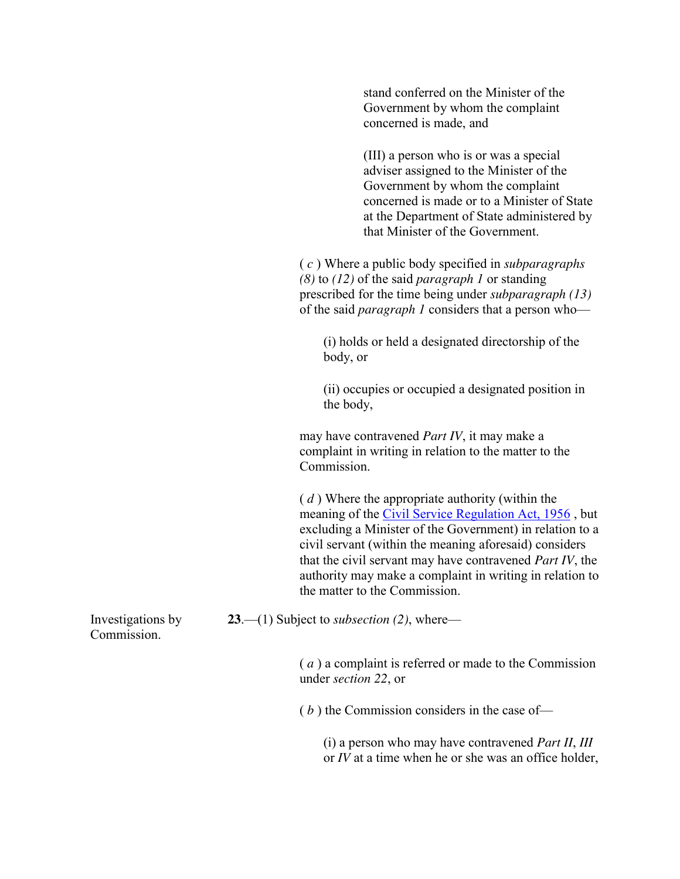stand conferred on the Minister of the Government by whom the complaint concerned is made, and

(III) a person who is or was a special adviser assigned to the Minister of the Government by whom the complaint concerned is made or to a Minister of State at the Department of State administered by that Minister of the Government.

( *c* ) Where a public body specified in *subparagraphs (8)* to *(12)* of the said *paragraph 1* or standing prescribed for the time being under *subparagraph (13)* of the said *paragraph 1* considers that a person who—

(i) holds or held a designated directorship of the body, or

(ii) occupies or occupied a designated position in the body,

may have contravened *Part IV*, it may make a complaint in writing in relation to the matter to the Commission.

( *d* ) Where the appropriate authority (within the meaning of the Civil Service Regulation Act, 1956 , but excluding a Minister of the Government) in relation to a civil servant (within the meaning aforesaid) considers that the civil servant may have contravened *Part IV*, the authority may make a complaint in writing in relation to the matter to the Commission.

Investigations by Commission.

**23**.—(1) Subject to *subsection (2)*, where—

( *a* ) a complaint is referred or made to the Commission under *section 22*, or

( *b* ) the Commission considers in the case of—

(i) a person who may have contravened *Part II*, *III* or *IV* at a time when he or she was an office holder,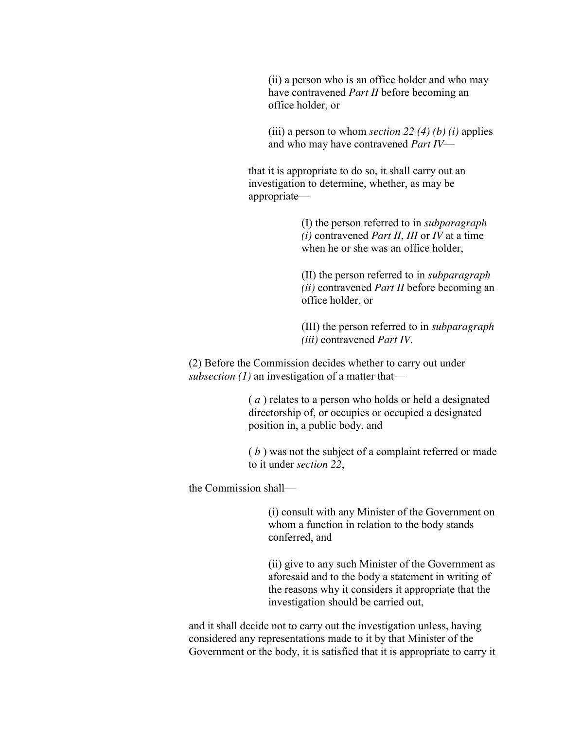(ii) a person who is an office holder and who may have contravened *Part II* before becoming an office holder, or

(iii) a person to whom *section 22 (4) (b) (i)* applies and who may have contravened *Part IV*—

that it is appropriate to do so, it shall carry out an investigation to determine, whether, as may be appropriate—

(I) the person referred to in *subparagraph (i)* contravened *Part II*, *III* or *IV* at a time when he or she was an office holder,

(II) the person referred to in *subparagraph (ii)* contravened *Part II* before becoming an office holder, or

(III) the person referred to in *subparagraph (iii)* contravened *Part IV*.

(2) Before the Commission decides whether to carry out under *subsection (1)* an investigation of a matter that—

( *a* ) relates to a person who holds or held a designated directorship of, or occupies or occupied a designated position in, a public body, and

( *b* ) was not the subject of a complaint referred or made to it under *section 22*,

the Commission shall—

(i) consult with any Minister of the Government on whom a function in relation to the body stands conferred, and

(ii) give to any such Minister of the Government as aforesaid and to the body a statement in writing of the reasons why it considers it appropriate that the investigation should be carried out,

and it shall decide not to carry out the investigation unless, having considered any representations made to it by that Minister of the Government or the body, it is satisfied that it is appropriate to carry it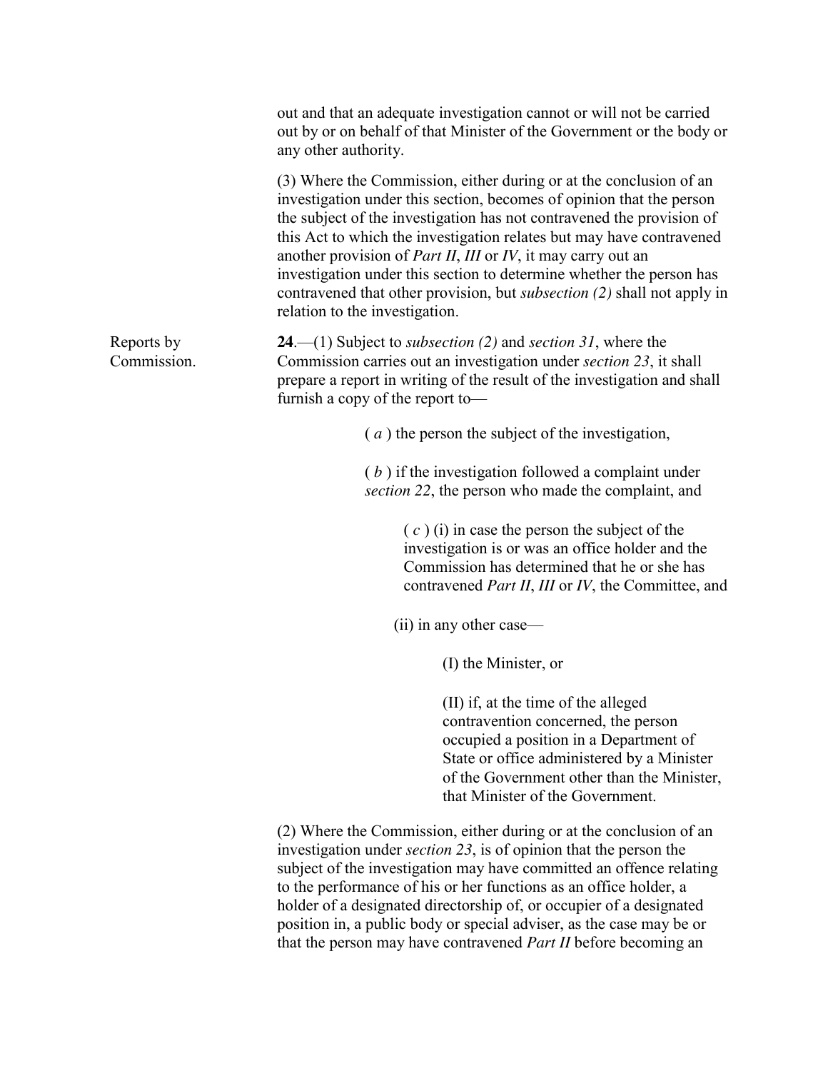out and that an adequate investigation cannot or will not be carried out by or on behalf of that Minister of the Government or the body or any other authority.

(3) Where the Commission, either during or at the conclusion of an investigation under this section, becomes of opinion that the person the subject of the investigation has not contravened the provision of this Act to which the investigation relates but may have contravened another provision of *Part II*, *III* or *IV*, it may carry out an investigation under this section to determine whether the person has contravened that other provision, but *subsection (2)* shall not apply in relation to the investigation.

Reports by Commission.

**24**.—(1) Subject to *subsection (2)* and *section 31*, where the Commission carries out an investigation under *section 23*, it shall prepare a report in writing of the result of the investigation and shall furnish a copy of the report to—

( *a* ) the person the subject of the investigation,

( *b* ) if the investigation followed a complaint under *section 22*, the person who made the complaint, and

( *c* ) (i) in case the person the subject of the investigation is or was an office holder and the Commission has determined that he or she has contravened *Part II*, *III* or *IV*, the Committee, and

(ii) in any other case—

(I) the Minister, or

(II) if, at the time of the alleged contravention concerned, the person occupied a position in a Department of State or office administered by a Minister of the Government other than the Minister, that Minister of the Government.

(2) Where the Commission, either during or at the conclusion of an investigation under *section 23*, is of opinion that the person the subject of the investigation may have committed an offence relating to the performance of his or her functions as an office holder, a holder of a designated directorship of, or occupier of a designated position in, a public body or special adviser, as the case may be or that the person may have contravened *Part II* before becoming an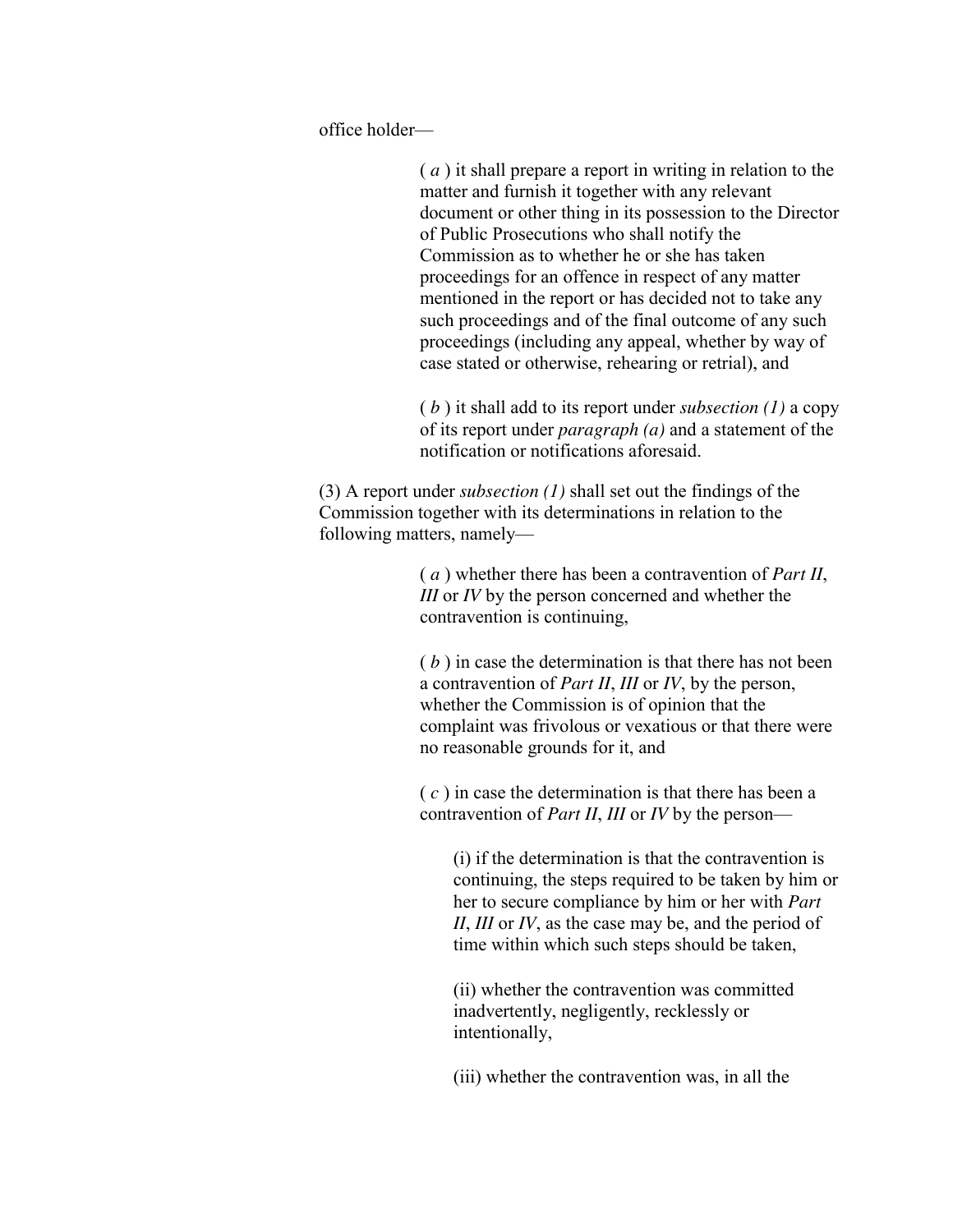office holder—

( *a* ) it shall prepare a report in writing in relation to the matter and furnish it together with any relevant document or other thing in its possession to the Director of Public Prosecutions who shall notify the Commission as to whether he or she has taken proceedings for an offence in respect of any matter mentioned in the report or has decided not to take any such proceedings and of the final outcome of any such proceedings (including any appeal, whether by way of case stated or otherwise, rehearing or retrial), and

( *b* ) it shall add to its report under *subsection (1)* a copy of its report under *paragraph (a)* and a statement of the notification or notifications aforesaid.

(3) A report under *subsection (1)* shall set out the findings of the Commission together with its determinations in relation to the following matters, namely—

( *a* ) whether there has been a contravention of *Part II*, *III* or *IV* by the person concerned and whether the contravention is continuing,

( *b* ) in case the determination is that there has not been a contravention of *Part II*, *III* or *IV*, by the person, whether the Commission is of opinion that the complaint was frivolous or vexatious or that there were no reasonable grounds for it, and

( *c* ) in case the determination is that there has been a contravention of *Part II*, *III* or *IV* by the person—

(i) if the determination is that the contravention is continuing, the steps required to be taken by him or her to secure compliance by him or her with *Part II*, *III* or *IV*, as the case may be, and the period of time within which such steps should be taken,

(ii) whether the contravention was committed inadvertently, negligently, recklessly or intentionally,

(iii) whether the contravention was, in all the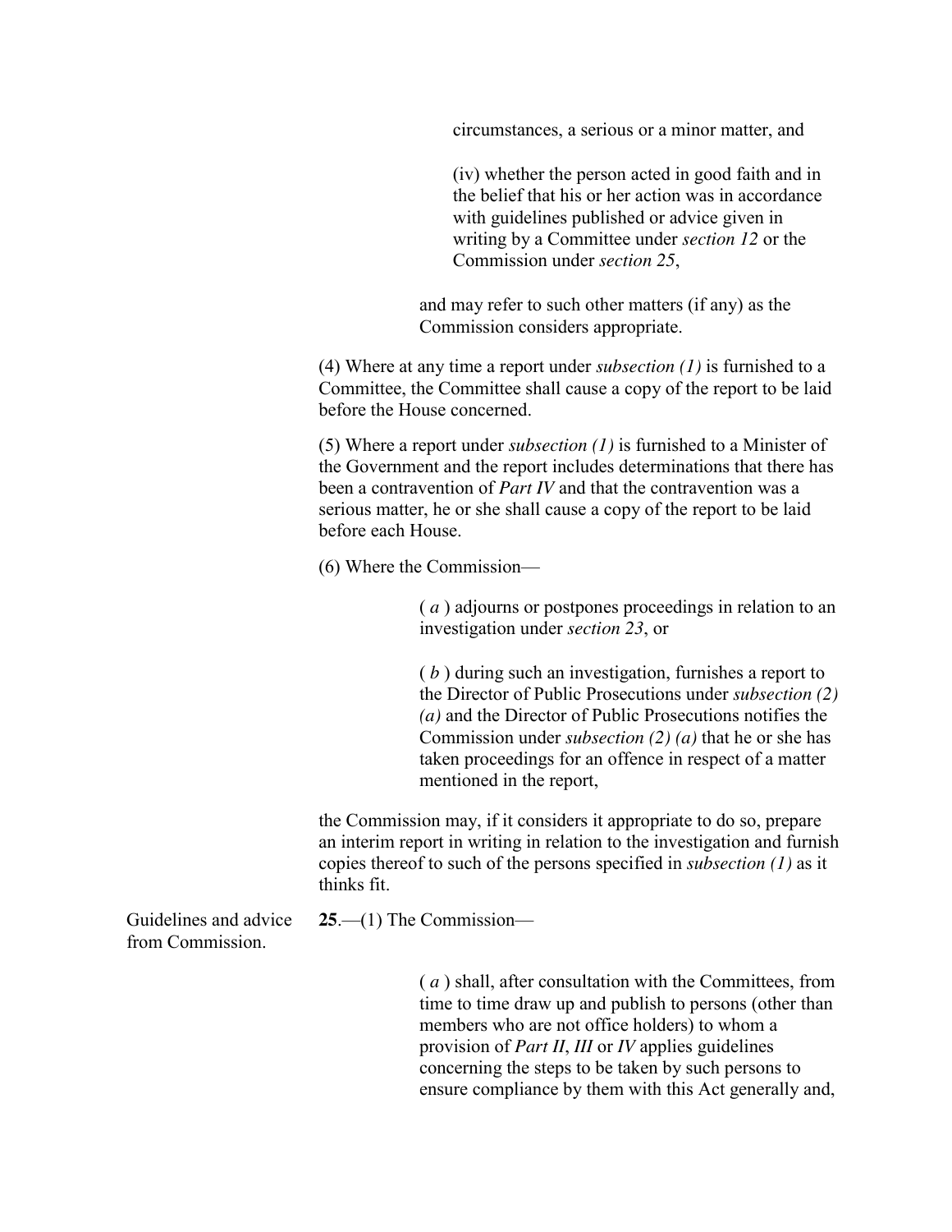circumstances, a serious or a minor matter, and

(iv) whether the person acted in good faith and in the belief that his or her action was in accordance with guidelines published or advice given in writing by a Committee under *section 12* or the Commission under *section 25*,

and may refer to such other matters (if any) as the Commission considers appropriate.

(4) Where at any time a report under *subsection (1)* is furnished to a Committee, the Committee shall cause a copy of the report to be laid before the House concerned.

(5) Where a report under *subsection (1)* is furnished to a Minister of the Government and the report includes determinations that there has been a contravention of *Part IV* and that the contravention was a serious matter, he or she shall cause a copy of the report to be laid before each House.

(6) Where the Commission—

( *a* ) adjourns or postpones proceedings in relation to an investigation under *section 23*, or

( *b* ) during such an investigation, furnishes a report to the Director of Public Prosecutions under *subsection (2) (a)* and the Director of Public Prosecutions notifies the Commission under *subsection (2) (a)* that he or she has taken proceedings for an offence in respect of a matter mentioned in the report,

the Commission may, if it considers it appropriate to do so, prepare an interim report in writing in relation to the investigation and furnish copies thereof to such of the persons specified in *subsection (1)* as it thinks fit.

Guidelines and advice from Commission.

**25**.—(1) The Commission—

( *a* ) shall, after consultation with the Committees, from time to time draw up and publish to persons (other than members who are not office holders) to whom a provision of *Part II*, *III* or *IV* applies guidelines concerning the steps to be taken by such persons to ensure compliance by them with this Act generally and,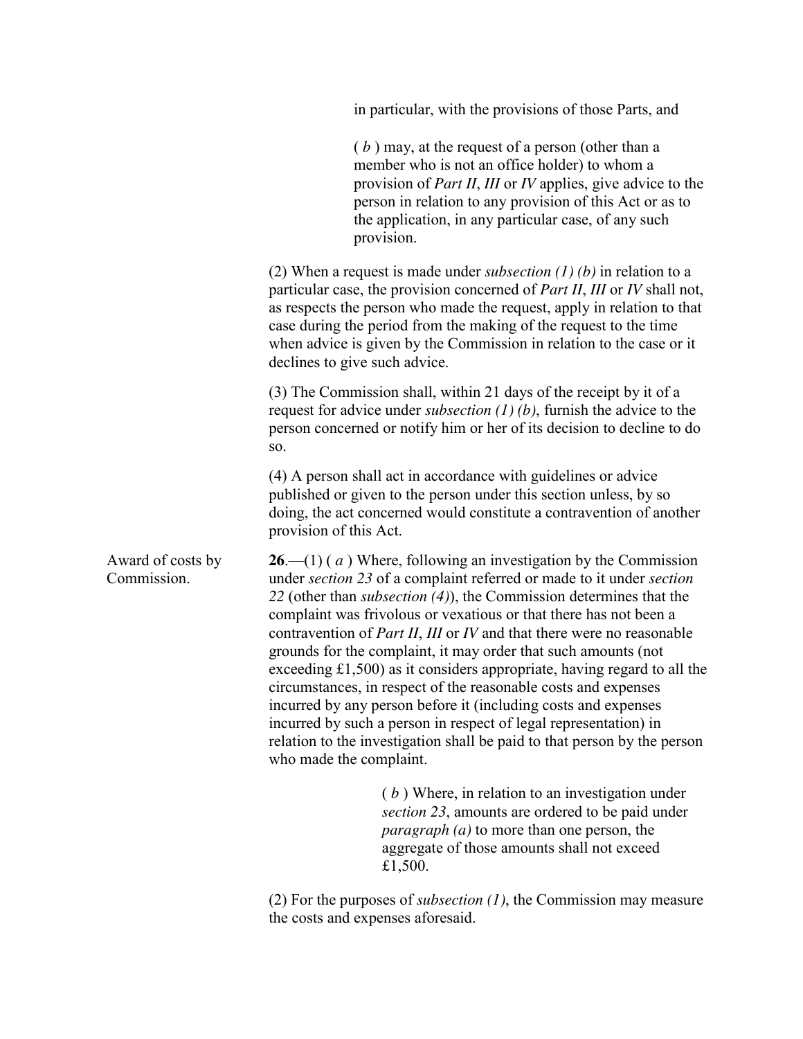in particular, with the provisions of those Parts, and

( *b* ) may, at the request of a person (other than a member who is not an office holder) to whom a provision of *Part II*, *III* or *IV* applies, give advice to the person in relation to any provision of this Act or as to the application, in any particular case, of any such provision.

(2) When a request is made under *subsection (1) (b)* in relation to a particular case, the provision concerned of *Part II*, *III* or *IV* shall not, as respects the person who made the request, apply in relation to that case during the period from the making of the request to the time when advice is given by the Commission in relation to the case or it declines to give such advice.

(3) The Commission shall, within 21 days of the receipt by it of a request for advice under *subsection (1) (b)*, furnish the advice to the person concerned or notify him or her of its decision to decline to do so.

(4) A person shall act in accordance with guidelines or advice published or given to the person under this section unless, by so doing, the act concerned would constitute a contravention of another provision of this Act.

Award of costs by Commission.

**26**.—(1) ( *a* ) Where, following an investigation by the Commission under *section 23* of a complaint referred or made to it under *section 22* (other than *subsection (4)*), the Commission determines that the complaint was frivolous or vexatious or that there has not been a contravention of *Part II*, *III* or *IV* and that there were no reasonable grounds for the complaint, it may order that such amounts (not exceeding £1,500) as it considers appropriate, having regard to all the circumstances, in respect of the reasonable costs and expenses incurred by any person before it (including costs and expenses incurred by such a person in respect of legal representation) in relation to the investigation shall be paid to that person by the person who made the complaint.

( *b* ) Where, in relation to an investigation under *section 23*, amounts are ordered to be paid under *paragraph (a)* to more than one person, the aggregate of those amounts shall not exceed £1,500.

(2) For the purposes of *subsection (1)*, the Commission may measure the costs and expenses aforesaid.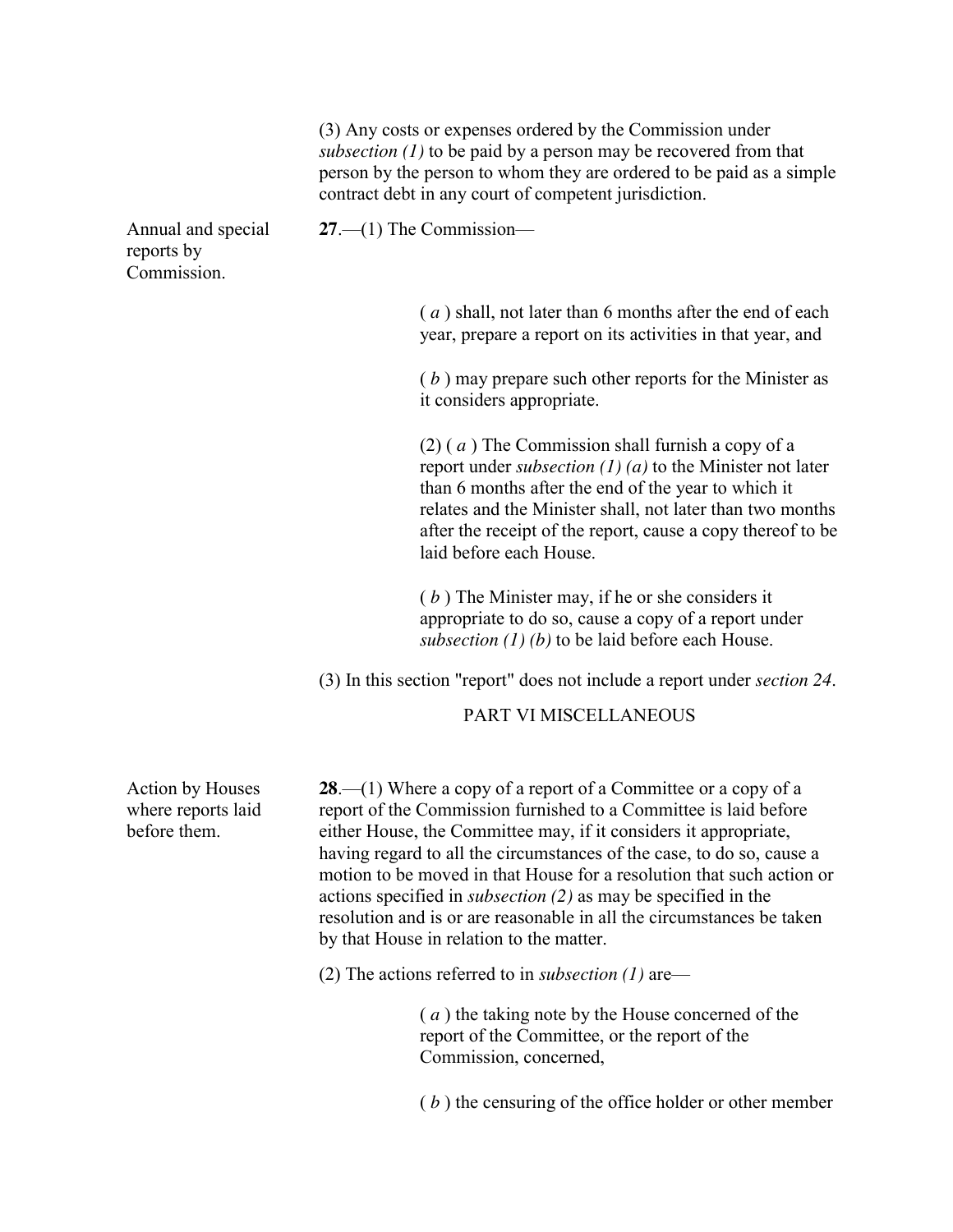(3) Any costs or expenses ordered by the Commission under *subsection (1)* to be paid by a person may be recovered from that person by the person to whom they are ordered to be paid as a simple contract debt in any court of competent jurisdiction.

Annual and special reports by Commission.

**27**.—(1) The Commission—

( *a* ) shall, not later than 6 months after the end of each year, prepare a report on its activities in that year, and

( *b* ) may prepare such other reports for the Minister as it considers appropriate.

(2) ( *a* ) The Commission shall furnish a copy of a report under *subsection (1) (a)* to the Minister not later than 6 months after the end of the year to which it relates and the Minister shall, not later than two months after the receipt of the report, cause a copy thereof to be laid before each House.

( *b* ) The Minister may, if he or she considers it appropriate to do so, cause a copy of a report under *subsection (1) (b)* to be laid before each House.

(3) In this section "report" does not include a report under *section 24*.

## PART VI MISCELLANEOUS

Action by Houses where reports laid before them.

**28**.—(1) Where a copy of a report of a Committee or a copy of a report of the Commission furnished to a Committee is laid before either House, the Committee may, if it considers it appropriate, having regard to all the circumstances of the case, to do so, cause a motion to be moved in that House for a resolution that such action or actions specified in *subsection (2)* as may be specified in the resolution and is or are reasonable in all the circumstances be taken by that House in relation to the matter.

(2) The actions referred to in *subsection (1)* are—

( *a* ) the taking note by the House concerned of the report of the Committee, or the report of the Commission, concerned,

( *b* ) the censuring of the office holder or other member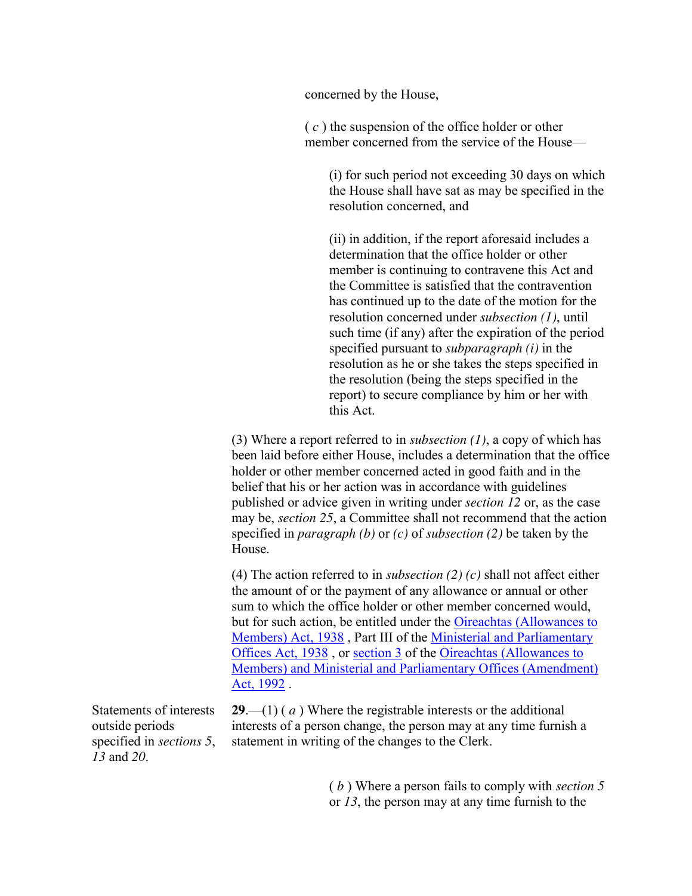concerned by the House,

( *c* ) the suspension of the office holder or other member concerned from the service of the House—

(i) for such period not exceeding 30 days on which the House shall have sat as may be specified in the resolution concerned, and

(ii) in addition, if the report aforesaid includes a determination that the office holder or other member is continuing to contravene this Act and the Committee is satisfied that the contravention has continued up to the date of the motion for the resolution concerned under *subsection (1)*, until such time (if any) after the expiration of the period specified pursuant to *subparagraph (i)* in the resolution as he or she takes the steps specified in the resolution (being the steps specified in the report) to secure compliance by him or her with this Act.

(3) Where a report referred to in *subsection (1)*, a copy of which has been laid before either House, includes a determination that the office holder or other member concerned acted in good faith and in the belief that his or her action was in accordance with guidelines published or advice given in writing under *section 12* or, as the case may be, *section 25*, a Committee shall not recommend that the action specified in *paragraph (b)* or *(c)* of *subsection (2)* be taken by the House.

(4) The action referred to in *subsection (2) (c)* shall not affect either the amount of or the payment of any allowance or annual or other sum to which the office holder or other member concerned would, but for such action, be entitled under the Oireachtas (Allowances to Members) Act, 1938 , Part III of the Ministerial and Parliamentary Offices Act, 1938 , or section 3 of the Oireachtas (Allowances to Members) and Ministerial and Parliamentary Offices (Amendment) Act, 1992 .

Statements of interests outside periods specified in *sections 5*, *13* and *20*.

**29**.—(1) ( *a* ) Where the registrable interests or the additional interests of a person change, the person may at any time furnish a statement in writing of the changes to the Clerk.

( *b* ) Where a person fails to comply with *section 5* or *13*, the person may at any time furnish to the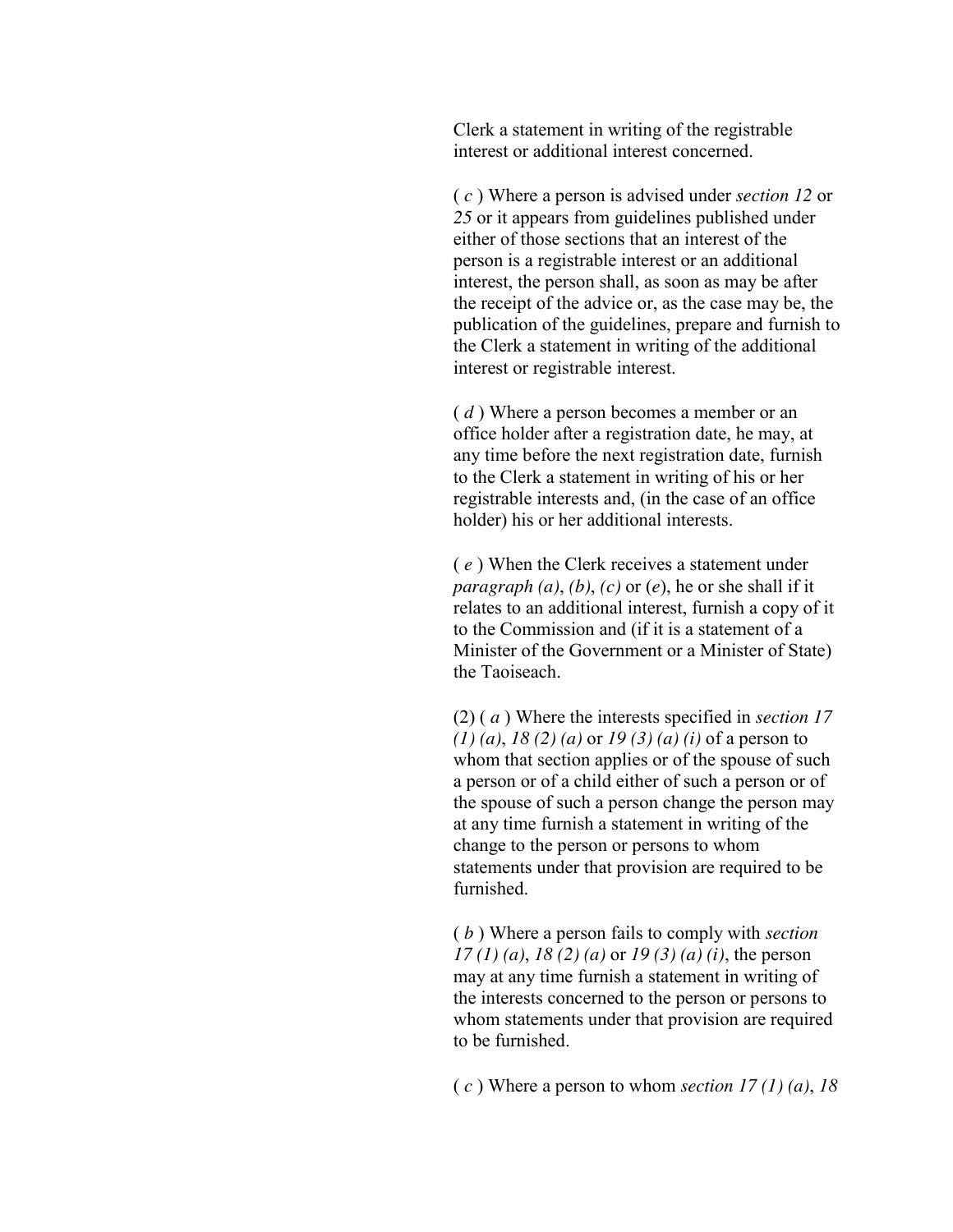Clerk a statement in writing of the registrable interest or additional interest concerned.

( *c* ) Where a person is advised under *section 12* or *25* or it appears from guidelines published under either of those sections that an interest of the person is a registrable interest or an additional interest, the person shall, as soon as may be after the receipt of the advice or, as the case may be, the publication of the guidelines, prepare and furnish to the Clerk a statement in writing of the additional interest or registrable interest.

( *d* ) Where a person becomes a member or an office holder after a registration date, he may, at any time before the next registration date, furnish to the Clerk a statement in writing of his or her registrable interests and, (in the case of an office holder) his or her additional interests.

( *e* ) When the Clerk receives a statement under *paragraph (a)*, *(b)*, *(c)* or (*e*), he or she shall if it relates to an additional interest, furnish a copy of it to the Commission and (if it is a statement of a Minister of the Government or a Minister of State) the Taoiseach.

(2) ( *a* ) Where the interests specified in *section 17 (1) (a)*, *18 (2) (a)* or *19 (3) (a) (i)* of a person to whom that section applies or of the spouse of such a person or of a child either of such a person or of the spouse of such a person change the person may at any time furnish a statement in writing of the change to the person or persons to whom statements under that provision are required to be furnished.

( *b* ) Where a person fails to comply with *section 17 (1) (a)*, *18 (2) (a)* or *19 (3) (a) (i)*, the person may at any time furnish a statement in writing of the interests concerned to the person or persons to whom statements under that provision are required to be furnished.

( *c* ) Where a person to whom *section 17 (1) (a)*, *18*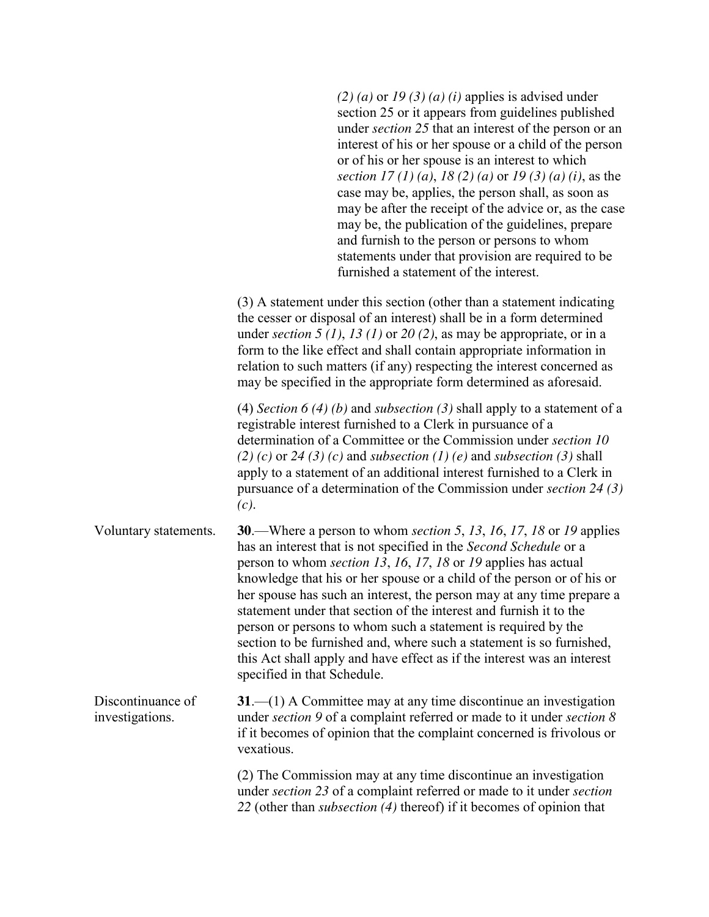*(2) (a)* or *19 (3) (a) (i)* applies is advised under section 25 or it appears from guidelines published under *section 25* that an interest of the person or an interest of his or her spouse or a child of the person or of his or her spouse is an interest to which *section 17 (1) (a)*, *18 (2) (a)* or *19 (3) (a) (i)*, as the case may be, applies, the person shall, as soon as may be after the receipt of the advice or, as the case may be, the publication of the guidelines, prepare and furnish to the person or persons to whom statements under that provision are required to be furnished a statement of the interest.

(3) A statement under this section (other than a statement indicating the cesser or disposal of an interest) shall be in a form determined under *section 5 (1)*, *13 (1)* or *20 (2)*, as may be appropriate, or in a form to the like effect and shall contain appropriate information in relation to such matters (if any) respecting the interest concerned as may be specified in the appropriate form determined as aforesaid.

(4) *Section 6 (4) (b)* and *subsection (3)* shall apply to a statement of a registrable interest furnished to a Clerk in pursuance of a determination of a Committee or the Commission under *section 10 (2) (c)* or *24 (3) (c)* and *subsection (1) (e)* and *subsection (3)* shall apply to a statement of an additional interest furnished to a Clerk in pursuance of a determination of the Commission under *section 24 (3) (c)*.

Voluntary statements.

**30**.—Where a person to whom *section 5*, *13*, *16*, *17*, *18* or *19* applies has an interest that is not specified in the *Second Schedule* or a person to whom *section 13*, *16*, *17*, *18* or *19* applies has actual knowledge that his or her spouse or a child of the person or of his or her spouse has such an interest, the person may at any time prepare a statement under that section of the interest and furnish it to the person or persons to whom such a statement is required by the section to be furnished and, where such a statement is so furnished, this Act shall apply and have effect as if the interest was an interest specified in that Schedule.

Discontinuance of investigations.

**31**.—(1) A Committee may at any time discontinue an investigation under *section 9* of a complaint referred or made to it under *section 8* if it becomes of opinion that the complaint concerned is frivolous or vexatious.

(2) The Commission may at any time discontinue an investigation under *section 23* of a complaint referred or made to it under *section 22* (other than *subsection (4)* thereof) if it becomes of opinion that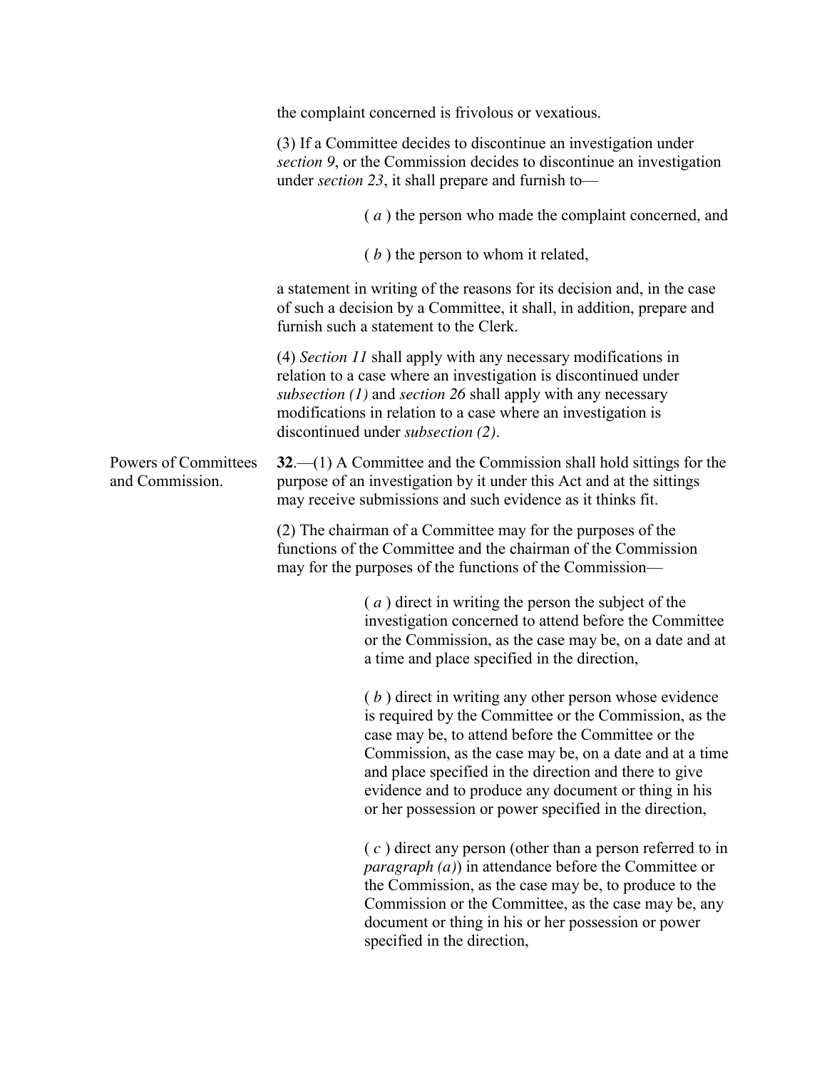the complaint concerned is frivolous or vexatious.

(3) If a Committee decides to discontinue an investigation under *section 9*, or the Commission decides to discontinue an investigation under *section 23*, it shall prepare and furnish to—

( *a* ) the person who made the complaint concerned, and

( *b* ) the person to whom it related,

a statement in writing of the reasons for its decision and, in the case of such a decision by a Committee, it shall, in addition, prepare and furnish such a statement to the Clerk.

(4) *Section 11* shall apply with any necessary modifications in relation to a case where an investigation is discontinued under *subsection (1)* and *section 26* shall apply with any necessary modifications in relation to a case where an investigation is discontinued under *subsection (2)*.

Powers of Committees and Commission.

**32**.—(1) A Committee and the Commission shall hold sittings for the purpose of an investigation by it under this Act and at the sittings may receive submissions and such evidence as it thinks fit.

(2) The chairman of a Committee may for the purposes of the functions of the Committee and the chairman of the Commission may for the purposes of the functions of the Commission—

( *a* ) direct in writing the person the subject of the investigation concerned to attend before the Committee or the Commission, as the case may be, on a date and at a time and place specified in the direction,

( *b* ) direct in writing any other person whose evidence is required by the Committee or the Commission, as the case may be, to attend before the Committee or the Commission, as the case may be, on a date and at a time and place specified in the direction and there to give evidence and to produce any document or thing in his or her possession or power specified in the direction,

( *c* ) direct any person (other than a person referred to in *paragraph (a)*) in attendance before the Committee or the Commission, as the case may be, to produce to the Commission or the Committee, as the case may be, any document or thing in his or her possession or power specified in the direction,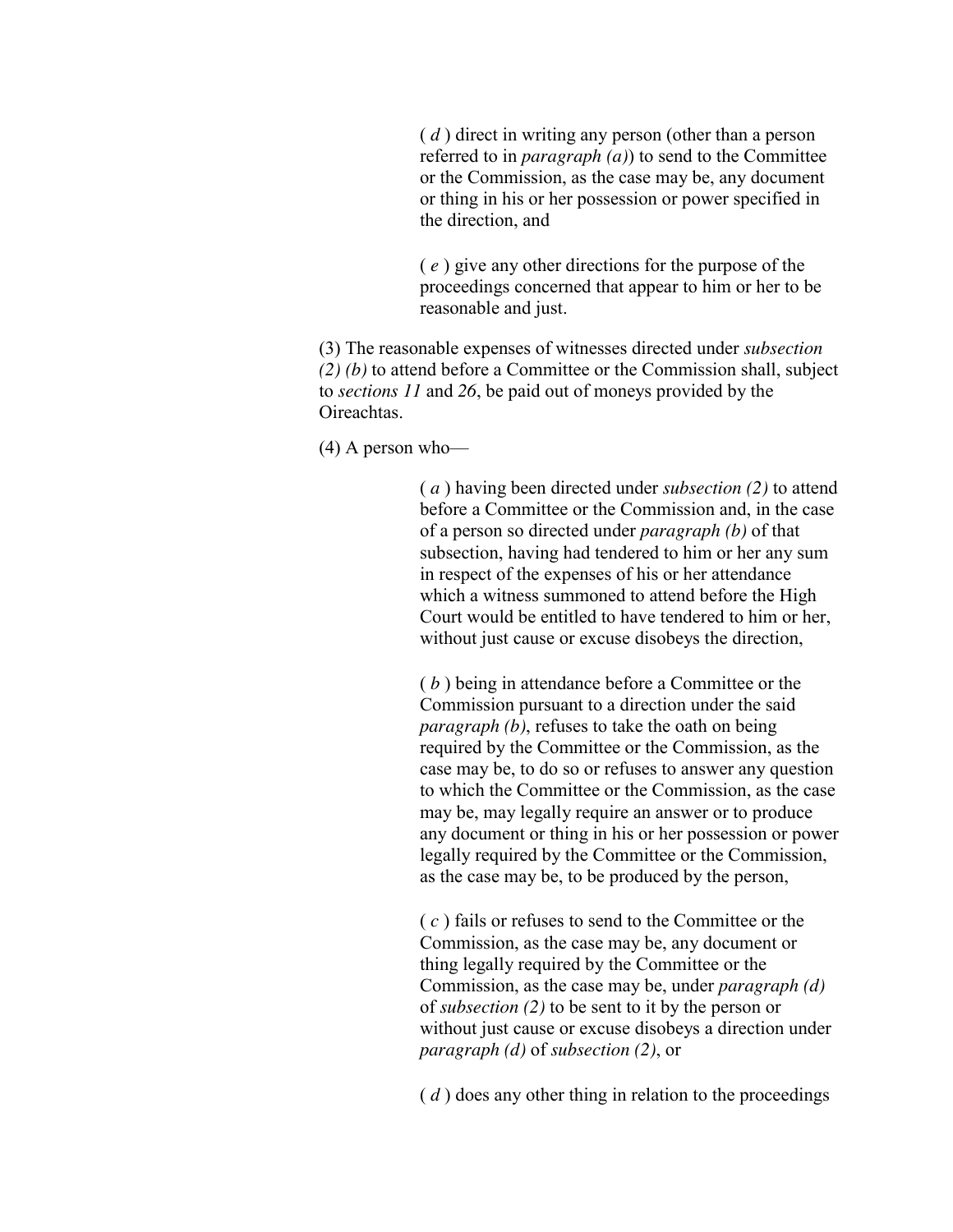( *d* ) direct in writing any person (other than a person referred to in *paragraph (a)*) to send to the Committee or the Commission, as the case may be, any document or thing in his or her possession or power specified in the direction, and

( *e* ) give any other directions for the purpose of the proceedings concerned that appear to him or her to be reasonable and just.

(3) The reasonable expenses of witnesses directed under *subsection (2) (b)* to attend before a Committee or the Commission shall, subject to *sections 11* and *26*, be paid out of moneys provided by the Oireachtas.

(4) A person who—

( *a* ) having been directed under *subsection (2)* to attend before a Committee or the Commission and, in the case of a person so directed under *paragraph (b)* of that subsection, having had tendered to him or her any sum in respect of the expenses of his or her attendance which a witness summoned to attend before the High Court would be entitled to have tendered to him or her, without just cause or excuse disobeys the direction,

( *b* ) being in attendance before a Committee or the Commission pursuant to a direction under the said *paragraph (b)*, refuses to take the oath on being required by the Committee or the Commission, as the case may be, to do so or refuses to answer any question to which the Committee or the Commission, as the case may be, may legally require an answer or to produce any document or thing in his or her possession or power legally required by the Committee or the Commission, as the case may be, to be produced by the person,

( *c* ) fails or refuses to send to the Committee or the Commission, as the case may be, any document or thing legally required by the Committee or the Commission, as the case may be, under *paragraph (d)* of *subsection (2)* to be sent to it by the person or without just cause or excuse disobeys a direction under *paragraph (d)* of *subsection (2)*, or

( *d* ) does any other thing in relation to the proceedings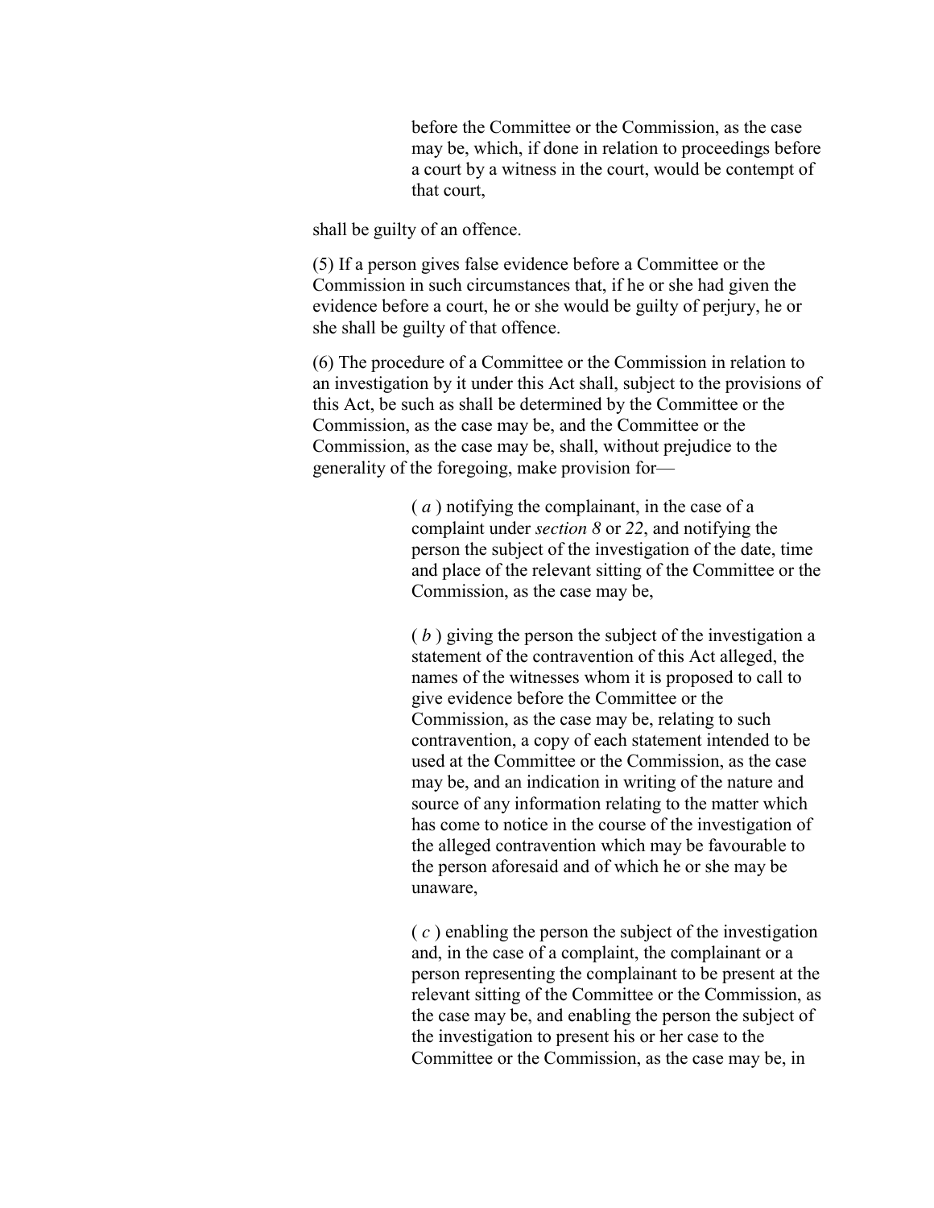before the Committee or the Commission, as the case may be, which, if done in relation to proceedings before a court by a witness in the court, would be contempt of that court,

shall be guilty of an offence.

(5) If a person gives false evidence before a Committee or the Commission in such circumstances that, if he or she had given the evidence before a court, he or she would be guilty of perjury, he or she shall be guilty of that offence.

(6) The procedure of a Committee or the Commission in relation to an investigation by it under this Act shall, subject to the provisions of this Act, be such as shall be determined by the Committee or the Commission, as the case may be, and the Committee or the Commission, as the case may be, shall, without prejudice to the generality of the foregoing, make provision for—

( *a* ) notifying the complainant, in the case of a complaint under *section 8* or *22*, and notifying the person the subject of the investigation of the date, time and place of the relevant sitting of the Committee or the Commission, as the case may be,

( *b* ) giving the person the subject of the investigation a statement of the contravention of this Act alleged, the names of the witnesses whom it is proposed to call to give evidence before the Committee or the Commission, as the case may be, relating to such contravention, a copy of each statement intended to be used at the Committee or the Commission, as the case may be, and an indication in writing of the nature and source of any information relating to the matter which has come to notice in the course of the investigation of the alleged contravention which may be favourable to the person aforesaid and of which he or she may be unaware,

( *c* ) enabling the person the subject of the investigation and, in the case of a complaint, the complainant or a person representing the complainant to be present at the relevant sitting of the Committee or the Commission, as the case may be, and enabling the person the subject of the investigation to present his or her case to the Committee or the Commission, as the case may be, in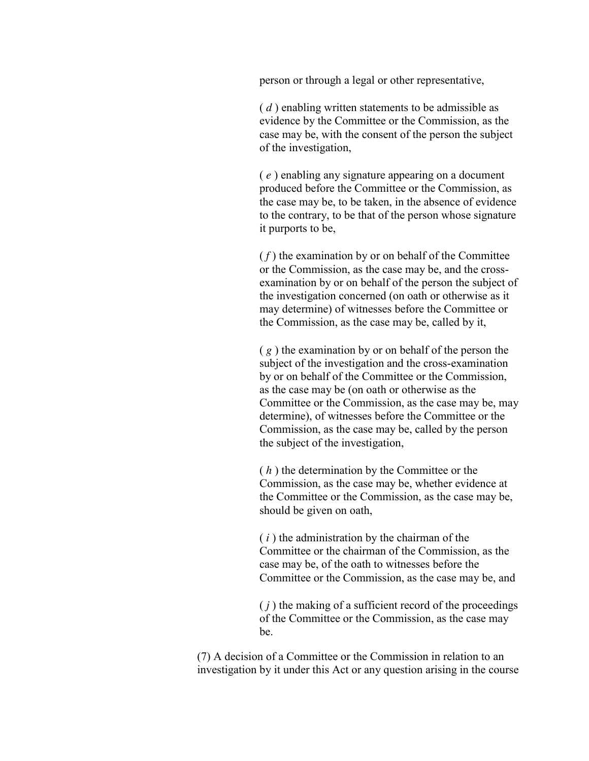person or through a legal or other representative,

(*d*) enabling written statements to be admissible as evidence by the Committee or the Commission, as the case may be, with the consent of the person the subject of the investigation,

(*e*) enabling any signature appearing on a document produced before the Committee or the Commission, as the case may be, to be taken, in the absence of evidence to the contrary, to be that of the person whose signature it purports to be,

(*f*) the examination by or on behalf of the Committee or the Commission, as the case may be, and the cross-examination by or on behalf of the person the subject of the investigation concerned (on oath or otherwise as it may determine) of witnesses before the Committee or the Commission, as the case may be, called by it,

(*g*) the examination by or on behalf of the person the subject of the investigation and the cross-examination by or on behalf of the Committee or the Commission, as the case may be (on oath or otherwise as the Committee or the Commission, as the case may be, may determine), of witnesses before the Committee or the Commission, as the case may be, called by the person the subject of the investigation,

(*h*) the determination by the Committee or the Commission, as the case may be, whether evidence at the Committee or the Commission, as the case may be, should be given on oath,

(*i*) the administration by the chairman of the Committee or the chairman of the Commission, as the case may be, of the oath to witnesses before the Committee or the Commission, as the case may be, and

(*j*) the making of a sufficient record of the proceedings of the Committee or the Commission, as the case may be.

(7) A decision of a Committee or the Commission in relation to an investigation by it under this Act or any question arising in the course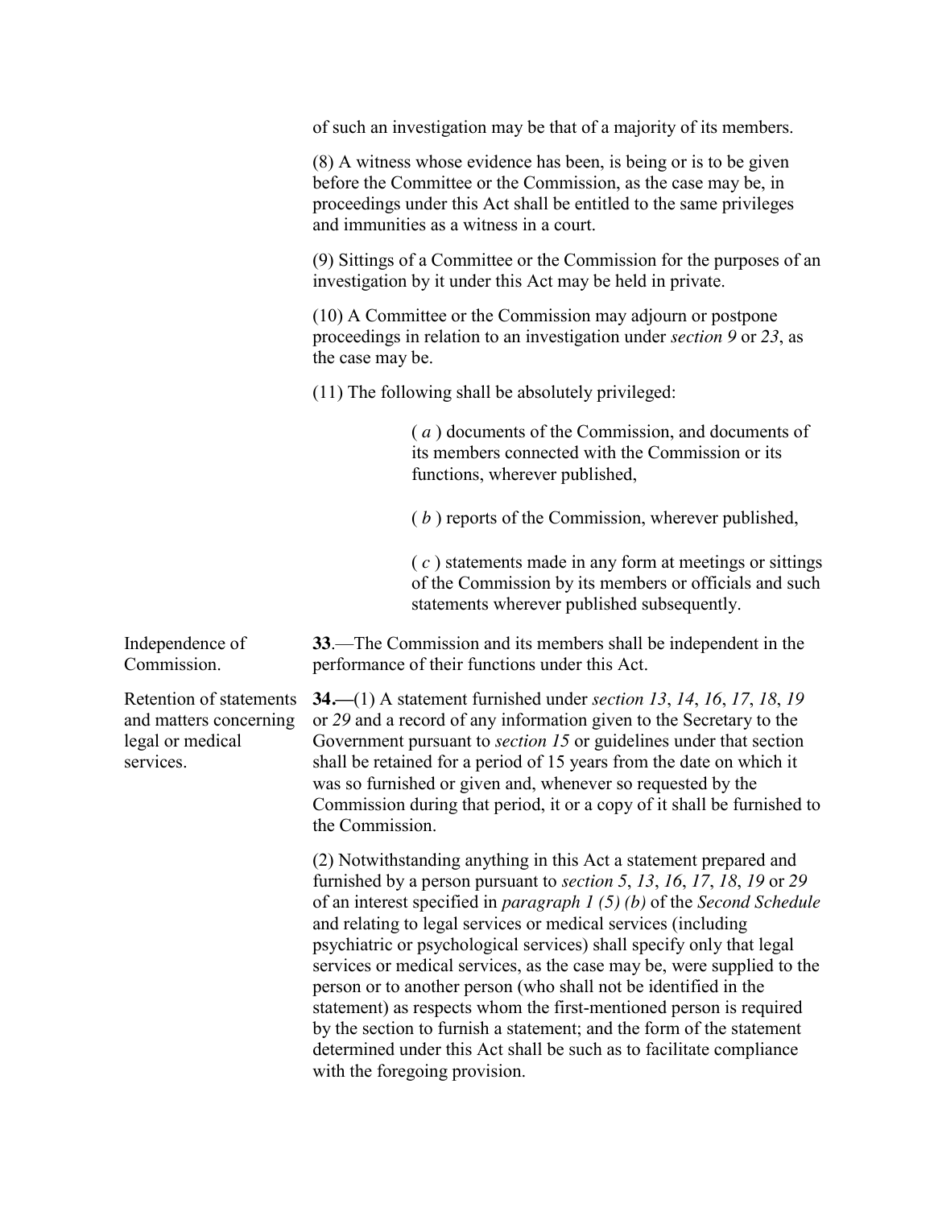of such an investigation may be that of a majority of its members.

(8) A witness whose evidence has been, is being or is to be given before the Committee or the Commission, as the case may be, in proceedings under this Act shall be entitled to the same privileges and immunities as a witness in a court.

(9) Sittings of a Committee or the Commission for the purposes of an investigation by it under this Act may be held in private.

(10) A Committee or the Commission may adjourn or postpone proceedings in relation to an investigation under *section 9* or *23*, as the case may be.

(11) The following shall be absolutely privileged:

( *a* ) documents of the Commission, and documents of its members connected with the Commission or its functions, wherever published,

( *b* ) reports of the Commission, wherever published,

( *c* ) statements made in any form at meetings or sittings of the Commission by its members or officials and such statements wherever published subsequently.

Independence of Commission.

**33**.—The Commission and its members shall be independent in the performance of their functions under this Act.

Retention of statements and matters concerning legal or medical services.

**34.—**(1) A statement furnished under *section 13*, *14*, *16*, *17*, *18*, *19* or *29* and a record of any information given to the Secretary to the Government pursuant to *section 15* or guidelines under that section shall be retained for a period of 15 years from the date on which it was so furnished or given and, whenever so requested by the Commission during that period, it or a copy of it shall be furnished to the Commission.

(2) Notwithstanding anything in this Act a statement prepared and furnished by a person pursuant to *section 5*, *13*, *16*, *17*, *18*, *19* or *29* of an interest specified in *paragraph 1 (5) (b)* of the *Second Schedule* and relating to legal services or medical services (including psychiatric or psychological services) shall specify only that legal services or medical services, as the case may be, were supplied to the person or to another person (who shall not be identified in the statement) as respects whom the first-mentioned person is required by the section to furnish a statement; and the form of the statement determined under this Act shall be such as to facilitate compliance with the foregoing provision.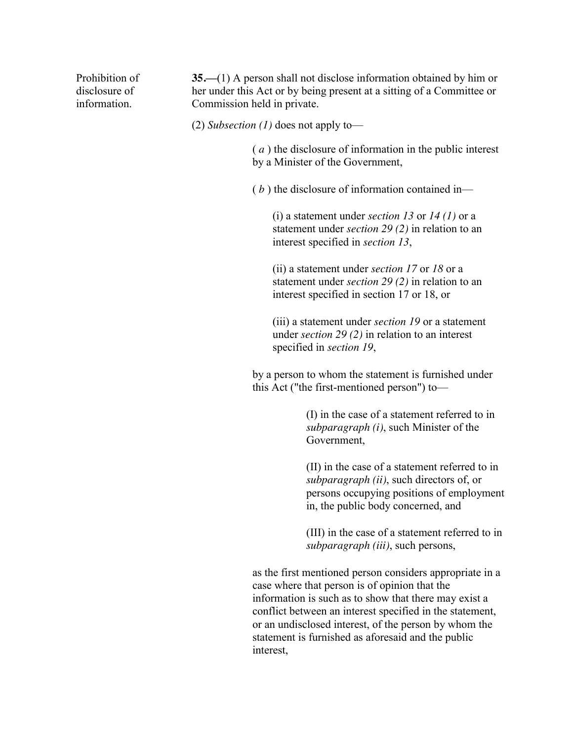Prohibition of disclosure of information.

**35.—**(1) A person shall not disclose information obtained by him or her under this Act or by being present at a sitting of a Committee or Commission held in private.

(2) *Subsection (1)* does not apply to—

( *a* ) the disclosure of information in the public interest by a Minister of the Government,

( *b* ) the disclosure of information contained in—

(i) a statement under *section 13* or *14 (1)* or a statement under *section 29 (2)* in relation to an interest specified in *section 13*,

(ii) a statement under *section 17* or *18* or a statement under *section 29 (2)* in relation to an interest specified in section 17 or 18, or

(iii) a statement under *section 19* or a statement under *section 29 (2)* in relation to an interest specified in *section 19*,

by a person to whom the statement is furnished under this Act ("the first-mentioned person") to—

(I) in the case of a statement referred to in *subparagraph (i)*, such Minister of the Government,

(II) in the case of a statement referred to in *subparagraph (ii)*, such directors of, or persons occupying positions of employment in, the public body concerned, and

(III) in the case of a statement referred to in *subparagraph (iii)*, such persons,

as the first mentioned person considers appropriate in a case where that person is of opinion that the information is such as to show that there may exist a conflict between an interest specified in the statement, or an undisclosed interest, of the person by whom the statement is furnished as aforesaid and the public interest,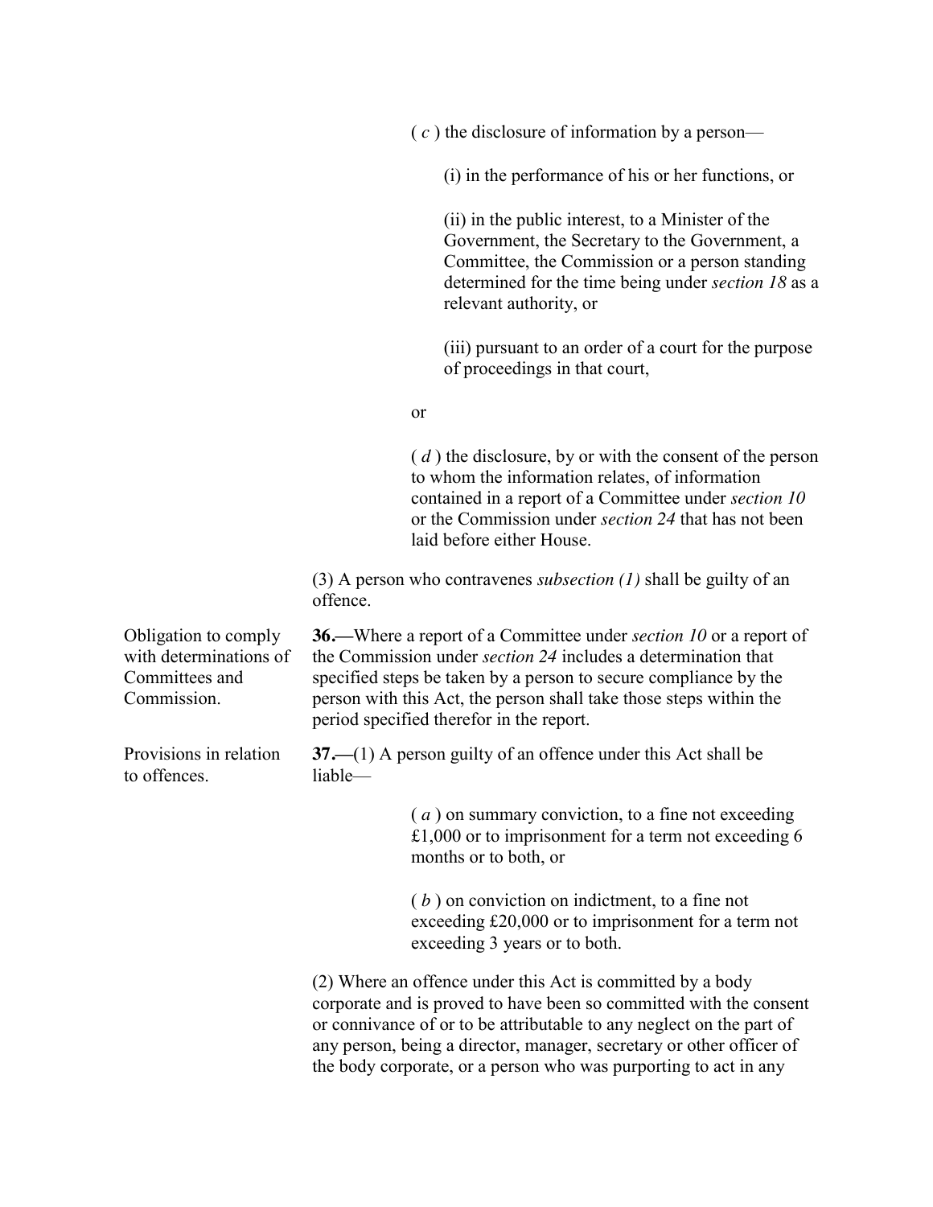( *c* ) the disclosure of information by a person—

(i) in the performance of his or her functions, or

(ii) in the public interest, to a Minister of the Government, the Secretary to the Government, a Committee, the Commission or a person standing determined for the time being under *section 18* as a relevant authority, or

(iii) pursuant to an order of a court for the purpose of proceedings in that court,

or

( *d* ) the disclosure, by or with the consent of the person to whom the information relates, of information contained in a report of a Committee under *section 10* or the Commission under *section 24* that has not been laid before either House.

(3) A person who contravenes *subsection (1)* shall be guilty of an offence.

Obligation to comply with determinations of Committees and Commission.

**36.—**Where a report of a Committee under *section 10* or a report of the Commission under *section 24* includes a determination that specified steps be taken by a person to secure compliance by the person with this Act, the person shall take those steps within the period specified therefor in the report.

Provisions in relation to offences.

**37.—**(1) A person guilty of an offence under this Act shall be liable—

( *a* ) on summary conviction, to a fine not exceeding £1,000 or to imprisonment for a term not exceeding 6 months or to both, or

( *b* ) on conviction on indictment, to a fine not exceeding £20,000 or to imprisonment for a term not exceeding 3 years or to both.

(2) Where an offence under this Act is committed by a body corporate and is proved to have been so committed with the consent or connivance of or to be attributable to any neglect on the part of any person, being a director, manager, secretary or other officer of the body corporate, or a person who was purporting to act in any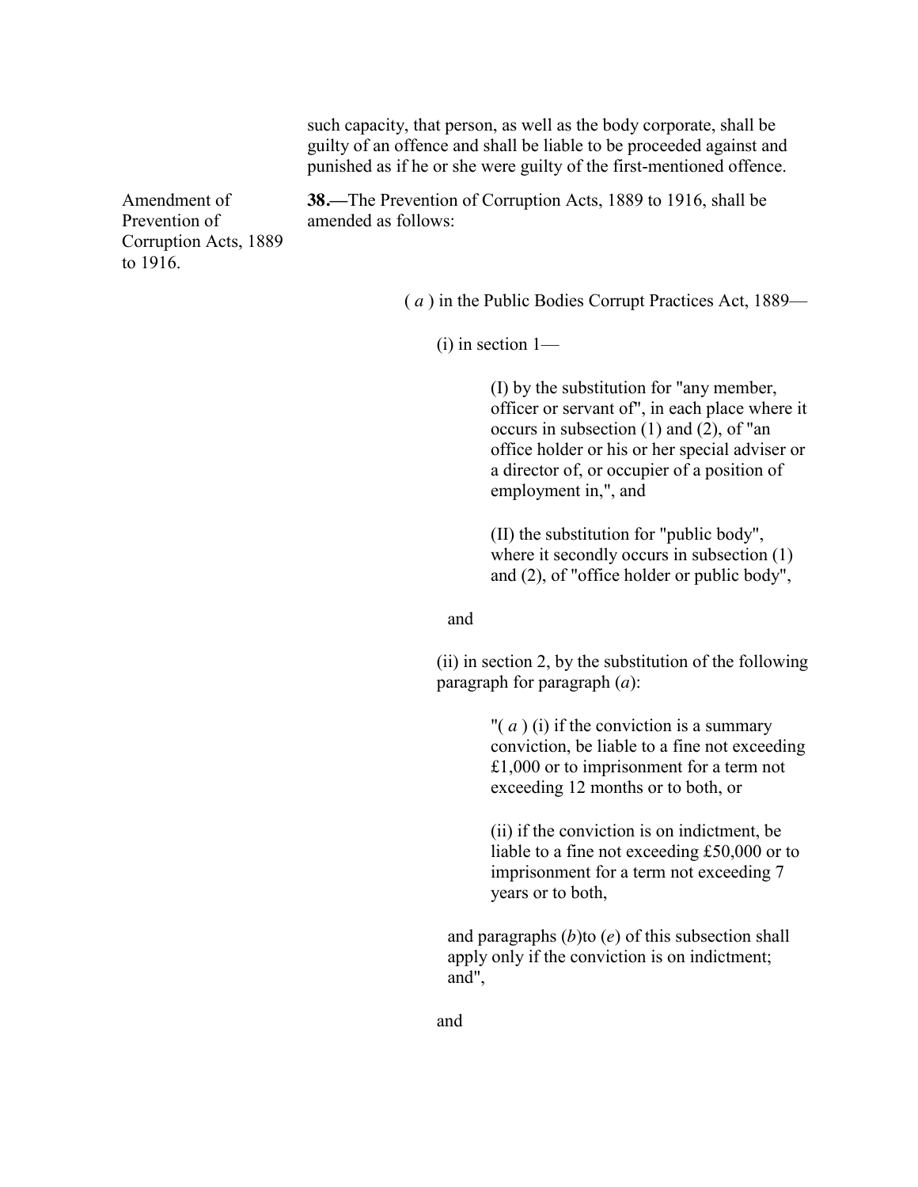such capacity, that person, as well as the body corporate, shall be guilty of an offence and shall be liable to be proceeded against and punished as if he or she were guilty of the first-mentioned offence.

Amendment of Prevention of Corruption Acts, 1889 to 1916.

**38.—**The Prevention of Corruption Acts, 1889 to 1916, shall be amended as follows:

( *a* ) in the Public Bodies Corrupt Practices Act, 1889—

(i) in section 1—

(I) by the substitution for "any member, officer or servant of", in each place where it occurs in subsection (1) and (2), of "an office holder or his or her special adviser or a director of, or occupier of a position of employment in,", and

(II) the substitution for "public body", where it secondly occurs in subsection (1) and (2), of "office holder or public body",

and

(ii) in section 2, by the substitution of the following paragraph for paragraph (*a*):

"( *a* ) (i) if the conviction is a summary conviction, be liable to a fine not exceeding £1,000 or to imprisonment for a term not exceeding 12 months or to both, or

(ii) if the conviction is on indictment, be liable to a fine not exceeding £50,000 or to imprisonment for a term not exceeding 7 years or to both,

and paragraphs (*b*)to (*e*) of this subsection shall apply only if the conviction is on indictment; and",

and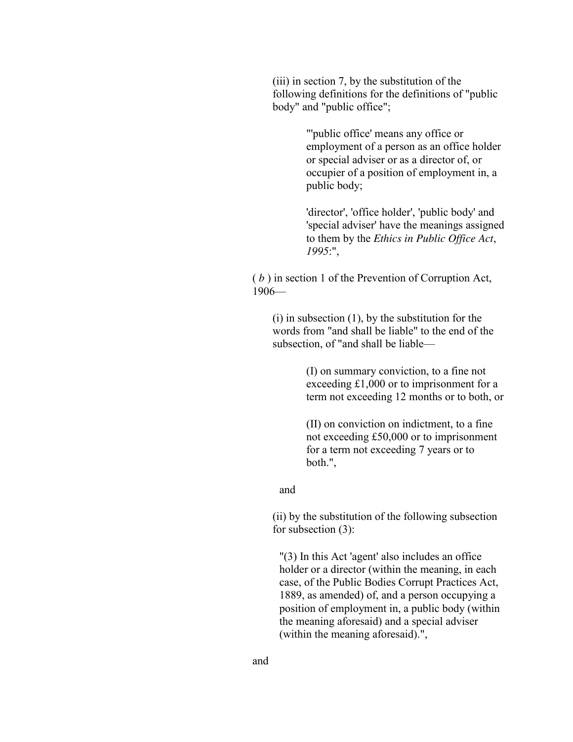(iii) in section 7, by the substitution of the following definitions for the definitions of "public body" and "public office";

> "'public office' means any office or employment of a person as an office holder or special adviser or as a director of, or occupier of a position of employment in, a public body;
>
> 'director', 'office holder', 'public body' and 'special adviser' have the meanings assigned to them by the *Ethics in Public Office Act*, *1995*:",

( *b* ) in section 1 of the Prevention of Corruption Act, 1906—

(i) in subsection (1), by the substitution for the words from "and shall be liable" to the end of the subsection, of "and shall be liable—

> (I) on summary conviction, to a fine not exceeding £1,000 or to imprisonment for a term not exceeding 12 months or to both, or
>
> (II) on conviction on indictment, to a fine not exceeding £50,000 or to imprisonment for a term not exceeding 7 years or to both.",

and

(ii) by the substitution of the following subsection for subsection (3):

> "(3) In this Act 'agent' also includes an office holder or a director (within the meaning, in each case, of the Public Bodies Corrupt Practices Act, 1889, as amended) of, and a person occupying a position of employment in, a public body (within the meaning aforesaid) and a special adviser (within the meaning aforesaid).",

and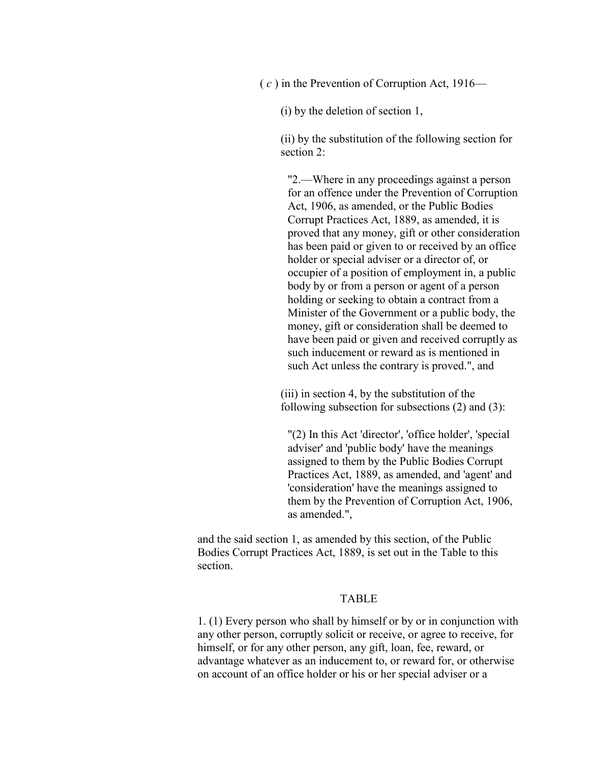( *c* ) in the Prevention of Corruption Act, 1916—

(i) by the deletion of section 1,

(ii) by the substitution of the following section for section 2:

> "2.—Where in any proceedings against a person for an offence under the Prevention of Corruption Act, 1906, as amended, or the Public Bodies Corrupt Practices Act, 1889, as amended, it is proved that any money, gift or other consideration has been paid or given to or received by an office holder or special adviser or a director of, or occupier of a position of employment in, a public body by or from a person or agent of a person holding or seeking to obtain a contract from a Minister of the Government or a public body, the money, gift or consideration shall be deemed to have been paid or given and received corruptly as such inducement or reward as is mentioned in such Act unless the contrary is proved.", and

(iii) in section 4, by the substitution of the following subsection for subsections (2) and (3):

> "(2) In this Act 'director', 'office holder', 'special adviser' and 'public body' have the meanings assigned to them by the Public Bodies Corrupt Practices Act, 1889, as amended, and 'agent' and 'consideration' have the meanings assigned to them by the Prevention of Corruption Act, 1906, as amended.",

and the said section 1, as amended by this section, of the Public Bodies Corrupt Practices Act, 1889, is set out in the Table to this section.

TABLE

1. (1) Every person who shall by himself or by or in conjunction with any other person, corruptly solicit or receive, or agree to receive, for himself, or for any other person, any gift, loan, fee, reward, or advantage whatever as an inducement to, or reward for, or otherwise on account of an office holder or his or her special adviser or a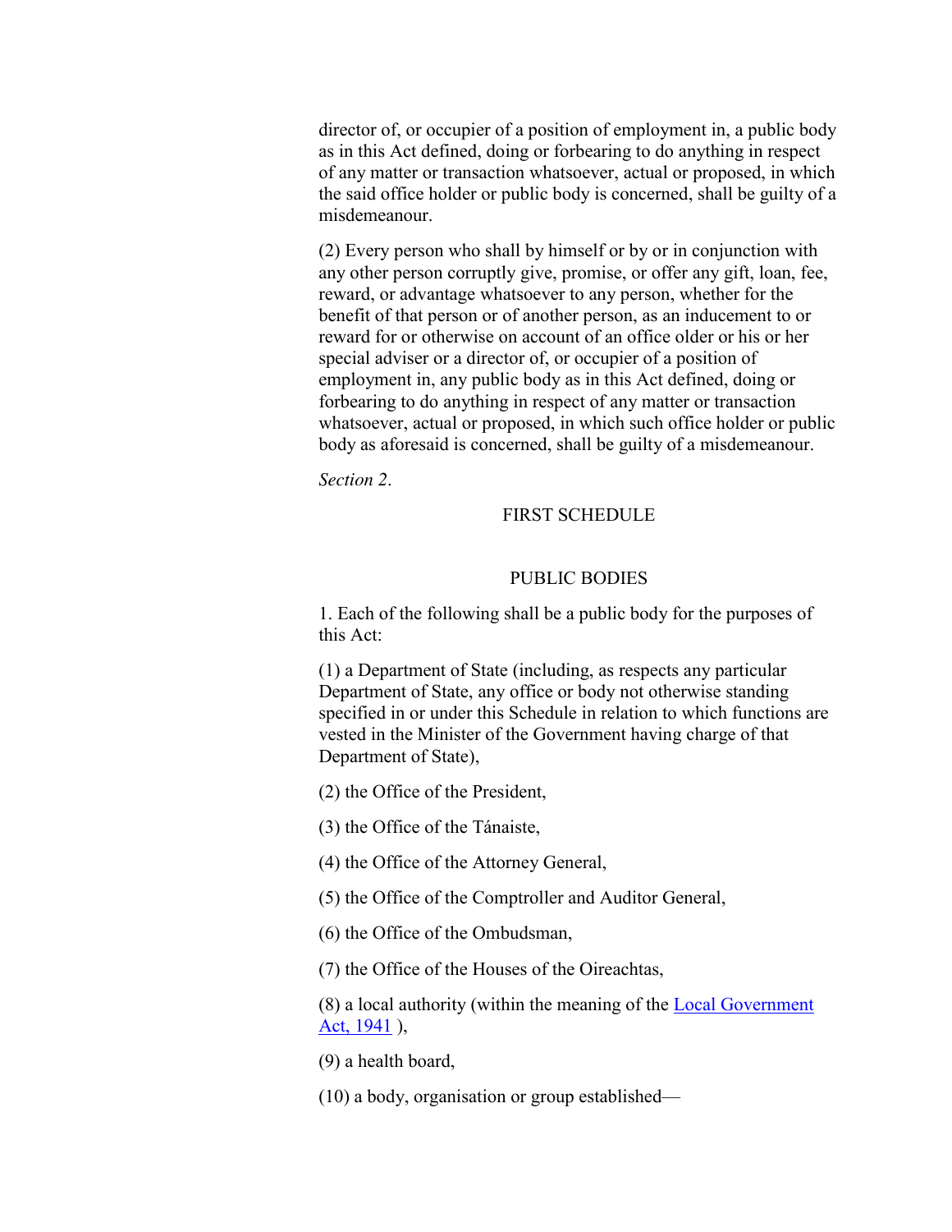director of, or occupier of a position of employment in, a public body as in this Act defined, doing or forbearing to do anything in respect of any matter or transaction whatsoever, actual or proposed, in which the said office holder or public body is concerned, shall be guilty of a misdemeanour.

(2) Every person who shall by himself or by or in conjunction with any other person corruptly give, promise, or offer any gift, loan, fee, reward, or advantage whatsoever to any person, whether for the benefit of that person or of another person, as an inducement to or reward for or otherwise on account of an office older or his or her special adviser or a director of, or occupier of a position of employment in, any public body as in this Act defined, doing or forbearing to do anything in respect of any matter or transaction whatsoever, actual or proposed, in which such office holder or public body as aforesaid is concerned, shall be guilty of a misdemeanour.

*Section 2*.

FIRST SCHEDULE

PUBLIC BODIES

1. Each of the following shall be a public body for the purposes of this Act:

(1) a Department of State (including, as respects any particular Department of State, any office or body not otherwise standing specified in or under this Schedule in relation to which functions are vested in the Minister of the Government having charge of that Department of State),

(2) the Office of the President,

(3) the Office of the Tánaiste,

(4) the Office of the Attorney General,

(5) the Office of the Comptroller and Auditor General,

(6) the Office of the Ombudsman,

(7) the Office of the Houses of the Oireachtas,

(8) a local authority (within the meaning of the Local Government Act, 1941 ),

(9) a health board,

(10) a body, organisation or group established—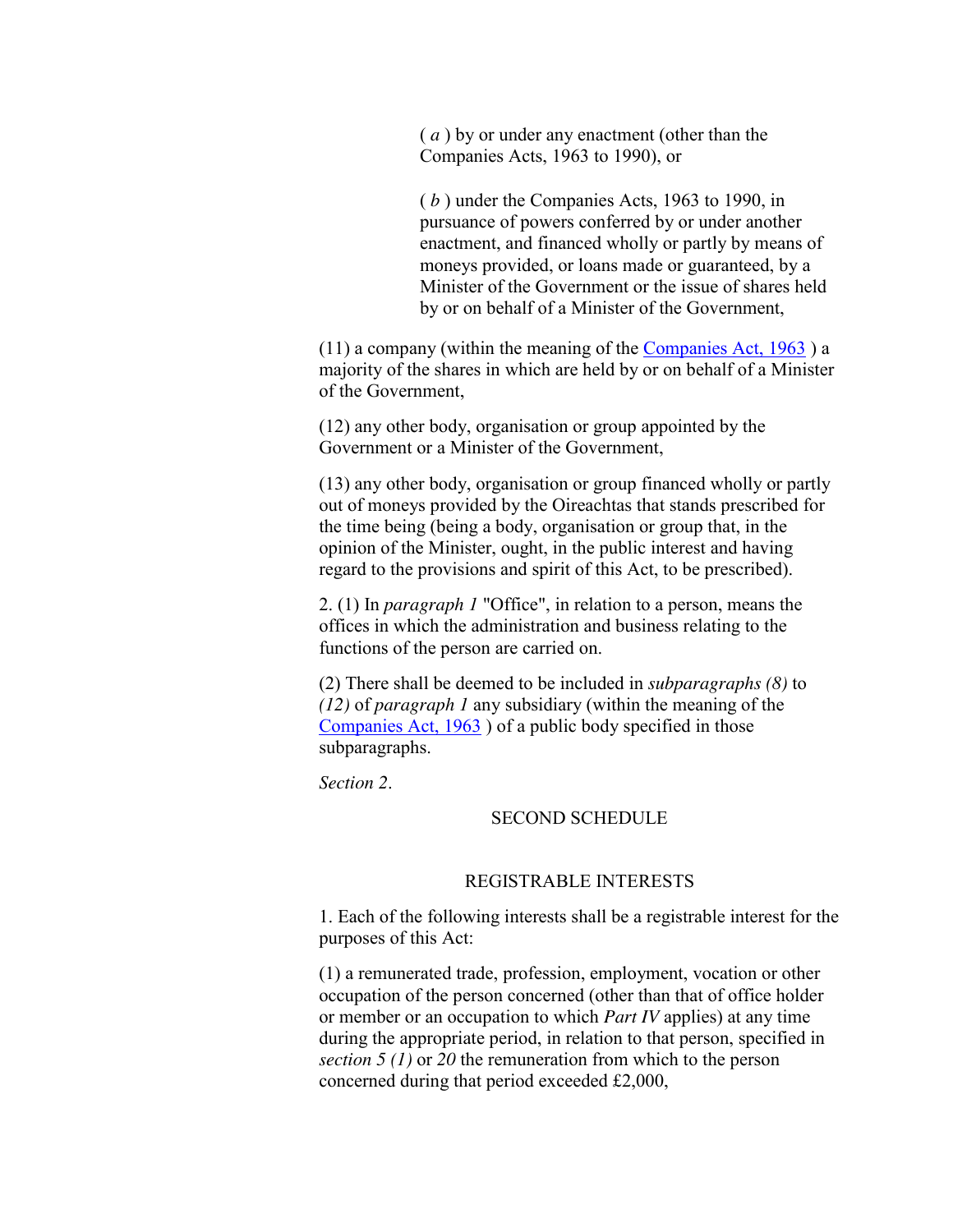( *a* ) by or under any enactment (other than the Companies Acts, 1963 to 1990), or

( *b* ) under the Companies Acts, 1963 to 1990, in pursuance of powers conferred by or under another enactment, and financed wholly or partly by means of moneys provided, or loans made or guaranteed, by a Minister of the Government or the issue of shares held by or on behalf of a Minister of the Government,

(11) a company (within the meaning of the Companies Act, 1963 ) a majority of the shares in which are held by or on behalf of a Minister of the Government,

(12) any other body, organisation or group appointed by the Government or a Minister of the Government,

(13) any other body, organisation or group financed wholly or partly out of moneys provided by the Oireachtas that stands prescribed for the time being (being a body, organisation or group that, in the opinion of the Minister, ought, in the public interest and having regard to the provisions and spirit of this Act, to be prescribed).

2. (1) In *paragraph 1* "Office", in relation to a person, means the offices in which the administration and business relating to the functions of the person are carried on.

(2) There shall be deemed to be included in *subparagraphs (8)* to *(12)* of *paragraph 1* any subsidiary (within the meaning of the Companies Act, 1963 ) of a public body specified in those subparagraphs.

*Section 2*.

## SECOND SCHEDULE

### REGISTRABLE INTERESTS

1. Each of the following interests shall be a registrable interest for the purposes of this Act:

(1) a remunerated trade, profession, employment, vocation or other occupation of the person concerned (other than that of office holder or member or an occupation to which *Part IV* applies) at any time during the appropriate period, in relation to that person, specified in *section 5 (1)* or *20* the remuneration from which to the person concerned during that period exceeded £2,000,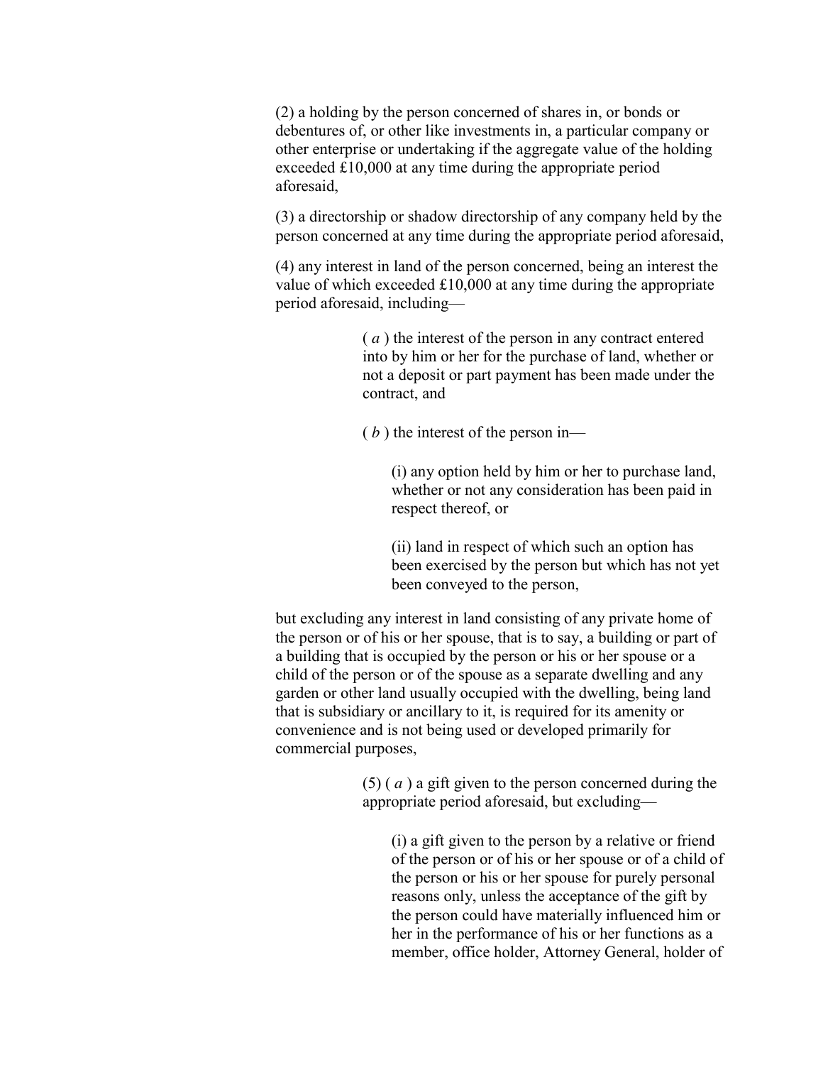(2) a holding by the person concerned of shares in, or bonds or debentures of, or other like investments in, a particular company or other enterprise or undertaking if the aggregate value of the holding exceeded £10,000 at any time during the appropriate period aforesaid,

(3) a directorship or shadow directorship of any company held by the person concerned at any time during the appropriate period aforesaid,

(4) any interest in land of the person concerned, being an interest the value of which exceeded £10,000 at any time during the appropriate period aforesaid, including—

> ( *a* ) the interest of the person in any contract entered into by him or her for the purchase of land, whether or not a deposit or part payment has been made under the contract, and
>
> ( *b* ) the interest of the person in—
>
> > (i) any option held by him or her to purchase land, whether or not any consideration has been paid in respect thereof, or
> >
> > (ii) land in respect of which such an option has been exercised by the person but which has not yet been conveyed to the person,

but excluding any interest in land consisting of any private home of the person or of his or her spouse, that is to say, a building or part of a building that is occupied by the person or his or her spouse or a child of the person or of the spouse as a separate dwelling and any garden or other land usually occupied with the dwelling, being land that is subsidiary or ancillary to it, is required for its amenity or convenience and is not being used or developed primarily for commercial purposes,

> (5) ( *a* ) a gift given to the person concerned during the appropriate period aforesaid, but excluding—
>
> > (i) a gift given to the person by a relative or friend of the person or of his or her spouse or of a child of the person or his or her spouse for purely personal reasons only, unless the acceptance of the gift by the person could have materially influenced him or her in the performance of his or her functions as a member, office holder, Attorney General, holder of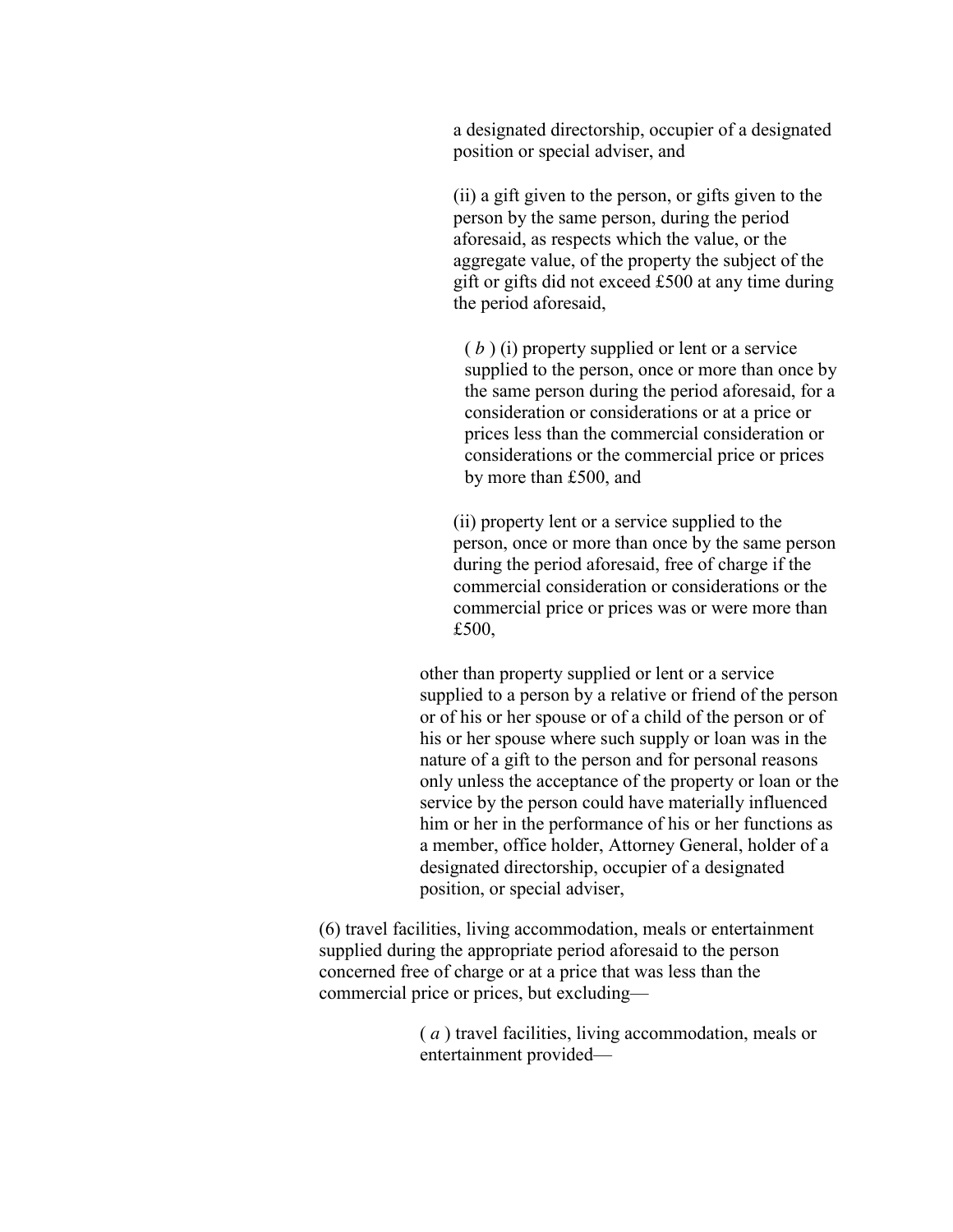a designated directorship, occupier of a designated position or special adviser, and

(ii) a gift given to the person, or gifts given to the person by the same person, during the period aforesaid, as respects which the value, or the aggregate value, of the property the subject of the gift or gifts did not exceed £500 at any time during the period aforesaid,

( *b* ) (i) property supplied or lent or a service supplied to the person, once or more than once by the same person during the period aforesaid, for a consideration or considerations or at a price or prices less than the commercial consideration or considerations or the commercial price or prices by more than £500, and

(ii) property lent or a service supplied to the person, once or more than once by the same person during the period aforesaid, free of charge if the commercial consideration or considerations or the commercial price or prices was or were more than £500,

other than property supplied or lent or a service supplied to a person by a relative or friend of the person or of his or her spouse or of a child of the person or of his or her spouse where such supply or loan was in the nature of a gift to the person and for personal reasons only unless the acceptance of the property or loan or the service by the person could have materially influenced him or her in the performance of his or her functions as a member, office holder, Attorney General, holder of a designated directorship, occupier of a designated position, or special adviser,

(6) travel facilities, living accommodation, meals or entertainment supplied during the appropriate period aforesaid to the person concerned free of charge or at a price that was less than the commercial price or prices, but excluding—

( *a* ) travel facilities, living accommodation, meals or entertainment provided—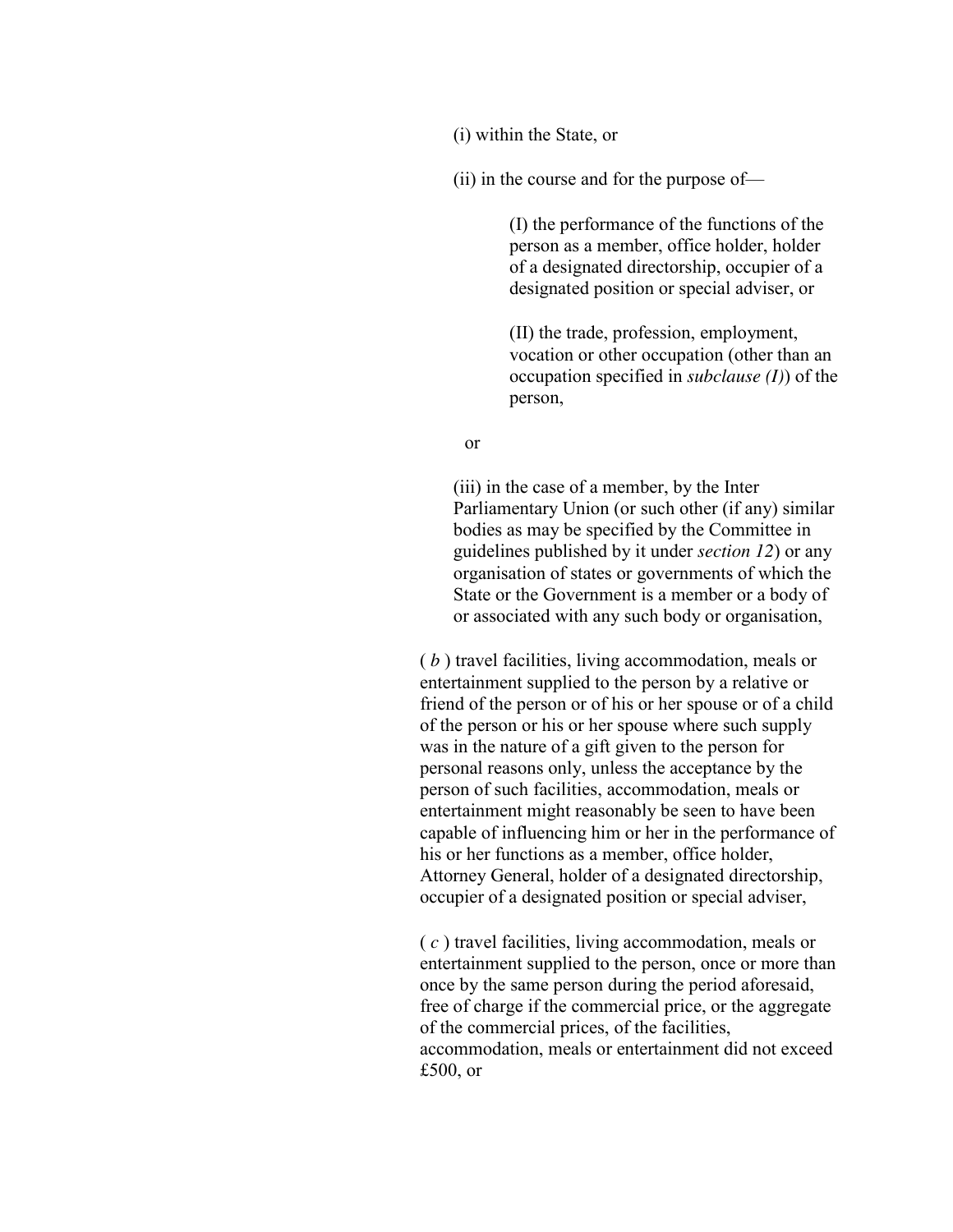(i) within the State, or

(ii) in the course and for the purpose of—

(I) the performance of the functions of the person as a member, office holder, holder of a designated directorship, occupier of a designated position or special adviser, or

(II) the trade, profession, employment, vocation or other occupation (other than an occupation specified in *subclause (I)*) of the person,

or

(iii) in the case of a member, by the Inter Parliamentary Union (or such other (if any) similar bodies as may be specified by the Committee in guidelines published by it under *section 12*) or any organisation of states or governments of which the State or the Government is a member or a body of or associated with any such body or organisation,

( *b* ) travel facilities, living accommodation, meals or entertainment supplied to the person by a relative or friend of the person or of his or her spouse or of a child of the person or his or her spouse where such supply was in the nature of a gift given to the person for personal reasons only, unless the acceptance by the person of such facilities, accommodation, meals or entertainment might reasonably be seen to have been capable of influencing him or her in the performance of his or her functions as a member, office holder, Attorney General, holder of a designated directorship, occupier of a designated position or special adviser,

( *c* ) travel facilities, living accommodation, meals or entertainment supplied to the person, once or more than once by the same person during the period aforesaid, free of charge if the commercial price, or the aggregate of the commercial prices, of the facilities, accommodation, meals or entertainment did not exceed £500, or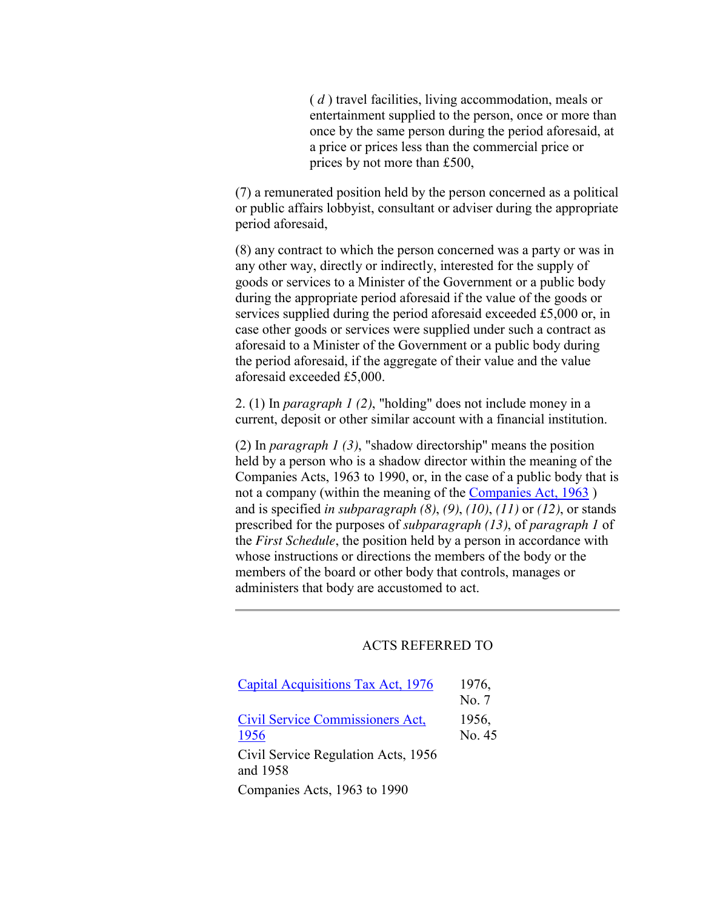( *d* ) travel facilities, living accommodation, meals or entertainment supplied to the person, once or more than once by the same person during the period aforesaid, at a price or prices less than the commercial price or prices by not more than £500,

(7) a remunerated position held by the person concerned as a political or public affairs lobbyist, consultant or adviser during the appropriate period aforesaid,

(8) any contract to which the person concerned was a party or was in any other way, directly or indirectly, interested for the supply of goods or services to a Minister of the Government or a public body during the appropriate period aforesaid if the value of the goods or services supplied during the period aforesaid exceeded £5,000 or, in case other goods or services were supplied under such a contract as aforesaid to a Minister of the Government or a public body during the period aforesaid, if the aggregate of their value and the value aforesaid exceeded £5,000.

2. (1) In *paragraph 1 (2)*, "holding" does not include money in a current, deposit or other similar account with a financial institution.

(2) In *paragraph 1 (3)*, "shadow directorship" means the position held by a person who is a shadow director within the meaning of the Companies Acts, 1963 to 1990, or, in the case of a public body that is not a company (within the meaning of the Companies Act, 1963 ) and is specified *in subparagraph (8)*, *(9)*, *(10)*, *(11)* or *(12)*, or stands prescribed for the purposes of *subparagraph (13)*, of *paragraph 1* of the *First Schedule*, the position held by a person in accordance with whose instructions or directions the members of the body or the members of the board or other body that controls, manages or administers that body are accustomed to act.

---

## ACTS REFERRED TO

| | |
|---|---|
| Capital Acquisitions Tax Act, 1976 | 1976, No. 7 |
| Civil Service Commissioners Act, 1956 | 1956, No. 45 |
| Civil Service Regulation Acts, 1956 and 1958 | |
| Companies Acts, 1963 to 1990 | |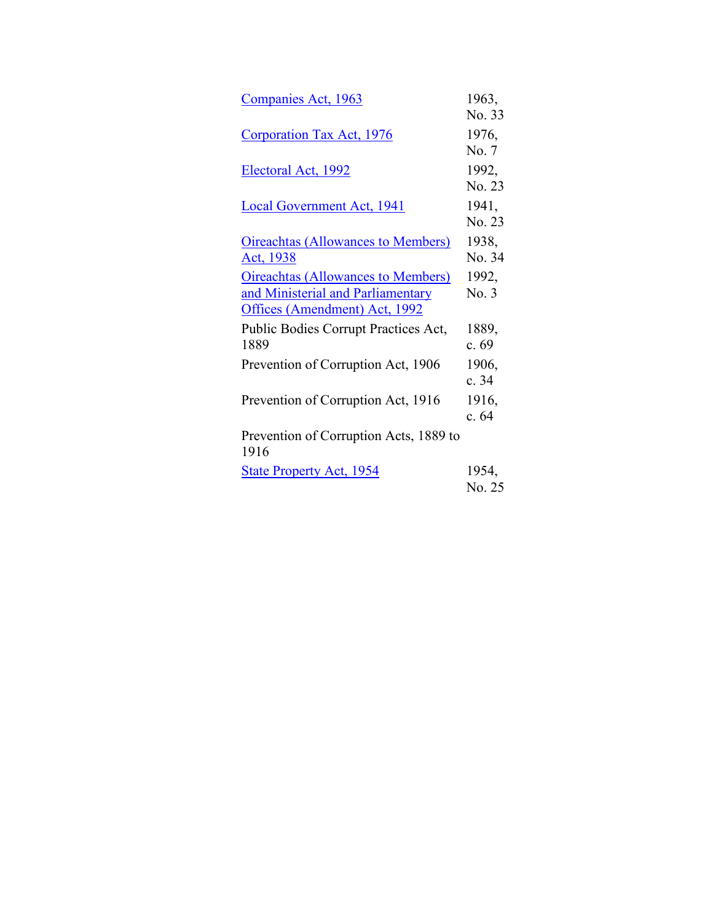| | |
|---|---|
| Companies Act, 1963 | 1963, No. 33 |
| Corporation Tax Act, 1976 | 1976, No. 7 |
| Electoral Act, 1992 | 1992, No. 23 |
| Local Government Act, 1941 | 1941, No. 23 |
| Oireachtas (Allowances to Members) Act, 1938 | 1938, No. 34 |
| Oireachtas (Allowances to Members) and Ministerial and Parliamentary Offices (Amendment) Act, 1992 | 1992, No. 3 |
| Public Bodies Corrupt Practices Act, 1889 | 1889, c. 69 |
| Prevention of Corruption Act, 1906 | 1906, c. 34 |
| Prevention of Corruption Act, 1916 | 1916, c. 64 |
| Prevention of Corruption Acts, 1889 to 1916 | |
| State Property Act, 1954 | 1954, No. 25 |